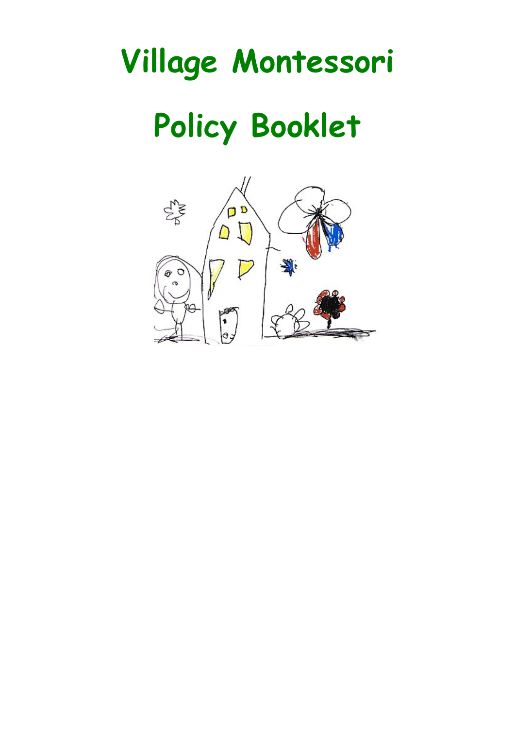# Village Montessori

# Policy Booklet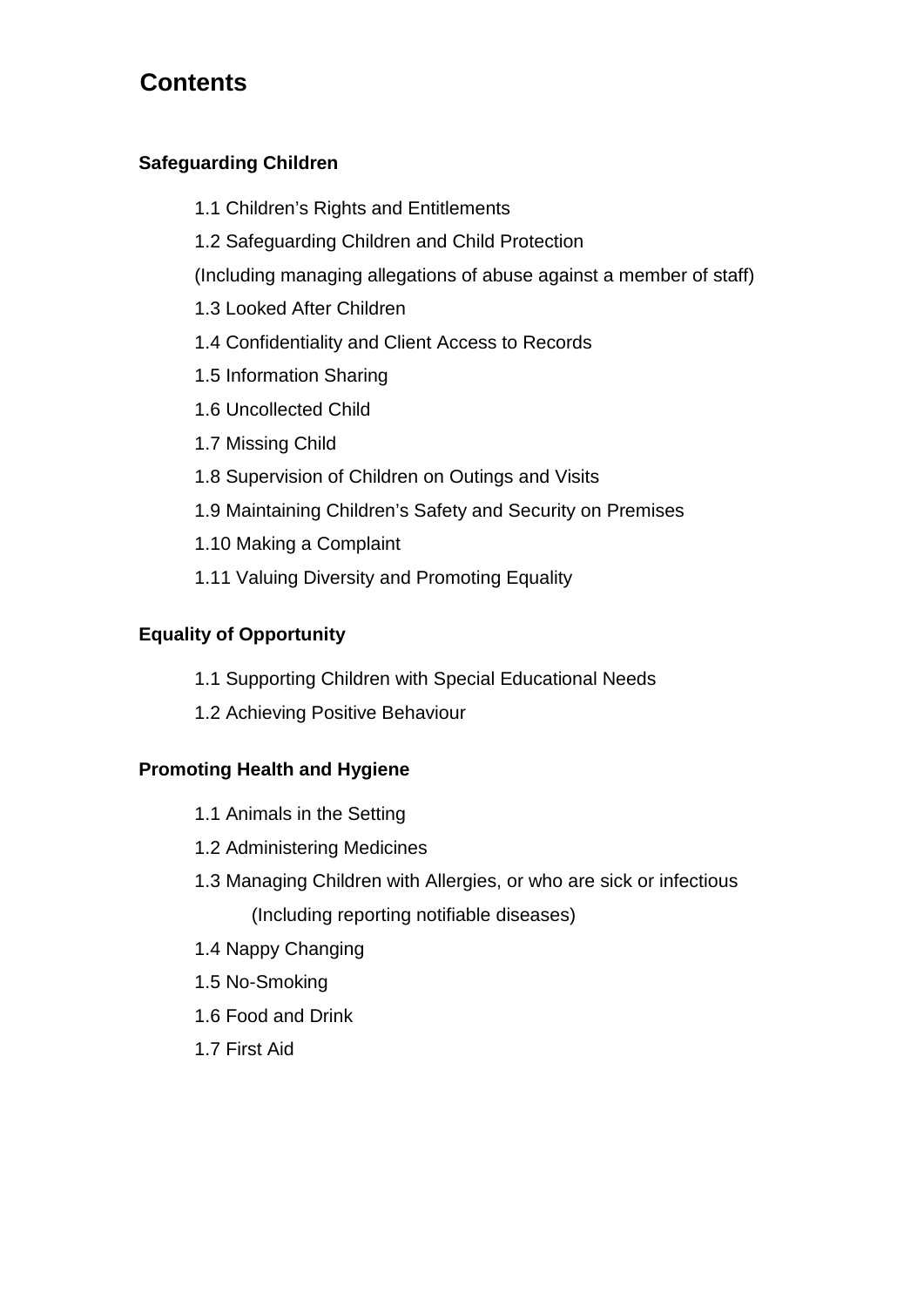# Contents

## Safeguarding Children

- 1.1 Children's Rights and Entitlements
- 1.2 Safeguarding Children and Child Protection
  (Including managing allegations of abuse against a member of staff)
- 1.3 Looked After Children
- 1.4 Confidentiality and Client Access to Records
- 1.5 Information Sharing
- 1.6 Uncollected Child
- 1.7 Missing Child
- 1.8 Supervision of Children on Outings and Visits
- 1.9 Maintaining Children's Safety and Security on Premises
- 1.10 Making a Complaint
- 1.11 Valuing Diversity and Promoting Equality

## Equality of Opportunity

- 1.1 Supporting Children with Special Educational Needs
- 1.2 Achieving Positive Behaviour

## Promoting Health and Hygiene

- 1.1 Animals in the Setting
- 1.2 Administering Medicines
- 1.3 Managing Children with Allergies, or who are sick or infectious
  (Including reporting notifiable diseases)
- 1.4 Nappy Changing
- 1.5 No-Smoking
- 1.6 Food and Drink
- 1.7 First Aid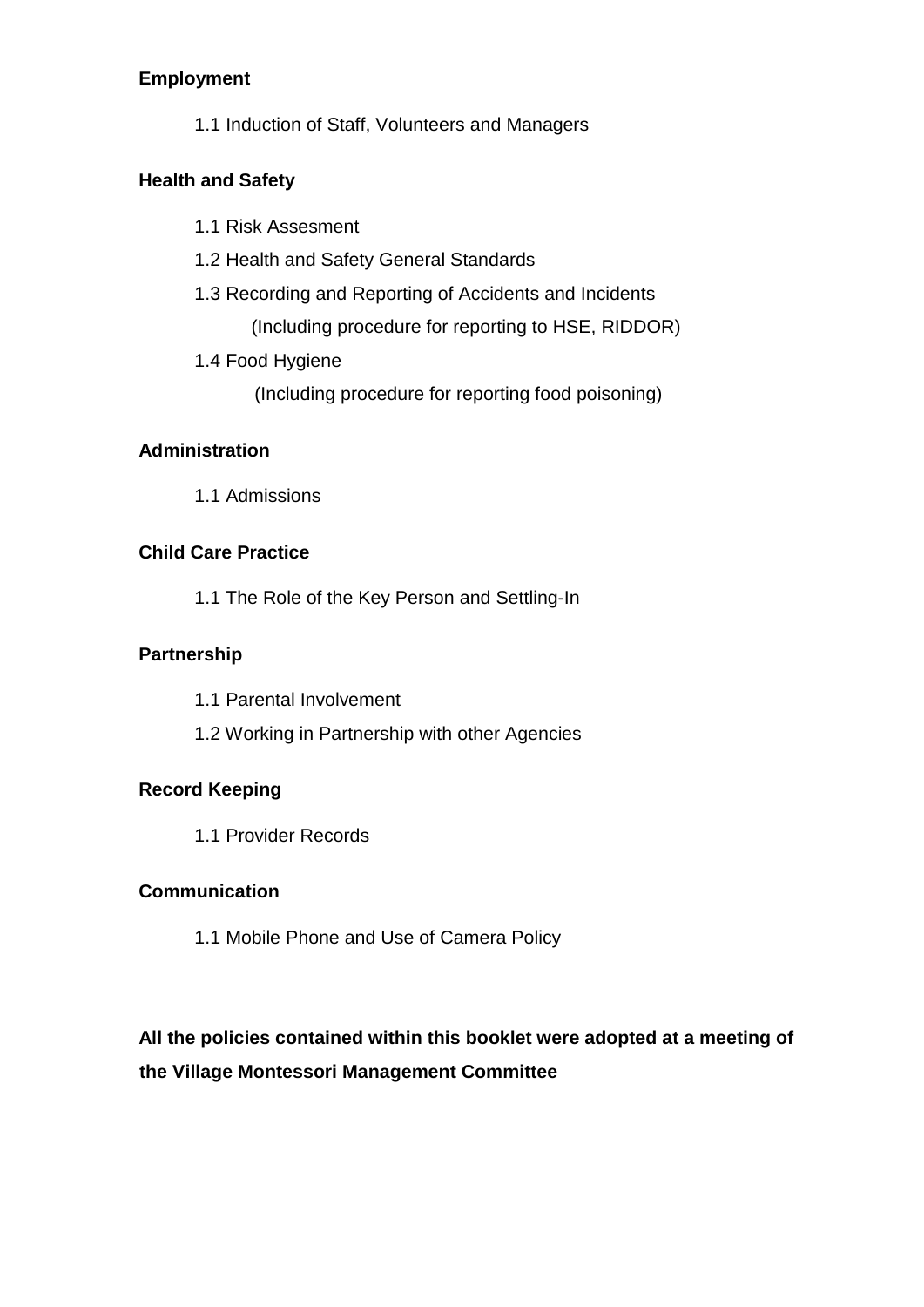**Employment**

1.1 Induction of Staff, Volunteers and Managers

**Health and Safety**

1.1 Risk Assesment

1.2 Health and Safety General Standards

1.3 Recording and Reporting of Accidents and Incidents

(Including procedure for reporting to HSE, RIDDOR)

1.4 Food Hygiene

(Including procedure for reporting food poisoning)

**Administration**

1.1 Admissions

**Child Care Practice**

1.1 The Role of the Key Person and Settling-In

**Partnership**

1.1 Parental Involvement

1.2 Working in Partnership with other Agencies

**Record Keeping**

1.1 Provider Records

**Communication**

1.1 Mobile Phone and Use of Camera Policy

**All the policies contained within this booklet were adopted at a meeting of the Village Montessori Management Committee**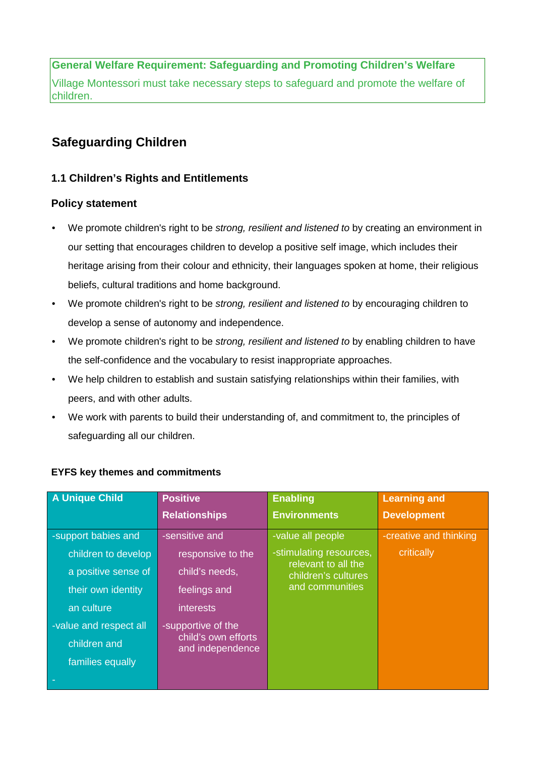**General Welfare Requirement: Safeguarding and Promoting Children's Welfare**

Village Montessori must take necessary steps to safeguard and promote the welfare of children.

## Safeguarding Children

### 1.1 Children's Rights and Entitlements

### Policy statement

- We promote children's right to be *strong, resilient and listened to* by creating an environment in our setting that encourages children to develop a positive self image, which includes their heritage arising from their colour and ethnicity, their languages spoken at home, their religious beliefs, cultural traditions and home background.
- We promote children's right to be *strong, resilient and listened to* by encouraging children to develop a sense of autonomy and independence.
- We promote children's right to be *strong, resilient and listened to* by enabling children to have the self-confidence and the vocabulary to resist inappropriate approaches.
- We help children to establish and sustain satisfying relationships within their families, with peers, and with other adults.
- We work with parents to build their understanding of, and commitment to, the principles of safeguarding all our children.

#### EYFS key themes and commitments

| A Unique Child | Positive Relationships | Enabling Environments | Learning and Development |
|---|---|---|---|
| -support babies and children to develop a positive sense of their own identity an culture<br>-value and respect all children and families equally<br>- | -sensitive and responsive to the child's needs, feelings and interests<br>-supportive of the child's own efforts and independence | -value all people<br>-stimulating resources, relevant to all the children's cultures and communities | -creative and thinking critically |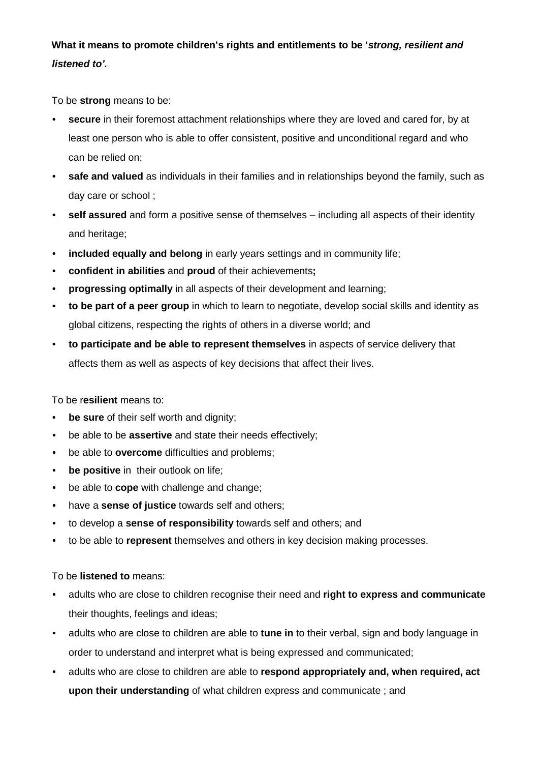**What it means to promote children's rights and entitlements to be '*strong, resilient and listened to'*.**

To be **strong** means to be:

- **secure** in their foremost attachment relationships where they are loved and cared for, by at least one person who is able to offer consistent, positive and unconditional regard and who can be relied on;
- **safe and valued** as individuals in their families and in relationships beyond the family, such as day care or school ;
- **self assured** and form a positive sense of themselves – including all aspects of their identity and heritage;
- **included equally and belong** in early years settings and in community life;
- **confident in abilities** and **proud** of their achievements**;**
- **progressing optimally** in all aspects of their development and learning;
- **to be part of a peer group** in which to learn to negotiate, develop social skills and identity as global citizens, respecting the rights of others in a diverse world; and
- **to participate and be able to represent themselves** in aspects of service delivery that affects them as well as aspects of key decisions that affect their lives.

To be r**esilient** means to:

- **be sure** of their self worth and dignity;
- be able to be **assertive** and state their needs effectively;
- be able to **overcome** difficulties and problems;
- **be positive** in their outlook on life;
- be able to **cope** with challenge and change;
- have a **sense of justice** towards self and others;
- to develop a **sense of responsibility** towards self and others; and
- to be able to **represent** themselves and others in key decision making processes.

To be **listened to** means:

- adults who are close to children recognise their need and **right to express and communicate** their thoughts, feelings and ideas;
- adults who are close to children are able to **tune in** to their verbal, sign and body language in order to understand and interpret what is being expressed and communicated;
- adults who are close to children are able to **respond appropriately and, when required, act upon their understanding** of what children express and communicate ; and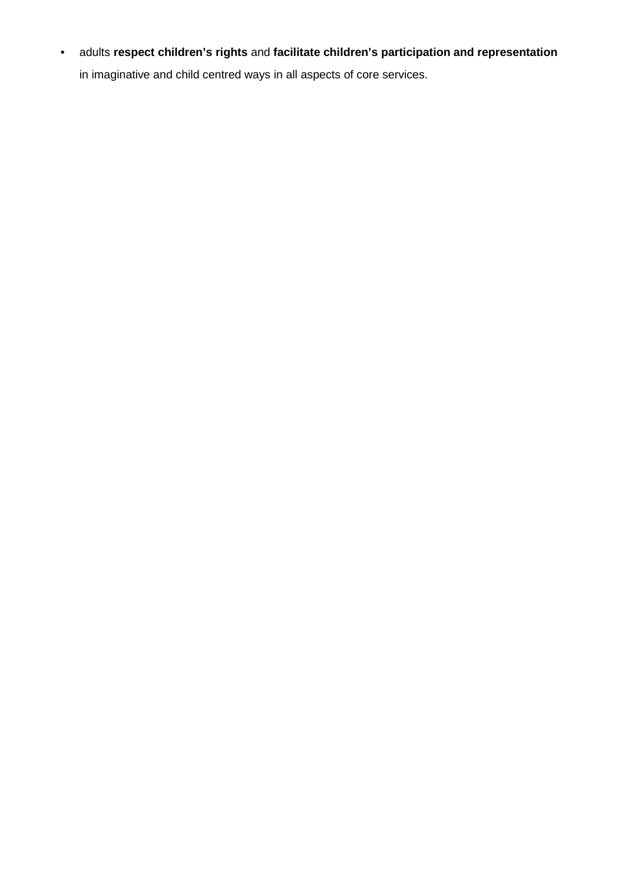- adults **respect children's rights** and **facilitate children's participation and representation** in imaginative and child centred ways in all aspects of core services.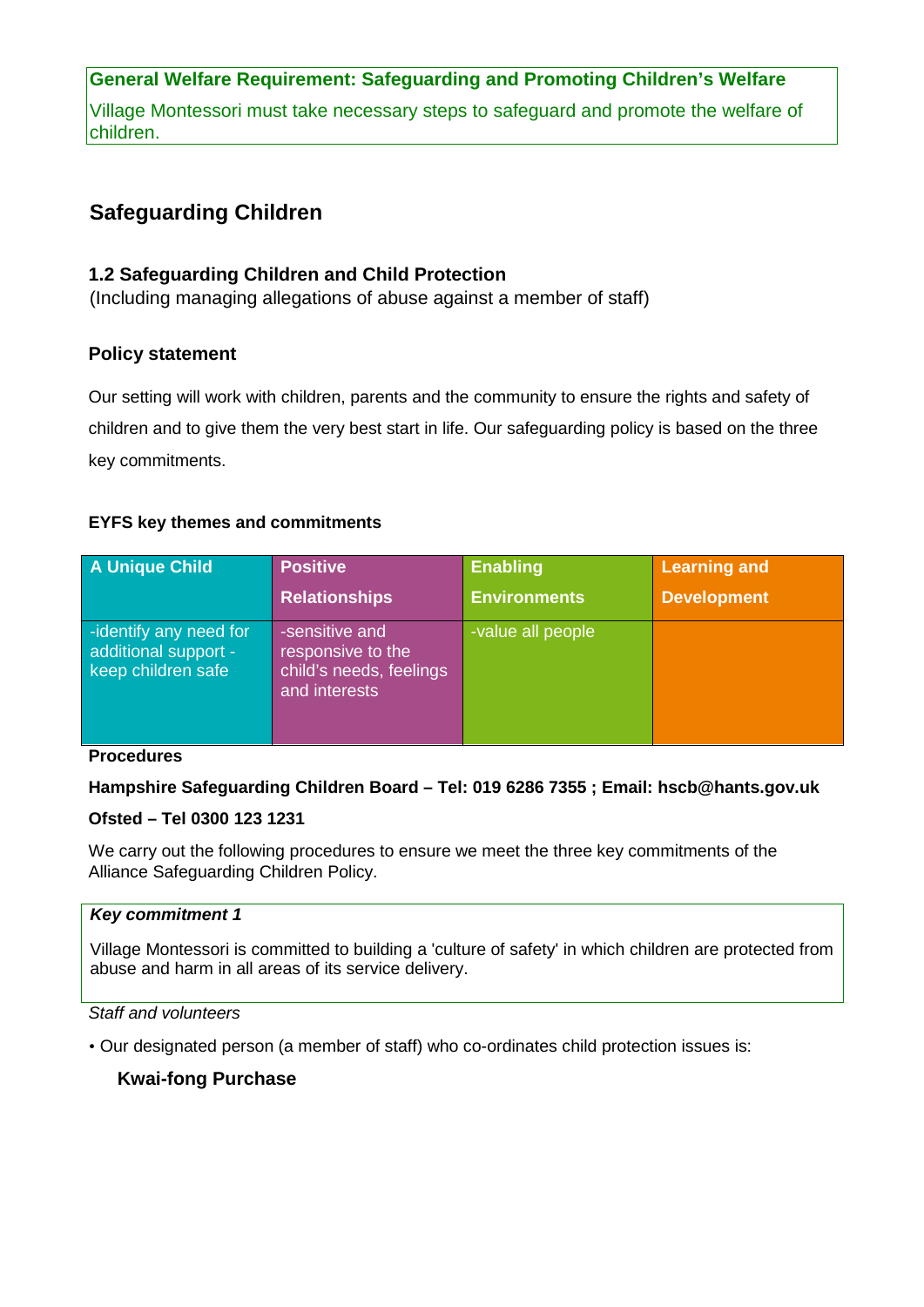**General Welfare Requirement: Safeguarding and Promoting Children's Welfare**

Village Montessori must take necessary steps to safeguard and promote the welfare of children.

## Safeguarding Children

### 1.2 Safeguarding Children and Child Protection

(Including managing allegations of abuse against a member of staff)

### Policy statement

Our setting will work with children, parents and the community to ensure the rights and safety of children and to give them the very best start in life. Our safeguarding policy is based on the three key commitments.

**EYFS key themes and commitments**

| A Unique Child | Positive Relationships | Enabling Environments | Learning and Development |
|---|---|---|---|
| -identify any need for additional support -keep children safe | -sensitive and responsive to the child's needs, feelings and interests | -value all people | |

**Procedures**

**Hampshire Safeguarding Children Board – Tel: 019 6286 7355 ; Email: hscb@hants.gov.uk**

**Ofsted – Tel 0300 123 1231**

We carry out the following procedures to ensure we meet the three key commitments of the Alliance Safeguarding Children Policy.

***Key commitment 1***

Village Montessori is committed to building a 'culture of safety' in which children are protected from abuse and harm in all areas of its service delivery.

*Staff and volunteers*

- Our designated person (a member of staff) who co-ordinates child protection issues is:

  **Kwai-fong Purchase**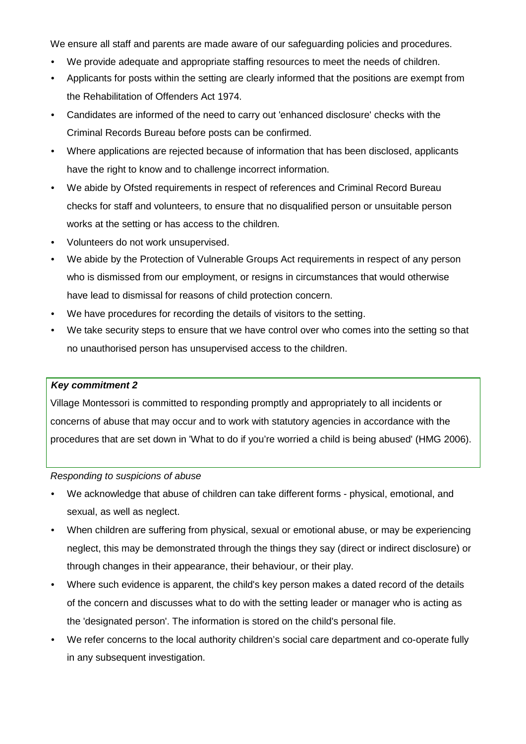We ensure all staff and parents are made aware of our safeguarding policies and procedures.

- We provide adequate and appropriate staffing resources to meet the needs of children.
- Applicants for posts within the setting are clearly informed that the positions are exempt from the Rehabilitation of Offenders Act 1974.
- Candidates are informed of the need to carry out 'enhanced disclosure' checks with the Criminal Records Bureau before posts can be confirmed.
- Where applications are rejected because of information that has been disclosed, applicants have the right to know and to challenge incorrect information.
- We abide by Ofsted requirements in respect of references and Criminal Record Bureau checks for staff and volunteers, to ensure that no disqualified person or unsuitable person works at the setting or has access to the children.
- Volunteers do not work unsupervised.
- We abide by the Protection of Vulnerable Groups Act requirements in respect of any person who is dismissed from our employment, or resigns in circumstances that would otherwise have lead to dismissal for reasons of child protection concern.
- We have procedures for recording the details of visitors to the setting.
- We take security steps to ensure that we have control over who comes into the setting so that no unauthorised person has unsupervised access to the children.

***Key commitment 2***

Village Montessori is committed to responding promptly and appropriately to all incidents or concerns of abuse that may occur and to work with statutory agencies in accordance with the procedures that are set down in 'What to do if you're worried a child is being abused' (HMG 2006).

*Responding to suspicions of abuse*

- We acknowledge that abuse of children can take different forms - physical, emotional, and sexual, as well as neglect.
- When children are suffering from physical, sexual or emotional abuse, or may be experiencing neglect, this may be demonstrated through the things they say (direct or indirect disclosure) or through changes in their appearance, their behaviour, or their play.
- Where such evidence is apparent, the child's key person makes a dated record of the details of the concern and discusses what to do with the setting leader or manager who is acting as the 'designated person'. The information is stored on the child's personal file.
- We refer concerns to the local authority children's social care department and co-operate fully in any subsequent investigation.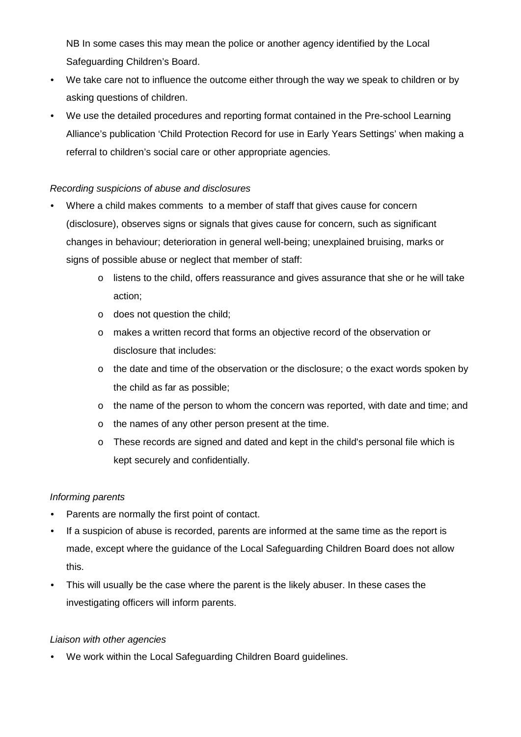NB In some cases this may mean the police or another agency identified by the Local Safeguarding Children's Board.

- We take care not to influence the outcome either through the way we speak to children or by asking questions of children.
- We use the detailed procedures and reporting format contained in the Pre-school Learning Alliance's publication 'Child Protection Record for use in Early Years Settings' when making a referral to children's social care or other appropriate agencies.

*Recording suspicions of abuse and disclosures*

- Where a child makes comments to a member of staff that gives cause for concern (disclosure), observes signs or signals that gives cause for concern, such as significant changes in behaviour; deterioration in general well-being; unexplained bruising, marks or signs of possible abuse or neglect that member of staff:
  - listens to the child, offers reassurance and gives assurance that she or he will take action;
  - does not question the child;
  - makes a written record that forms an objective record of the observation or disclosure that includes:
  - the date and time of the observation or the disclosure; o the exact words spoken by the child as far as possible;
  - the name of the person to whom the concern was reported, with date and time; and
  - the names of any other person present at the time.
  - These records are signed and dated and kept in the child's personal file which is kept securely and confidentially.

*Informing parents*

- Parents are normally the first point of contact.
- If a suspicion of abuse is recorded, parents are informed at the same time as the report is made, except where the guidance of the Local Safeguarding Children Board does not allow this.
- This will usually be the case where the parent is the likely abuser. In these cases the investigating officers will inform parents.

*Liaison with other agencies*

- We work within the Local Safeguarding Children Board guidelines.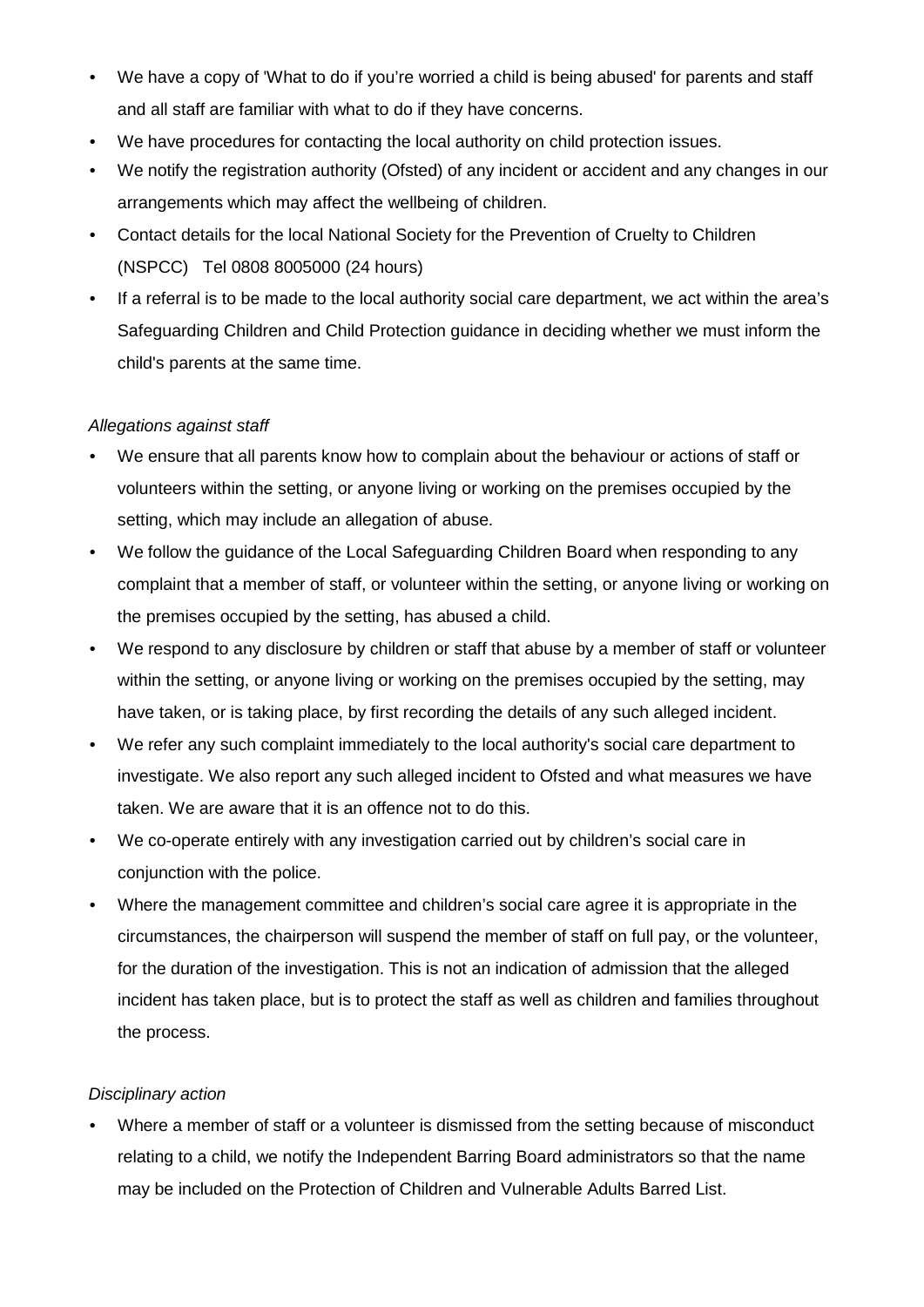- We have a copy of 'What to do if you're worried a child is being abused' for parents and staff and all staff are familiar with what to do if they have concerns.
- We have procedures for contacting the local authority on child protection issues.
- We notify the registration authority (Ofsted) of any incident or accident and any changes in our arrangements which may affect the wellbeing of children.
- Contact details for the local National Society for the Prevention of Cruelty to Children (NSPCC) Tel 0808 8005000 (24 hours)
- If a referral is to be made to the local authority social care department, we act within the area's Safeguarding Children and Child Protection guidance in deciding whether we must inform the child's parents at the same time.

*Allegations against staff*

- We ensure that all parents know how to complain about the behaviour or actions of staff or volunteers within the setting, or anyone living or working on the premises occupied by the setting, which may include an allegation of abuse.
- We follow the guidance of the Local Safeguarding Children Board when responding to any complaint that a member of staff, or volunteer within the setting, or anyone living or working on the premises occupied by the setting, has abused a child.
- We respond to any disclosure by children or staff that abuse by a member of staff or volunteer within the setting, or anyone living or working on the premises occupied by the setting, may have taken, or is taking place, by first recording the details of any such alleged incident.
- We refer any such complaint immediately to the local authority's social care department to investigate. We also report any such alleged incident to Ofsted and what measures we have taken. We are aware that it is an offence not to do this.
- We co-operate entirely with any investigation carried out by children's social care in conjunction with the police.
- Where the management committee and children's social care agree it is appropriate in the circumstances, the chairperson will suspend the member of staff on full pay, or the volunteer, for the duration of the investigation. This is not an indication of admission that the alleged incident has taken place, but is to protect the staff as well as children and families throughout the process.

*Disciplinary action*

- Where a member of staff or a volunteer is dismissed from the setting because of misconduct relating to a child, we notify the Independent Barring Board administrators so that the name may be included on the Protection of Children and Vulnerable Adults Barred List.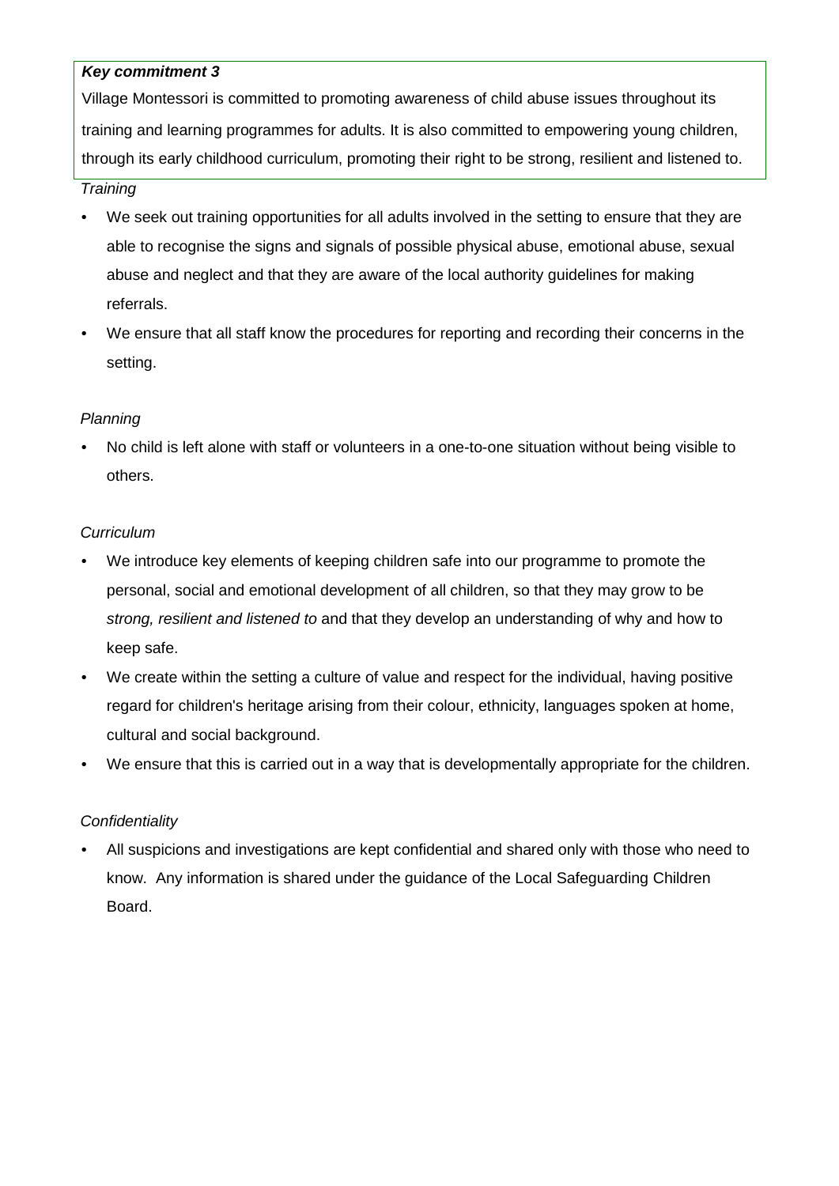***Key commitment 3***

Village Montessori is committed to promoting awareness of child abuse issues throughout its training and learning programmes for adults. It is also committed to empowering young children, through its early childhood curriculum, promoting their right to be strong, resilient and listened to.

*Training*

- We seek out training opportunities for all adults involved in the setting to ensure that they are able to recognise the signs and signals of possible physical abuse, emotional abuse, sexual abuse and neglect and that they are aware of the local authority guidelines for making referrals.
- We ensure that all staff know the procedures for reporting and recording their concerns in the setting.

*Planning*

- No child is left alone with staff or volunteers in a one-to-one situation without being visible to others.

*Curriculum*

- We introduce key elements of keeping children safe into our programme to promote the personal, social and emotional development of all children, so that they may grow to be *strong, resilient and listened to* and that they develop an understanding of why and how to keep safe.
- We create within the setting a culture of value and respect for the individual, having positive regard for children's heritage arising from their colour, ethnicity, languages spoken at home, cultural and social background.
- We ensure that this is carried out in a way that is developmentally appropriate for the children.

*Confidentiality*

- All suspicions and investigations are kept confidential and shared only with those who need to know. Any information is shared under the guidance of the Local Safeguarding Children Board.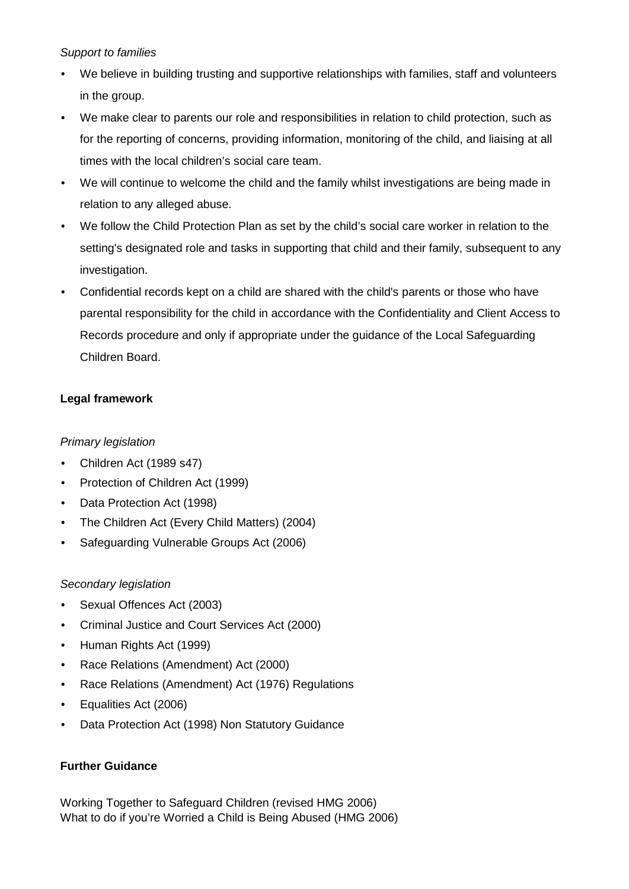*Support to families*

- We believe in building trusting and supportive relationships with families, staff and volunteers in the group.
- We make clear to parents our role and responsibilities in relation to child protection, such as for the reporting of concerns, providing information, monitoring of the child, and liaising at all times with the local children's social care team.
- We will continue to welcome the child and the family whilst investigations are being made in relation to any alleged abuse.
- We follow the Child Protection Plan as set by the child's social care worker in relation to the setting's designated role and tasks in supporting that child and their family, subsequent to any investigation.
- Confidential records kept on a child are shared with the child's parents or those who have parental responsibility for the child in accordance with the Confidentiality and Client Access to Records procedure and only if appropriate under the guidance of the Local Safeguarding Children Board.

**Legal framework**

*Primary legislation*

- Children Act (1989 s47)
- Protection of Children Act (1999)
- Data Protection Act (1998)
- The Children Act (Every Child Matters) (2004)
- Safeguarding Vulnerable Groups Act (2006)

*Secondary legislation*

- Sexual Offences Act (2003)
- Criminal Justice and Court Services Act (2000)
- Human Rights Act (1999)
- Race Relations (Amendment) Act (2000)
- Race Relations (Amendment) Act (1976) Regulations
- Equalities Act (2006)
- Data Protection Act (1998) Non Statutory Guidance

**Further Guidance**

Working Together to Safeguard Children (revised HMG 2006)
What to do if you're Worried a Child is Being Abused (HMG 2006)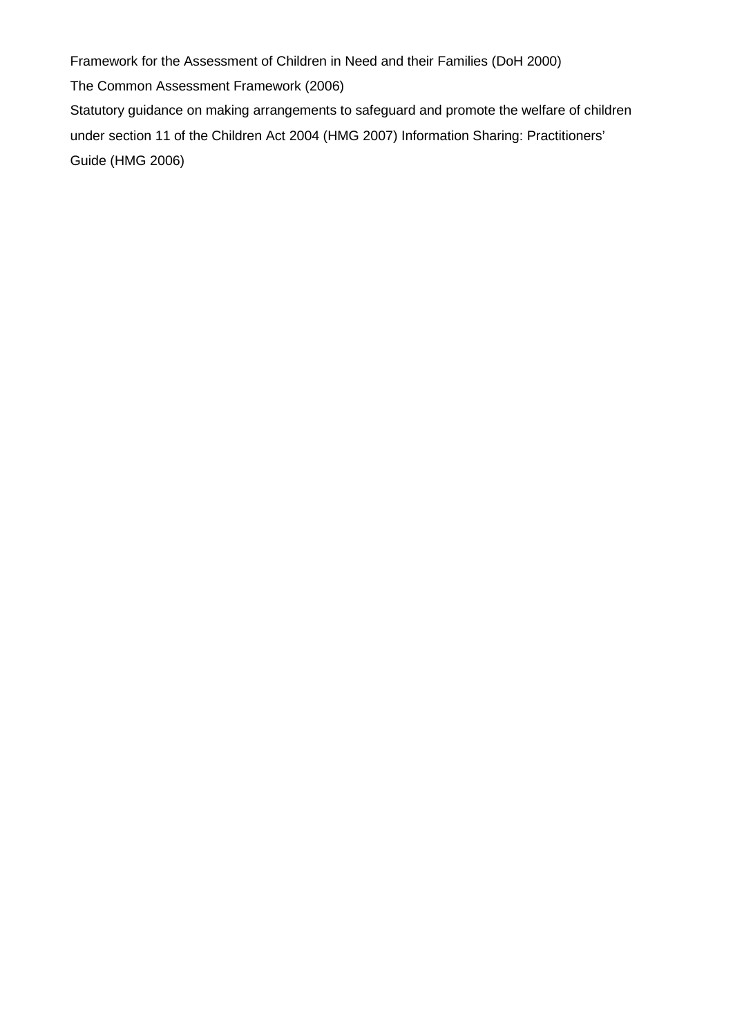Framework for the Assessment of Children in Need and their Families (DoH 2000)

The Common Assessment Framework (2006)

Statutory guidance on making arrangements to safeguard and promote the welfare of children under section 11 of the Children Act 2004 (HMG 2007) Information Sharing: Practitioners' Guide (HMG 2006)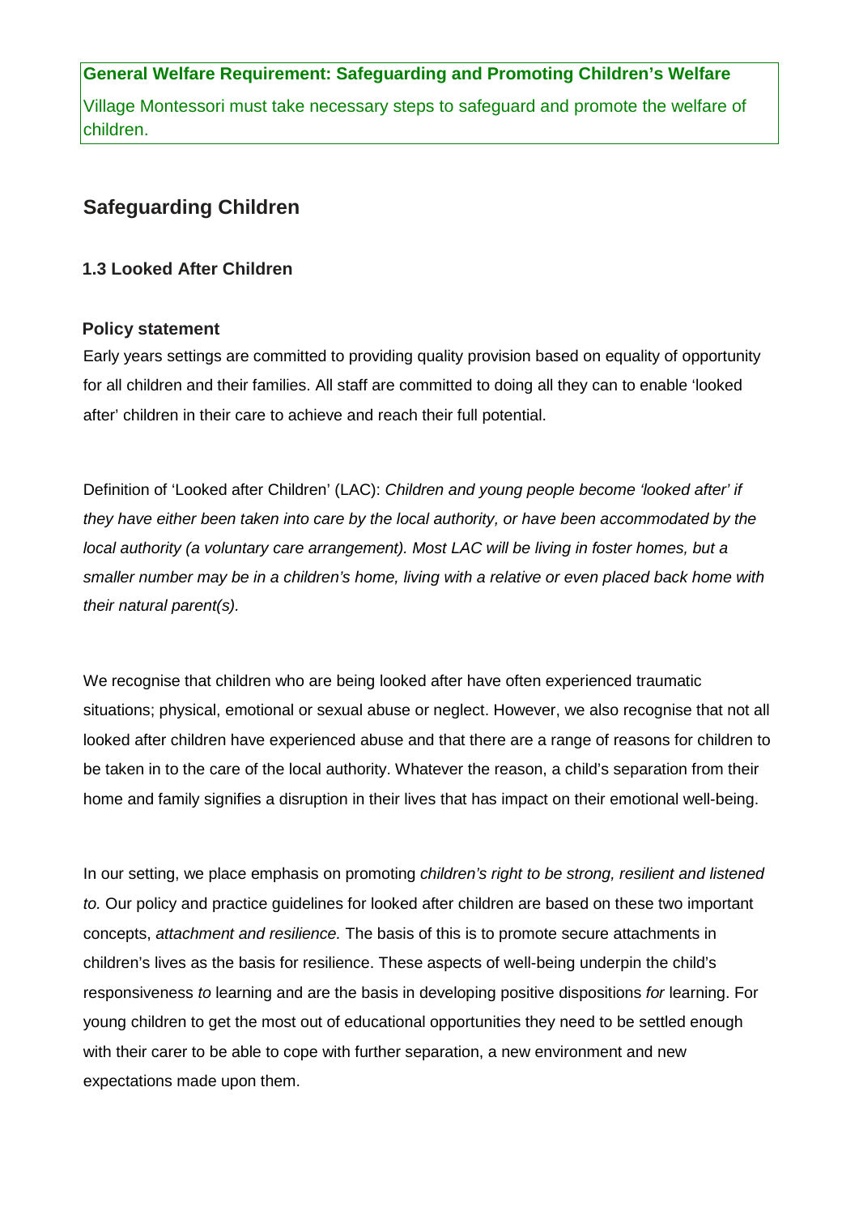**General Welfare Requirement: Safeguarding and Promoting Children's Welfare**

Village Montessori must take necessary steps to safeguard and promote the welfare of children.

## Safeguarding Children

### 1.3 Looked After Children

#### Policy statement

Early years settings are committed to providing quality provision based on equality of opportunity for all children and their families. All staff are committed to doing all they can to enable 'looked after' children in their care to achieve and reach their full potential.

Definition of 'Looked after Children' (LAC): *Children and young people become 'looked after' if they have either been taken into care by the local authority, or have been accommodated by the local authority (a voluntary care arrangement). Most LAC will be living in foster homes, but a smaller number may be in a children's home, living with a relative or even placed back home with their natural parent(s).*

We recognise that children who are being looked after have often experienced traumatic situations; physical, emotional or sexual abuse or neglect. However, we also recognise that not all looked after children have experienced abuse and that there are a range of reasons for children to be taken in to the care of the local authority. Whatever the reason, a child's separation from their home and family signifies a disruption in their lives that has impact on their emotional well-being.

In our setting, we place emphasis on promoting *children's right to be strong, resilient and listened to.* Our policy and practice guidelines for looked after children are based on these two important concepts, *attachment and resilience.* The basis of this is to promote secure attachments in children's lives as the basis for resilience. These aspects of well-being underpin the child's responsiveness *to* learning and are the basis in developing positive dispositions *for* learning. For young children to get the most out of educational opportunities they need to be settled enough with their carer to be able to cope with further separation, a new environment and new expectations made upon them.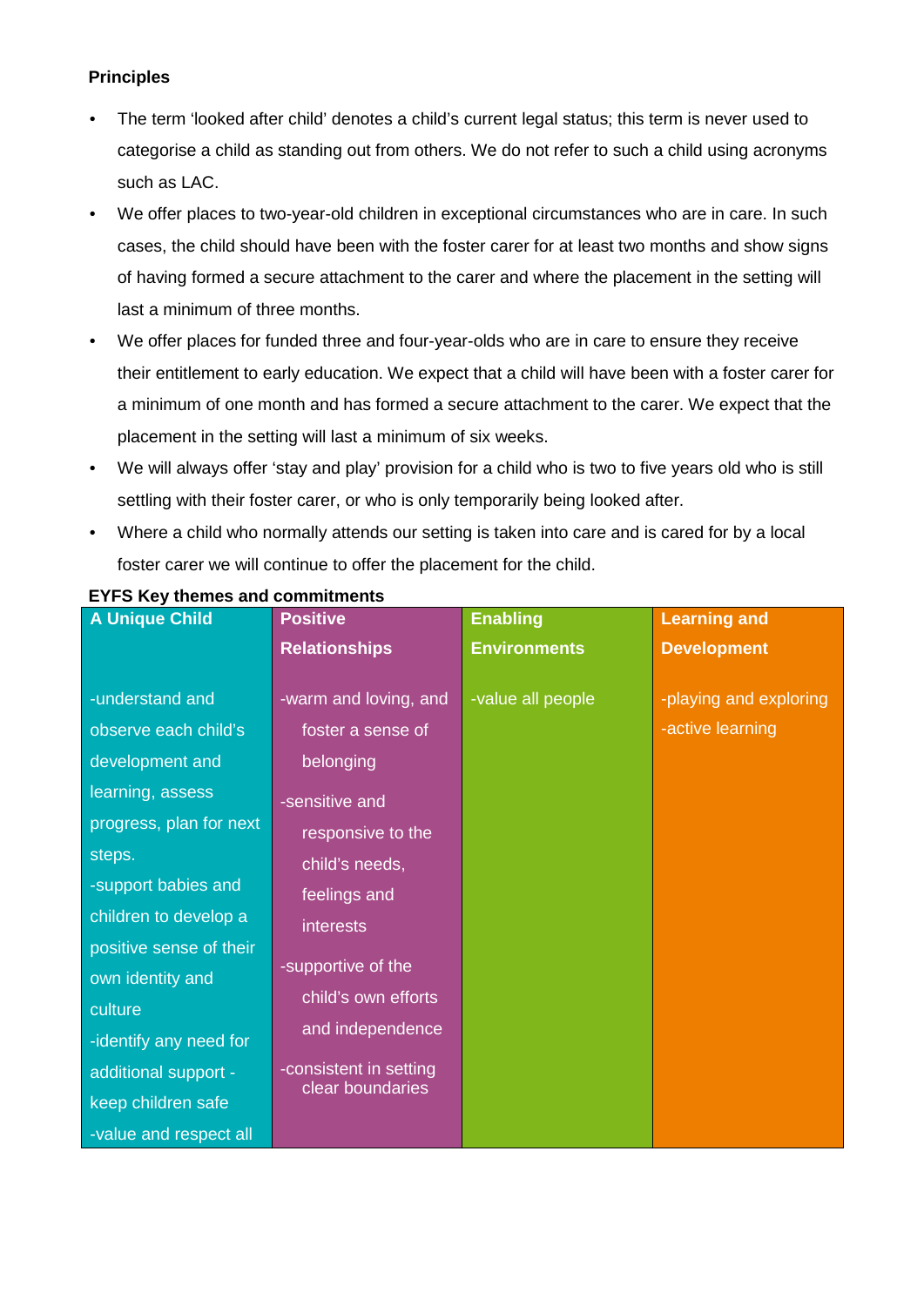**Principles**

- The term 'looked after child' denotes a child's current legal status; this term is never used to categorise a child as standing out from others. We do not refer to such a child using acronyms such as LAC.
- We offer places to two-year-old children in exceptional circumstances who are in care. In such cases, the child should have been with the foster carer for at least two months and show signs of having formed a secure attachment to the carer and where the placement in the setting will last a minimum of three months.
- We offer places for funded three and four-year-olds who are in care to ensure they receive their entitlement to early education. We expect that a child will have been with a foster carer for a minimum of one month and has formed a secure attachment to the carer. We expect that the placement in the setting will last a minimum of six weeks.
- We will always offer 'stay and play' provision for a child who is two to five years old who is still settling with their foster carer, or who is only temporarily being looked after.
- Where a child who normally attends our setting is taken into care and is cared for by a local foster carer we will continue to offer the placement for the child.

**EYFS Key themes and commitments**

| A Unique Child | Positive Relationships | Enabling Environments | Learning and Development |
|---|---|---|---|
| -understand and observe each child's development and learning, assess progress, plan for next steps.<br>-support babies and children to develop a positive sense of their own identity and culture<br>-identify any need for additional support - keep children safe<br>-value and respect all | -warm and loving, and foster a sense of belonging<br>-sensitive and responsive to the child's needs, feelings and interests<br>-supportive of the child's own efforts and independence<br>-consistent in setting clear boundaries | -value all people | -playing and exploring<br>-active learning |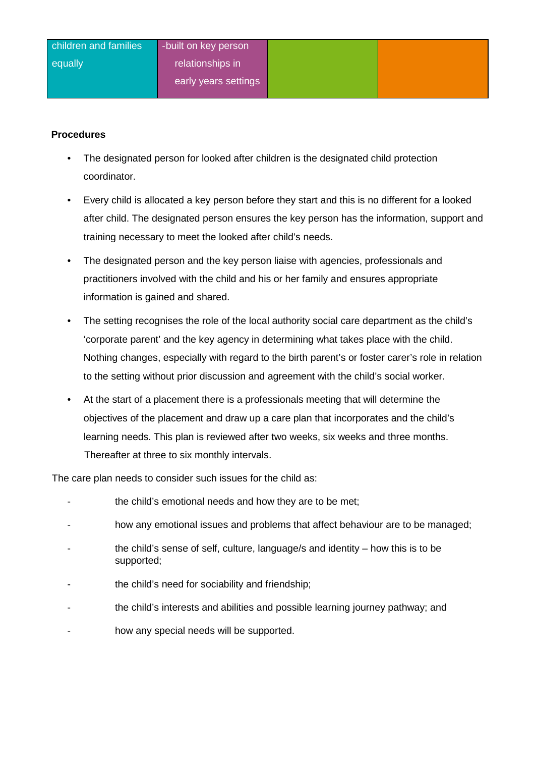| children and families equally | -built on key person relationships in early years settings | | |
|---|---|---|---|

**Procedures**

- The designated person for looked after children is the designated child protection coordinator.
- Every child is allocated a key person before they start and this is no different for a looked after child. The designated person ensures the key person has the information, support and training necessary to meet the looked after child's needs.
- The designated person and the key person liaise with agencies, professionals and practitioners involved with the child and his or her family and ensures appropriate information is gained and shared.
- The setting recognises the role of the local authority social care department as the child's 'corporate parent' and the key agency in determining what takes place with the child. Nothing changes, especially with regard to the birth parent's or foster carer's role in relation to the setting without prior discussion and agreement with the child's social worker.
- At the start of a placement there is a professionals meeting that will determine the objectives of the placement and draw up a care plan that incorporates and the child's learning needs. This plan is reviewed after two weeks, six weeks and three months. Thereafter at three to six monthly intervals.

The care plan needs to consider such issues for the child as:

- the child's emotional needs and how they are to be met;
- how any emotional issues and problems that affect behaviour are to be managed;
- the child's sense of self, culture, language/s and identity – how this is to be supported;
- the child's need for sociability and friendship;
- the child's interests and abilities and possible learning journey pathway; and
- how any special needs will be supported.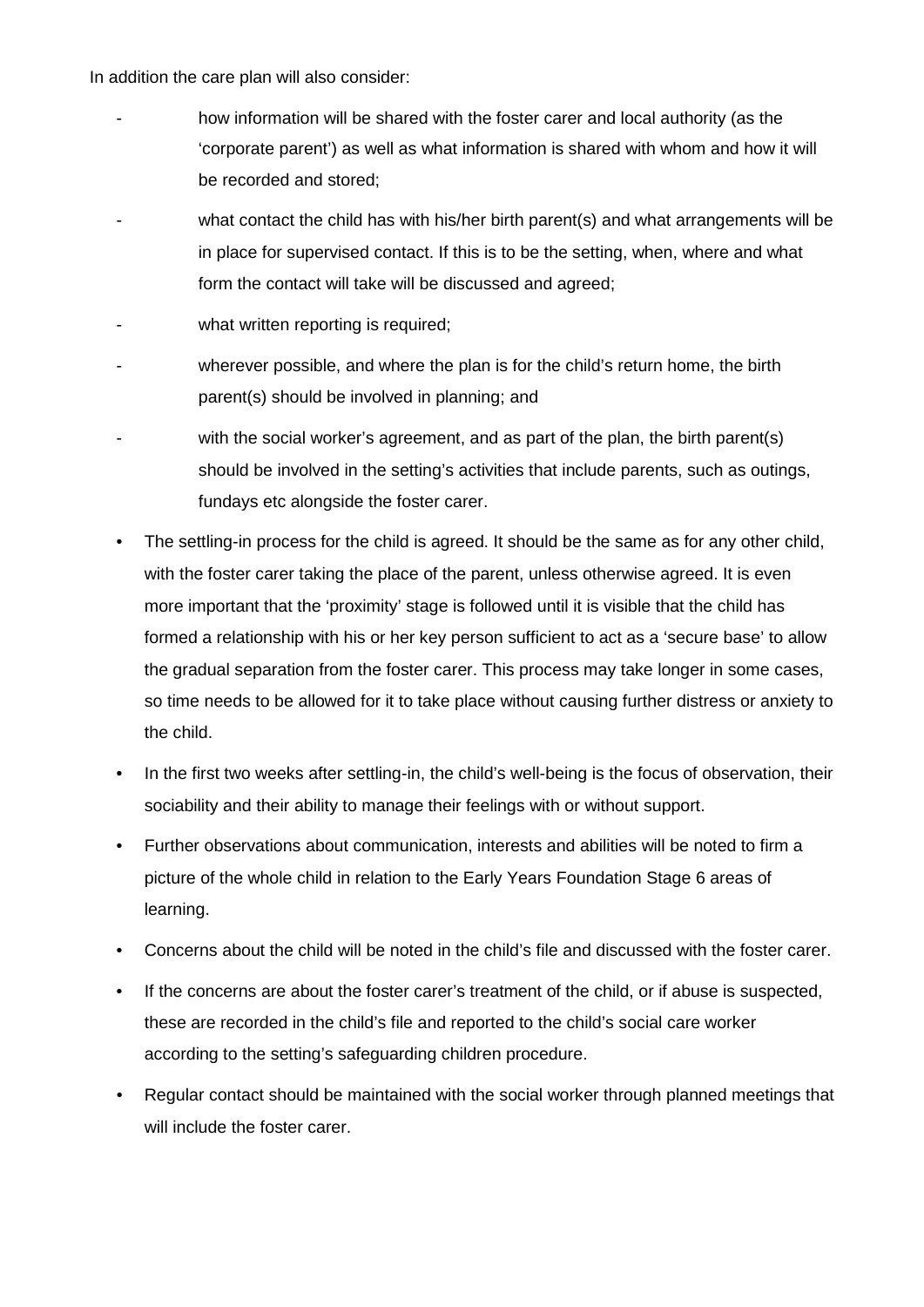In addition the care plan will also consider:

- how information will be shared with the foster carer and local authority (as the 'corporate parent') as well as what information is shared with whom and how it will be recorded and stored;
- what contact the child has with his/her birth parent(s) and what arrangements will be in place for supervised contact. If this is to be the setting, when, where and what form the contact will take will be discussed and agreed;
- what written reporting is required;
- wherever possible, and where the plan is for the child's return home, the birth parent(s) should be involved in planning; and
- with the social worker's agreement, and as part of the plan, the birth parent(s) should be involved in the setting's activities that include parents, such as outings, fundays etc alongside the foster carer.

- The settling-in process for the child is agreed. It should be the same as for any other child, with the foster carer taking the place of the parent, unless otherwise agreed. It is even more important that the 'proximity' stage is followed until it is visible that the child has formed a relationship with his or her key person sufficient to act as a 'secure base' to allow the gradual separation from the foster carer. This process may take longer in some cases, so time needs to be allowed for it to take place without causing further distress or anxiety to the child.
- In the first two weeks after settling-in, the child's well-being is the focus of observation, their sociability and their ability to manage their feelings with or without support.
- Further observations about communication, interests and abilities will be noted to firm a picture of the whole child in relation to the Early Years Foundation Stage 6 areas of learning.
- Concerns about the child will be noted in the child's file and discussed with the foster carer.
- If the concerns are about the foster carer's treatment of the child, or if abuse is suspected, these are recorded in the child's file and reported to the child's social care worker according to the setting's safeguarding children procedure.
- Regular contact should be maintained with the social worker through planned meetings that will include the foster carer.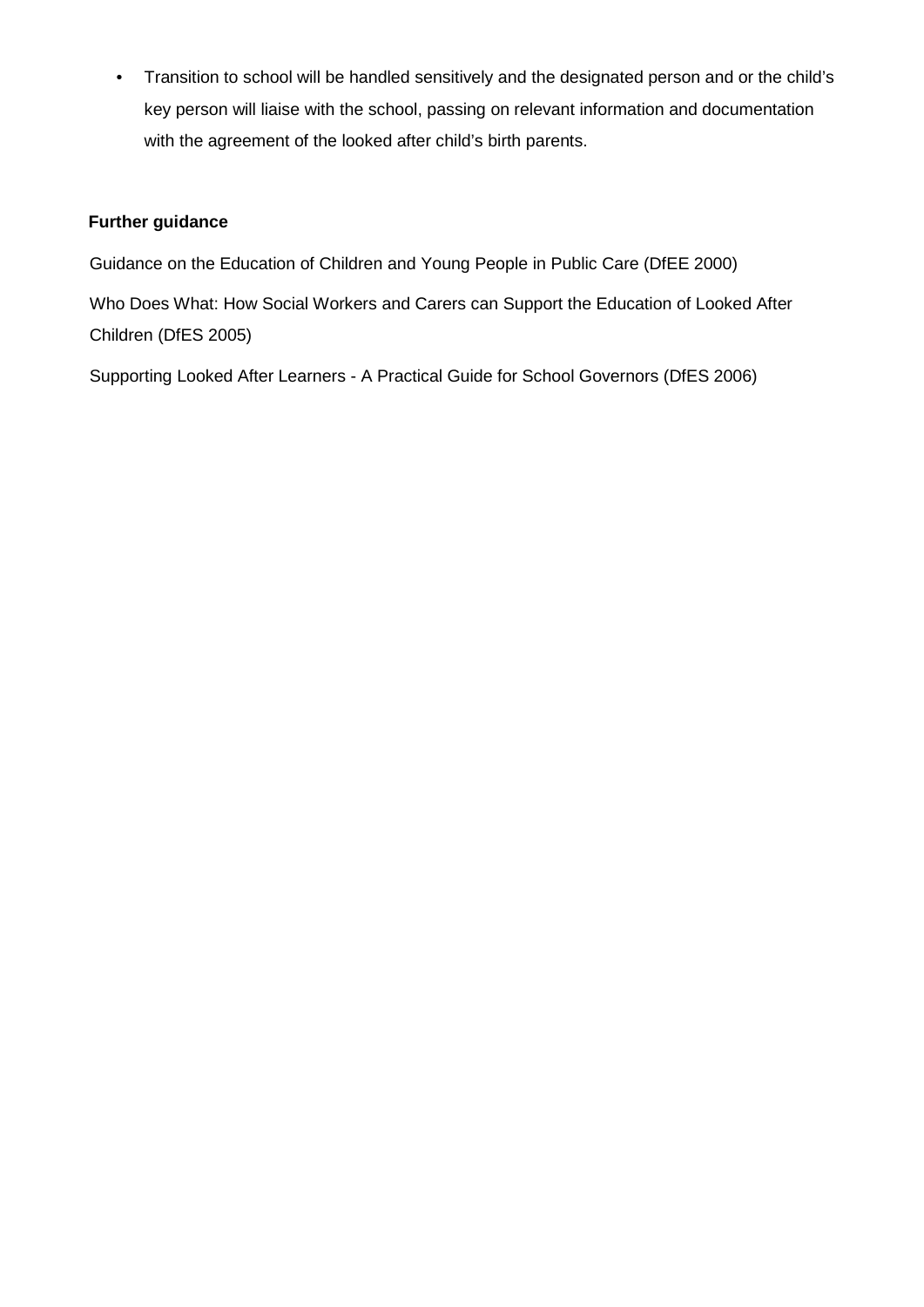- Transition to school will be handled sensitively and the designated person and or the child's key person will liaise with the school, passing on relevant information and documentation with the agreement of the looked after child's birth parents.

**Further guidance**

Guidance on the Education of Children and Young People in Public Care (DfEE 2000)

Who Does What: How Social Workers and Carers can Support the Education of Looked After Children (DfES 2005)

Supporting Looked After Learners - A Practical Guide for School Governors (DfES 2006)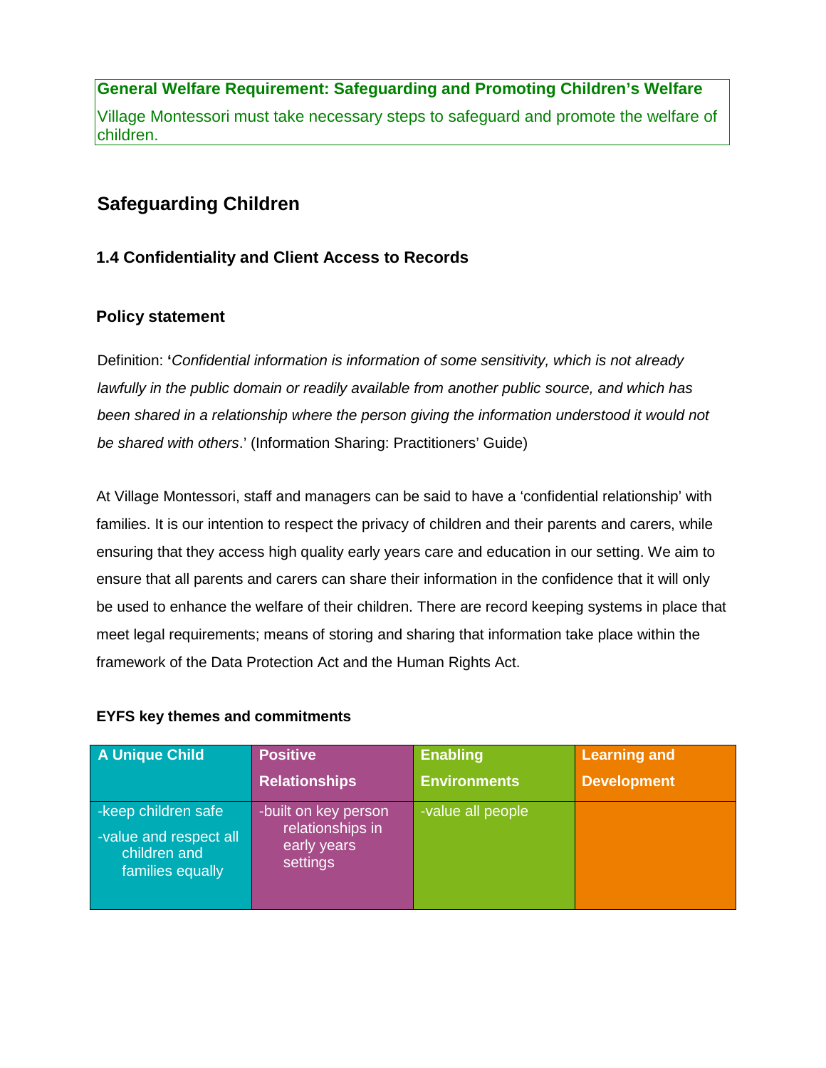**General Welfare Requirement: Safeguarding and Promoting Children's Welfare**

Village Montessori must take necessary steps to safeguard and promote the welfare of children.

## Safeguarding Children

### 1.4 Confidentiality and Client Access to Records

#### Policy statement

Definition: '*Confidential information is information of some sensitivity, which is not already lawfully in the public domain or readily available from another public source, and which has been shared in a relationship where the person giving the information understood it would not be shared with others*.' (Information Sharing: Practitioners' Guide)

At Village Montessori, staff and managers can be said to have a 'confidential relationship' with families. It is our intention to respect the privacy of children and their parents and carers, while ensuring that they access high quality early years care and education in our setting. We aim to ensure that all parents and carers can share their information in the confidence that it will only be used to enhance the welfare of their children. There are record keeping systems in place that meet legal requirements; means of storing and sharing that information take place within the framework of the Data Protection Act and the Human Rights Act.

#### EYFS key themes and commitments

| A Unique Child | Positive Relationships | Enabling Environments | Learning and Development |
|---|---|---|---|
| -keep children safe<br>-value and respect all children and families equally | -built on key person relationships in early years settings | -value all people | |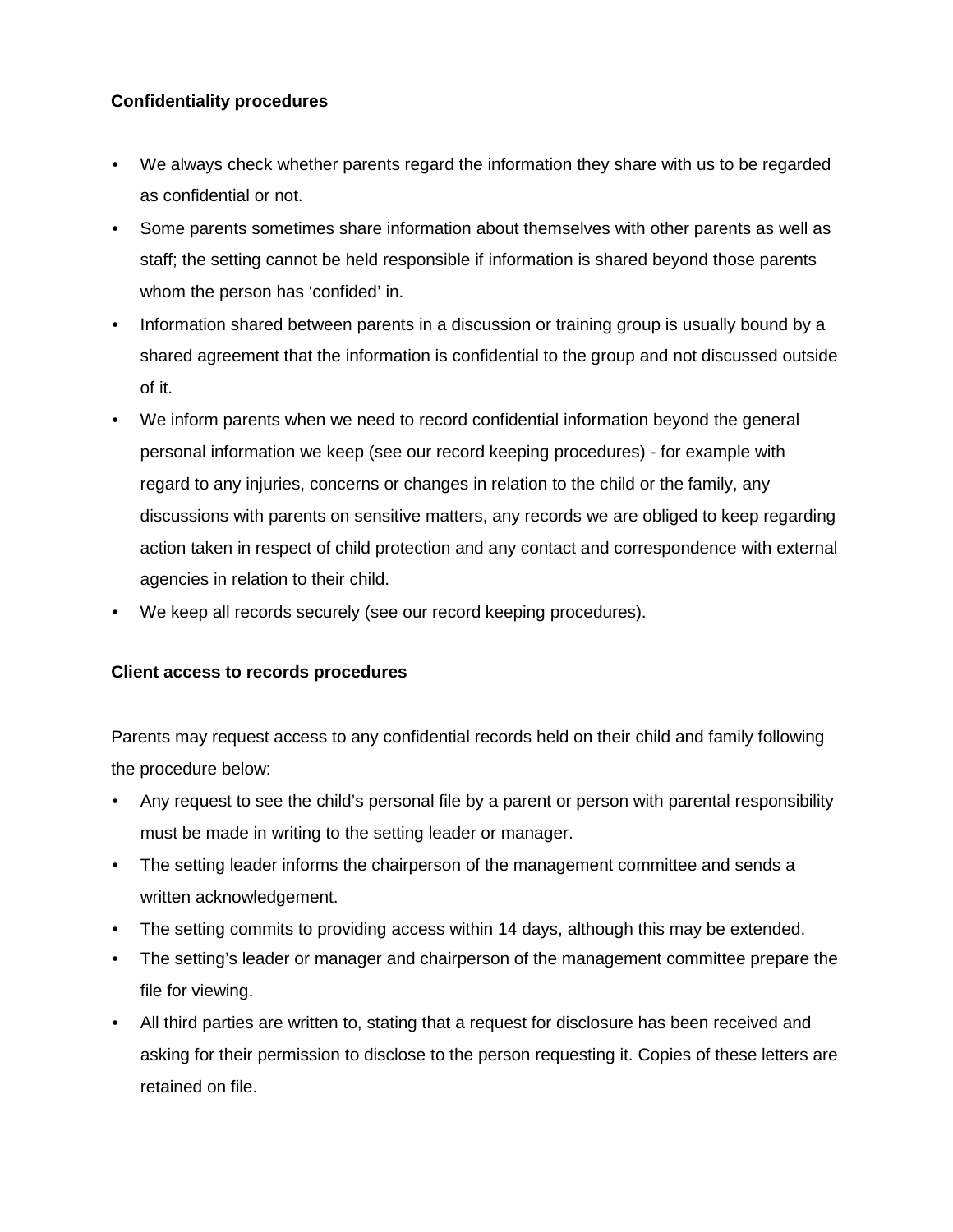**Confidentiality procedures**

- We always check whether parents regard the information they share with us to be regarded as confidential or not.
- Some parents sometimes share information about themselves with other parents as well as staff; the setting cannot be held responsible if information is shared beyond those parents whom the person has 'confided' in.
- Information shared between parents in a discussion or training group is usually bound by a shared agreement that the information is confidential to the group and not discussed outside of it.
- We inform parents when we need to record confidential information beyond the general personal information we keep (see our record keeping procedures) - for example with regard to any injuries, concerns or changes in relation to the child or the family, any discussions with parents on sensitive matters, any records we are obliged to keep regarding action taken in respect of child protection and any contact and correspondence with external agencies in relation to their child.
- We keep all records securely (see our record keeping procedures).

**Client access to records procedures**

Parents may request access to any confidential records held on their child and family following the procedure below:

- Any request to see the child's personal file by a parent or person with parental responsibility must be made in writing to the setting leader or manager.
- The setting leader informs the chairperson of the management committee and sends a written acknowledgement.
- The setting commits to providing access within 14 days, although this may be extended.
- The setting's leader or manager and chairperson of the management committee prepare the file for viewing.
- All third parties are written to, stating that a request for disclosure has been received and asking for their permission to disclose to the person requesting it. Copies of these letters are retained on file.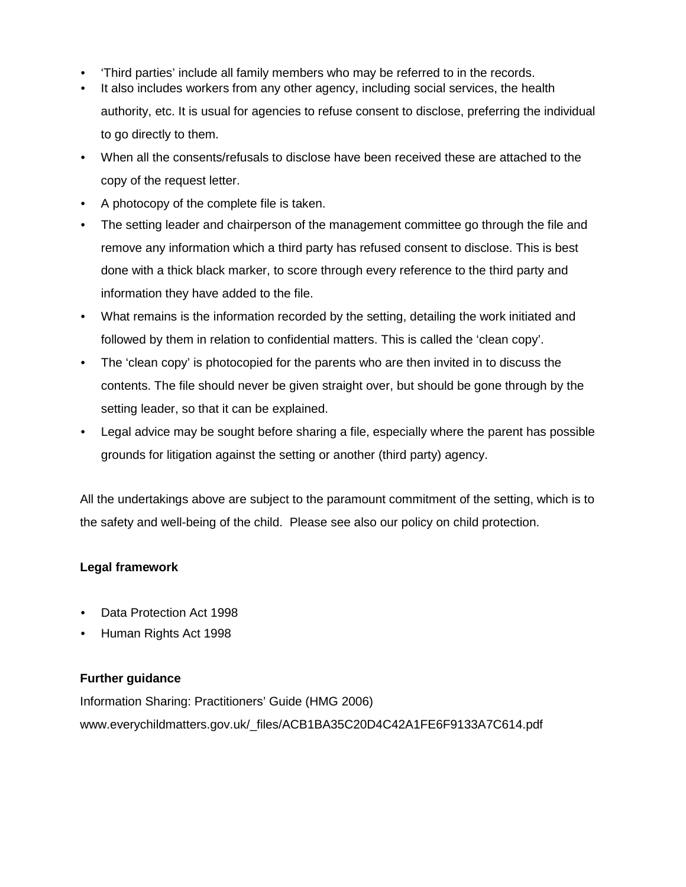- 'Third parties' include all family members who may be referred to in the records.
- It also includes workers from any other agency, including social services, the health authority, etc. It is usual for agencies to refuse consent to disclose, preferring the individual to go directly to them.
- When all the consents/refusals to disclose have been received these are attached to the copy of the request letter.
- A photocopy of the complete file is taken.
- The setting leader and chairperson of the management committee go through the file and remove any information which a third party has refused consent to disclose. This is best done with a thick black marker, to score through every reference to the third party and information they have added to the file.
- What remains is the information recorded by the setting, detailing the work initiated and followed by them in relation to confidential matters. This is called the 'clean copy'.
- The 'clean copy' is photocopied for the parents who are then invited in to discuss the contents. The file should never be given straight over, but should be gone through by the setting leader, so that it can be explained.
- Legal advice may be sought before sharing a file, especially where the parent has possible grounds for litigation against the setting or another (third party) agency.

All the undertakings above are subject to the paramount commitment of the setting, which is to the safety and well-being of the child. Please see also our policy on child protection.

**Legal framework**

- Data Protection Act 1998
- Human Rights Act 1998

**Further guidance**

Information Sharing: Practitioners' Guide (HMG 2006)
www.everychildmatters.gov.uk/_files/ACB1BA35C20D4C42A1FE6F9133A7C614.pdf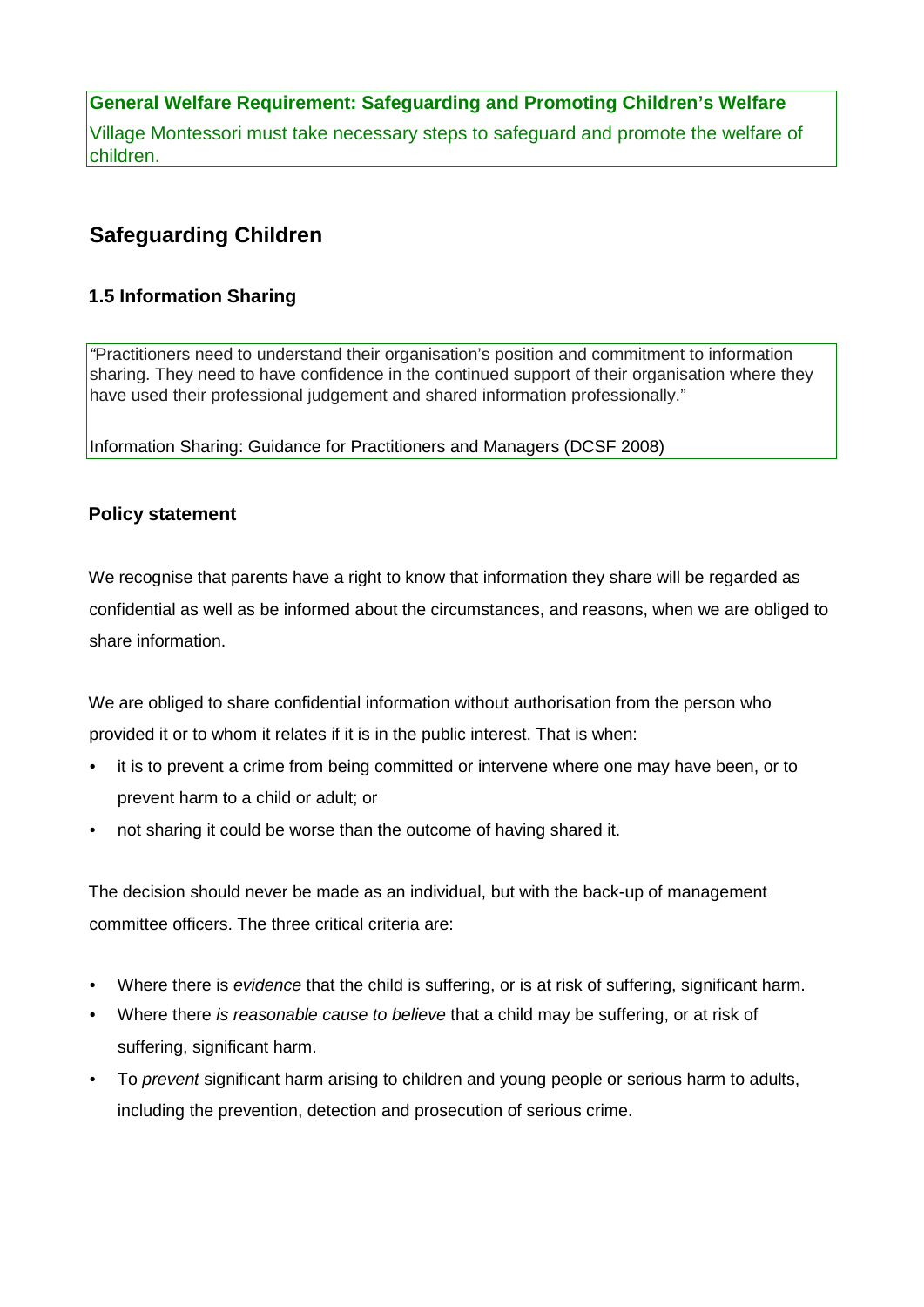**General Welfare Requirement: Safeguarding and Promoting Children's Welfare**

Village Montessori must take necessary steps to safeguard and promote the welfare of children.

## Safeguarding Children

### 1.5 Information Sharing

> "Practitioners need to understand their organisation's position and commitment to information sharing. They need to have confidence in the continued support of their organisation where they have used their professional judgement and shared information professionally."
>
> Information Sharing: Guidance for Practitioners and Managers (DCSF 2008)

#### Policy statement

We recognise that parents have a right to know that information they share will be regarded as confidential as well as be informed about the circumstances, and reasons, when we are obliged to share information.

We are obliged to share confidential information without authorisation from the person who provided it or to whom it relates if it is in the public interest. That is when:

- it is to prevent a crime from being committed or intervene where one may have been, or to prevent harm to a child or adult; or
- not sharing it could be worse than the outcome of having shared it.

The decision should never be made as an individual, but with the back-up of management committee officers. The three critical criteria are:

- Where there is *evidence* that the child is suffering, or is at risk of suffering, significant harm.
- Where there *is reasonable cause to believe* that a child may be suffering, or at risk of suffering, significant harm.
- To *prevent* significant harm arising to children and young people or serious harm to adults, including the prevention, detection and prosecution of serious crime.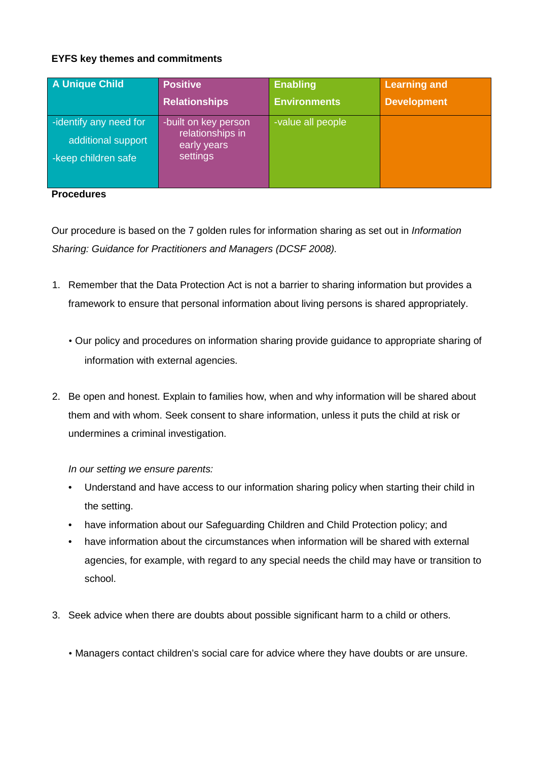**EYFS key themes and commitments**

| A Unique Child | Positive Relationships | Enabling Environments | Learning and Development |
|---|---|---|---|
| -identify any need for additional support<br>-keep children safe | -built on key person relationships in early years settings | -value all people | |

**Procedures**

Our procedure is based on the 7 golden rules for information sharing as set out in *Information Sharing: Guidance for Practitioners and Managers (DCSF 2008).*

1. Remember that the Data Protection Act is not a barrier to sharing information but provides a framework to ensure that personal information about living persons is shared appropriately.

   • Our policy and procedures on information sharing provide guidance to appropriate sharing of information with external agencies.

2. Be open and honest. Explain to families how, when and why information will be shared about them and with whom. Seek consent to share information, unless it puts the child at risk or undermines a criminal investigation.

   *In our setting we ensure parents:*

   - Understand and have access to our information sharing policy when starting their child in the setting.
   - have information about our Safeguarding Children and Child Protection policy; and
   - have information about the circumstances when information will be shared with external agencies, for example, with regard to any special needs the child may have or transition to school.

3. Seek advice when there are doubts about possible significant harm to a child or others.

   • Managers contact children's social care for advice where they have doubts or are unsure.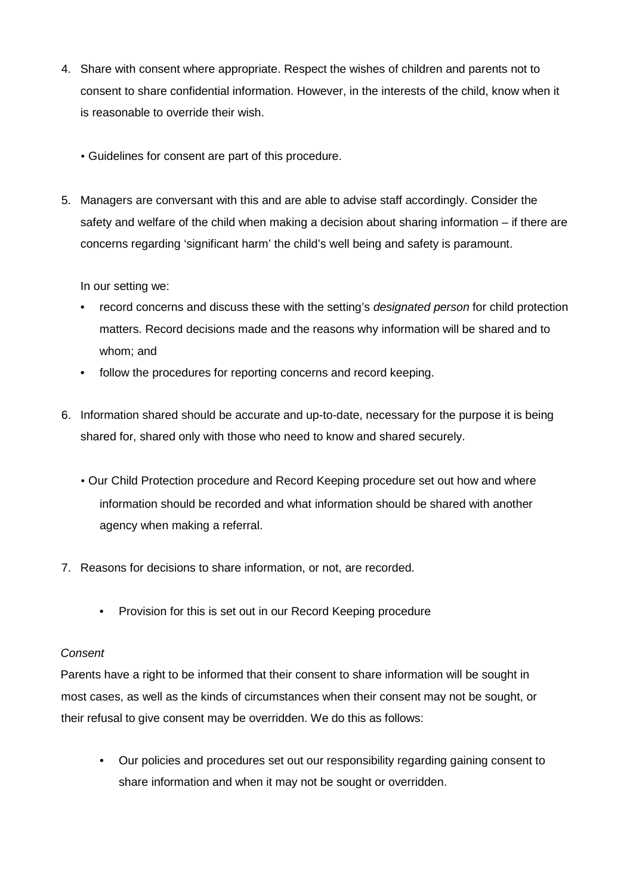4. Share with consent where appropriate. Respect the wishes of children and parents not to consent to share confidential information. However, in the interests of the child, know when it is reasonable to override their wish.

   • Guidelines for consent are part of this procedure.

5. Managers are conversant with this and are able to advise staff accordingly. Consider the safety and welfare of the child when making a decision about sharing information – if there are concerns regarding 'significant harm' the child's well being and safety is paramount.

   In our setting we:

   - record concerns and discuss these with the setting's *designated person* for child protection matters. Record decisions made and the reasons why information will be shared and to whom; and
   - follow the procedures for reporting concerns and record keeping.

6. Information shared should be accurate and up-to-date, necessary for the purpose it is being shared for, shared only with those who need to know and shared securely.

   • Our Child Protection procedure and Record Keeping procedure set out how and where information should be recorded and what information should be shared with another agency when making a referral.

7. Reasons for decisions to share information, or not, are recorded.

   - Provision for this is set out in our Record Keeping procedure

*Consent*

Parents have a right to be informed that their consent to share information will be sought in most cases, as well as the kinds of circumstances when their consent may not be sought, or their refusal to give consent may be overridden. We do this as follows:

- Our policies and procedures set out our responsibility regarding gaining consent to share information and when it may not be sought or overridden.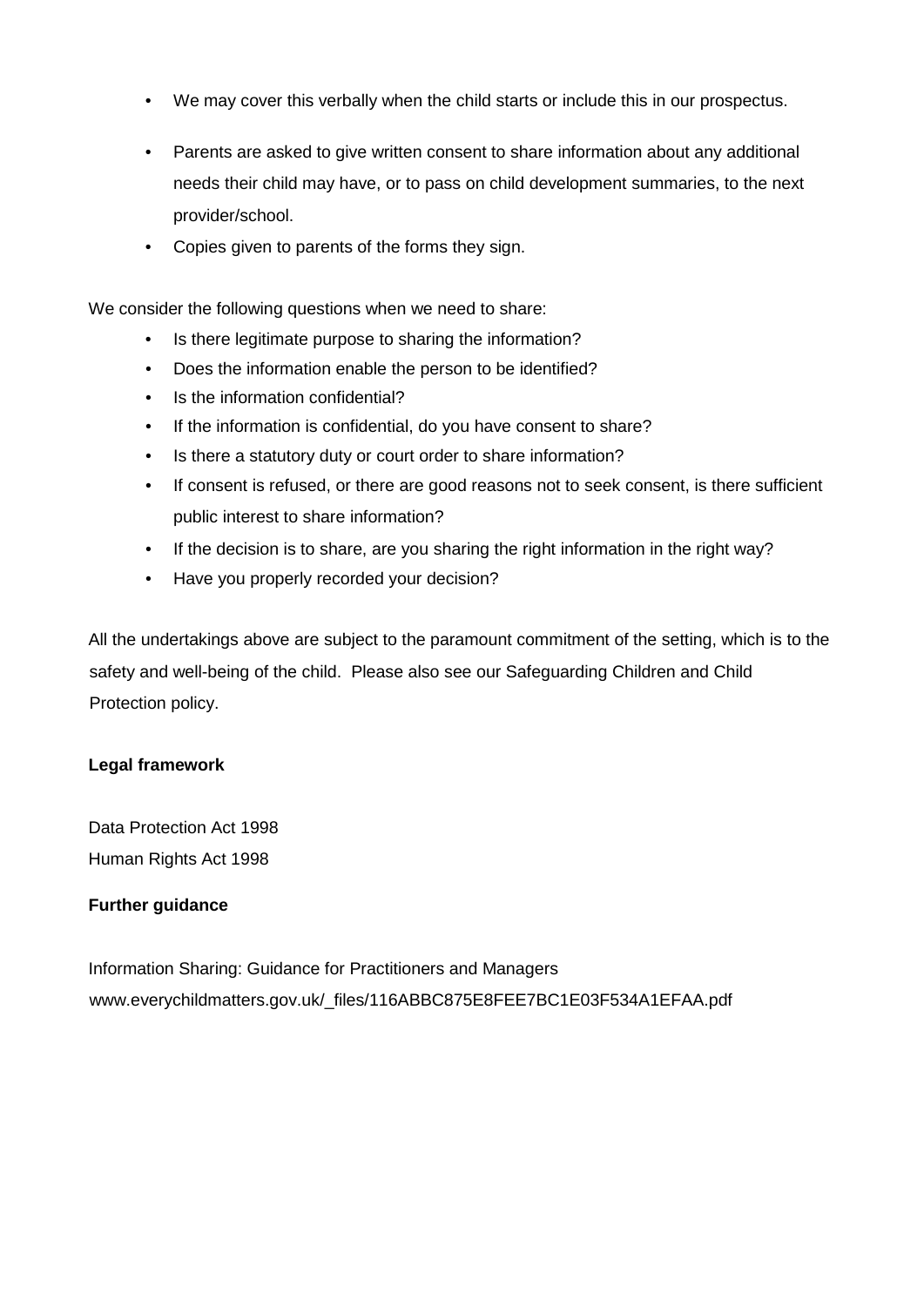- We may cover this verbally when the child starts or include this in our prospectus.
- Parents are asked to give written consent to share information about any additional needs their child may have, or to pass on child development summaries, to the next provider/school.
- Copies given to parents of the forms they sign.

We consider the following questions when we need to share:

- Is there legitimate purpose to sharing the information?
- Does the information enable the person to be identified?
- Is the information confidential?
- If the information is confidential, do you have consent to share?
- Is there a statutory duty or court order to share information?
- If consent is refused, or there are good reasons not to seek consent, is there sufficient public interest to share information?
- If the decision is to share, are you sharing the right information in the right way?
- Have you properly recorded your decision?

All the undertakings above are subject to the paramount commitment of the setting, which is to the safety and well-being of the child. Please also see our Safeguarding Children and Child Protection policy.

**Legal framework**

Data Protection Act 1998
Human Rights Act 1998

**Further guidance**

Information Sharing: Guidance for Practitioners and Managers
www.everychildmatters.gov.uk/_files/116ABBC875E8FEE7BC1E03F534A1EFAA.pdf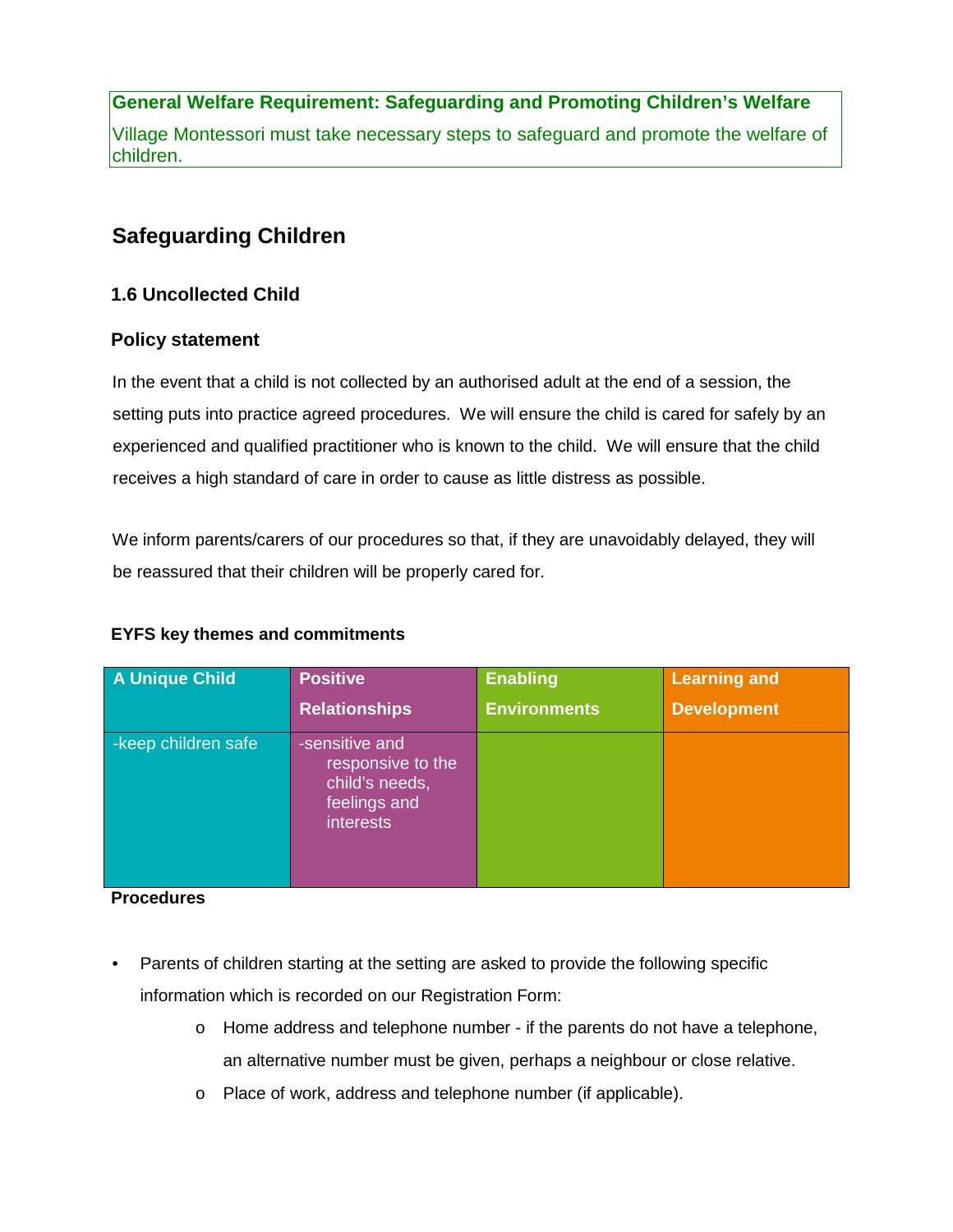**General Welfare Requirement: Safeguarding and Promoting Children's Welfare**

Village Montessori must take necessary steps to safeguard and promote the welfare of children.

## Safeguarding Children

### 1.6 Uncollected Child

### Policy statement

In the event that a child is not collected by an authorised adult at the end of a session, the setting puts into practice agreed procedures. We will ensure the child is cared for safely by an experienced and qualified practitioner who is known to the child. We will ensure that the child receives a high standard of care in order to cause as little distress as possible.

We inform parents/carers of our procedures so that, if they are unavoidably delayed, they will be reassured that their children will be properly cared for.

**EYFS key themes and commitments**

| A Unique Child | Positive Relationships | Enabling Environments | Learning and Development |
|---|---|---|---|
| -keep children safe | -sensitive and responsive to the child's needs, feelings and interests | | |

**Procedures**

- Parents of children starting at the setting are asked to provide the following specific information which is recorded on our Registration Form:
  - Home address and telephone number - if the parents do not have a telephone, an alternative number must be given, perhaps a neighbour or close relative.
  - Place of work, address and telephone number (if applicable).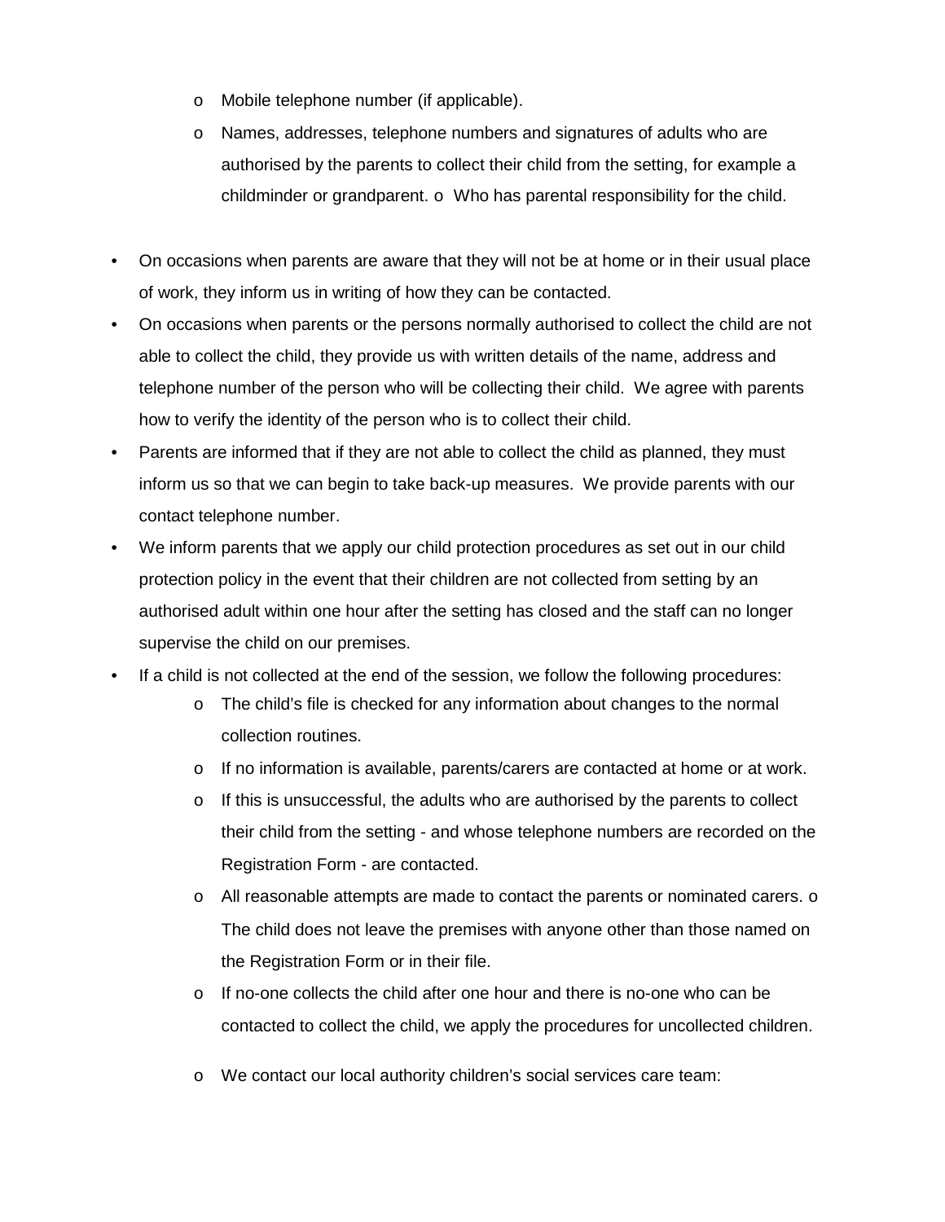- Mobile telephone number (if applicable).
  - Names, addresses, telephone numbers and signatures of adults who are authorised by the parents to collect their child from the setting, for example a childminder or grandparent.
  - Who has parental responsibility for the child.

- On occasions when parents are aware that they will not be at home or in their usual place of work, they inform us in writing of how they can be contacted.
- On occasions when parents or the persons normally authorised to collect the child are not able to collect the child, they provide us with written details of the name, address and telephone number of the person who will be collecting their child. We agree with parents how to verify the identity of the person who is to collect their child.
- Parents are informed that if they are not able to collect the child as planned, they must inform us so that we can begin to take back-up measures. We provide parents with our contact telephone number.
- We inform parents that we apply our child protection procedures as set out in our child protection policy in the event that their children are not collected from setting by an authorised adult within one hour after the setting has closed and the staff can no longer supervise the child on our premises.
- If a child is not collected at the end of the session, we follow the following procedures:
  - The child's file is checked for any information about changes to the normal collection routines.
  - If no information is available, parents/carers are contacted at home or at work.
  - If this is unsuccessful, the adults who are authorised by the parents to collect their child from the setting - and whose telephone numbers are recorded on the Registration Form - are contacted.
  - All reasonable attempts are made to contact the parents or nominated carers.
  - The child does not leave the premises with anyone other than those named on the Registration Form or in their file.
  - If no-one collects the child after one hour and there is no-one who can be contacted to collect the child, we apply the procedures for uncollected children.
  - We contact our local authority children's social services care team: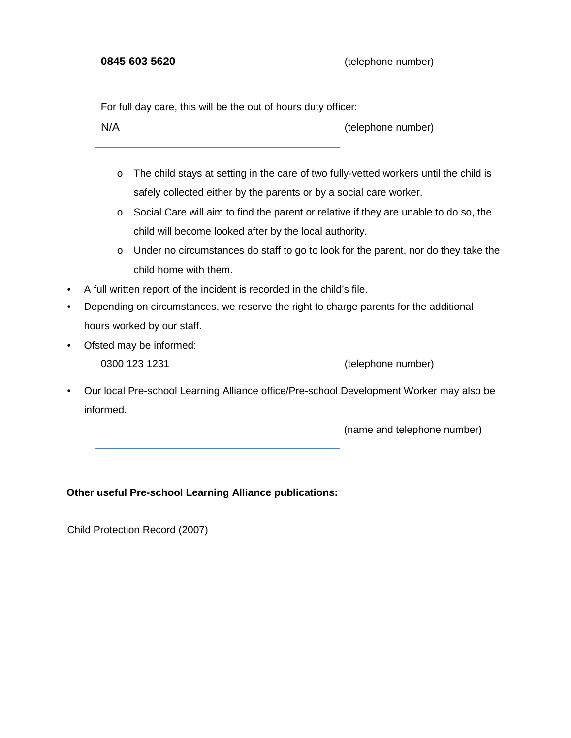**0845 603 5620** (telephone number)

For full day care, this will be the out of hours duty officer:

N/A (telephone number)

- The child stays at setting in the care of two fully-vetted workers until the child is safely collected either by the parents or by a social care worker.
- Social Care will aim to find the parent or relative if they are unable to do so, the child will become looked after by the local authority.
- Under no circumstances do staff to go to look for the parent, nor do they take the child home with them.

- A full written report of the incident is recorded in the child's file.
- Depending on circumstances, we reserve the right to charge parents for the additional hours worked by our staff.
- Ofsted may be informed:

  0300 123 1231 (telephone number)

- Our local Pre-school Learning Alliance office/Pre-school Development Worker may also be informed.

  (name and telephone number)

**Other useful Pre-school Learning Alliance publications:**

Child Protection Record (2007)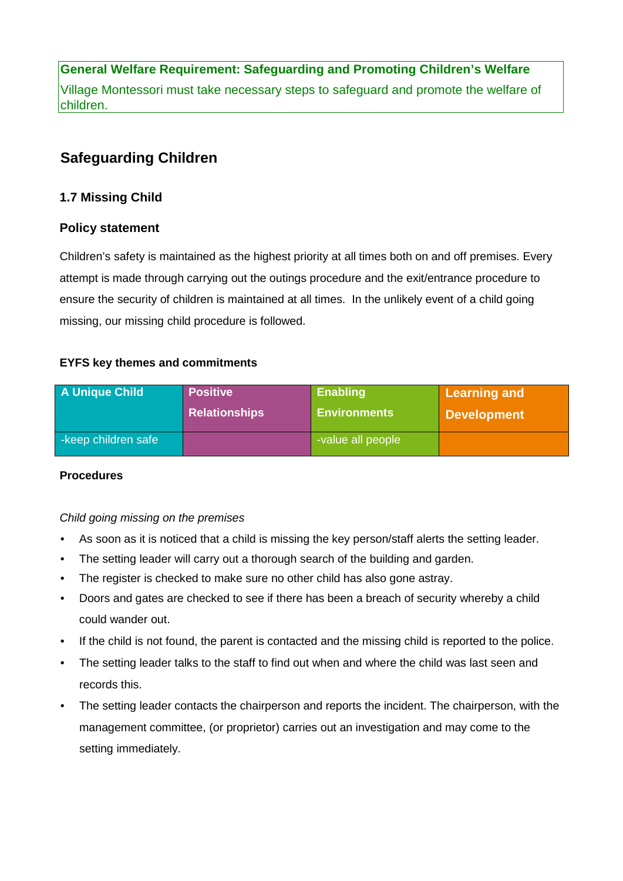**General Welfare Requirement: Safeguarding and Promoting Children's Welfare**

Village Montessori must take necessary steps to safeguard and promote the welfare of children.

## Safeguarding Children

### 1.7 Missing Child

### Policy statement

Children's safety is maintained as the highest priority at all times both on and off premises. Every attempt is made through carrying out the outings procedure and the exit/entrance procedure to ensure the security of children is maintained at all times. In the unlikely event of a child going missing, our missing child procedure is followed.

**EYFS key themes and commitments**

| A Unique Child | Positive Relationships | Enabling Environments | Learning and Development |
|---|---|---|---|
| -keep children safe | | -value all people | |

**Procedures**

*Child going missing on the premises*

- As soon as it is noticed that a child is missing the key person/staff alerts the setting leader.
- The setting leader will carry out a thorough search of the building and garden.
- The register is checked to make sure no other child has also gone astray.
- Doors and gates are checked to see if there has been a breach of security whereby a child could wander out.
- If the child is not found, the parent is contacted and the missing child is reported to the police.
- The setting leader talks to the staff to find out when and where the child was last seen and records this.
- The setting leader contacts the chairperson and reports the incident. The chairperson, with the management committee, (or proprietor) carries out an investigation and may come to the setting immediately.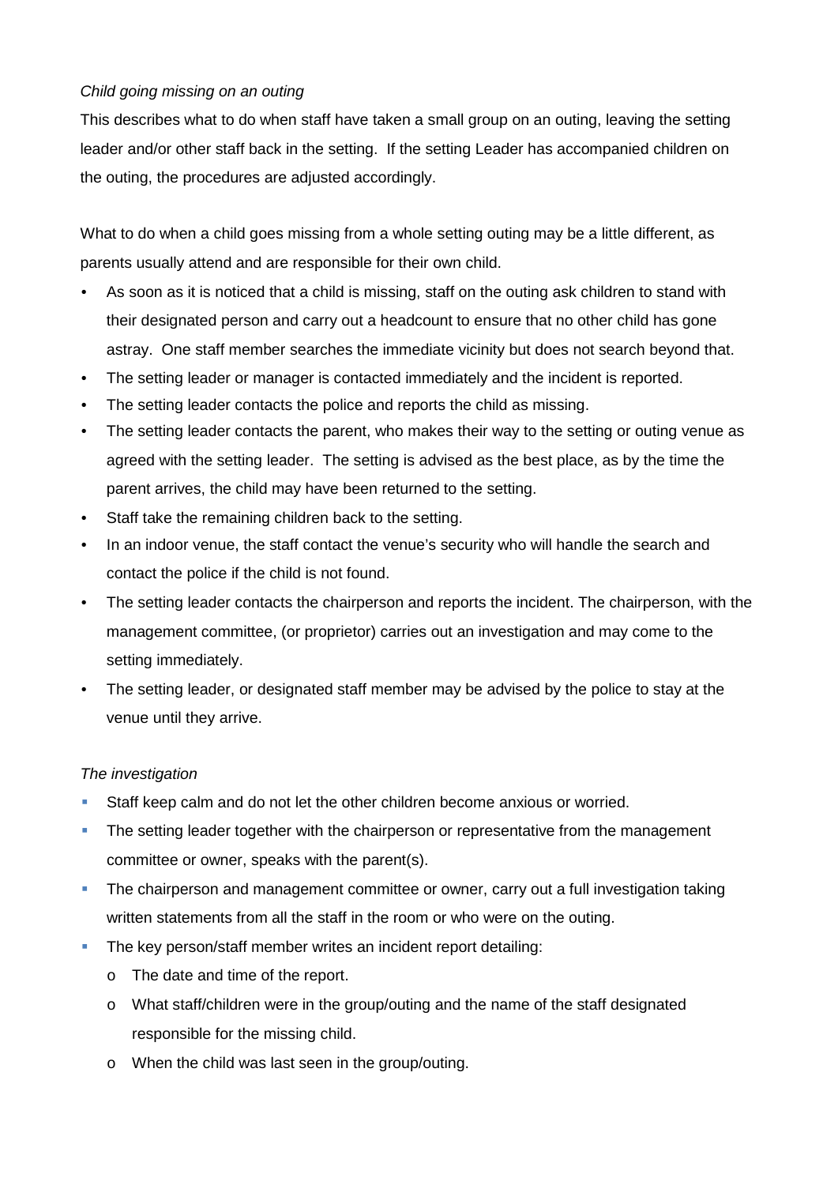*Child going missing on an outing*

This describes what to do when staff have taken a small group on an outing, leaving the setting leader and/or other staff back in the setting. If the setting Leader has accompanied children on the outing, the procedures are adjusted accordingly.

What to do when a child goes missing from a whole setting outing may be a little different, as parents usually attend and are responsible for their own child.

- As soon as it is noticed that a child is missing, staff on the outing ask children to stand with their designated person and carry out a headcount to ensure that no other child has gone astray. One staff member searches the immediate vicinity but does not search beyond that.
- The setting leader or manager is contacted immediately and the incident is reported.
- The setting leader contacts the police and reports the child as missing.
- The setting leader contacts the parent, who makes their way to the setting or outing venue as agreed with the setting leader. The setting is advised as the best place, as by the time the parent arrives, the child may have been returned to the setting.
- Staff take the remaining children back to the setting.
- In an indoor venue, the staff contact the venue's security who will handle the search and contact the police if the child is not found.
- The setting leader contacts the chairperson and reports the incident. The chairperson, with the management committee, (or proprietor) carries out an investigation and may come to the setting immediately.
- The setting leader, or designated staff member may be advised by the police to stay at the venue until they arrive.

*The investigation*

- Staff keep calm and do not let the other children become anxious or worried.
- The setting leader together with the chairperson or representative from the management committee or owner, speaks with the parent(s).
- The chairperson and management committee or owner, carry out a full investigation taking written statements from all the staff in the room or who were on the outing.
- The key person/staff member writes an incident report detailing:
  - The date and time of the report.
  - What staff/children were in the group/outing and the name of the staff designated responsible for the missing child.
  - When the child was last seen in the group/outing.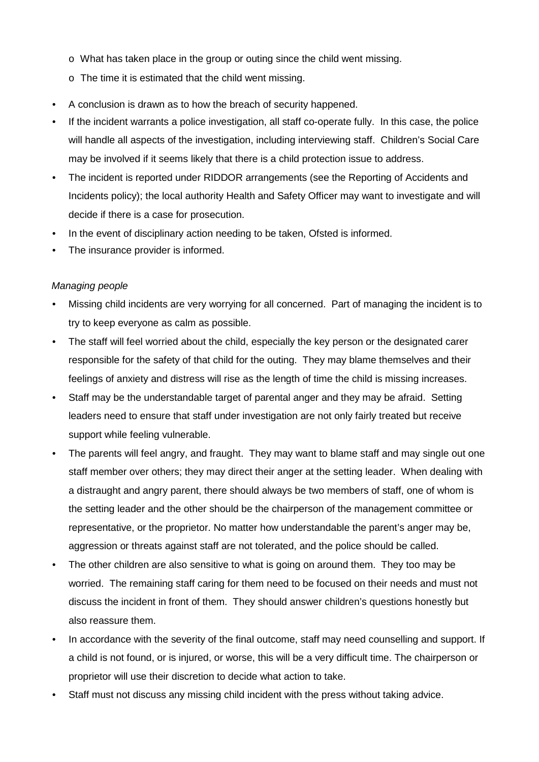- What has taken place in the group or outing since the child went missing.
  - The time it is estimated that the child went missing.
- A conclusion is drawn as to how the breach of security happened.
- If the incident warrants a police investigation, all staff co-operate fully. In this case, the police will handle all aspects of the investigation, including interviewing staff. Children's Social Care may be involved if it seems likely that there is a child protection issue to address.
- The incident is reported under RIDDOR arrangements (see the Reporting of Accidents and Incidents policy); the local authority Health and Safety Officer may want to investigate and will decide if there is a case for prosecution.
- In the event of disciplinary action needing to be taken, Ofsted is informed.
- The insurance provider is informed.

*Managing people*

- Missing child incidents are very worrying for all concerned. Part of managing the incident is to try to keep everyone as calm as possible.
- The staff will feel worried about the child, especially the key person or the designated carer responsible for the safety of that child for the outing. They may blame themselves and their feelings of anxiety and distress will rise as the length of time the child is missing increases.
- Staff may be the understandable target of parental anger and they may be afraid. Setting leaders need to ensure that staff under investigation are not only fairly treated but receive support while feeling vulnerable.
- The parents will feel angry, and fraught. They may want to blame staff and may single out one staff member over others; they may direct their anger at the setting leader. When dealing with a distraught and angry parent, there should always be two members of staff, one of whom is the setting leader and the other should be the chairperson of the management committee or representative, or the proprietor. No matter how understandable the parent's anger may be, aggression or threats against staff are not tolerated, and the police should be called.
- The other children are also sensitive to what is going on around them. They too may be worried. The remaining staff caring for them need to be focused on their needs and must not discuss the incident in front of them. They should answer children's questions honestly but also reassure them.
- In accordance with the severity of the final outcome, staff may need counselling and support. If a child is not found, or is injured, or worse, this will be a very difficult time. The chairperson or proprietor will use their discretion to decide what action to take.
- Staff must not discuss any missing child incident with the press without taking advice.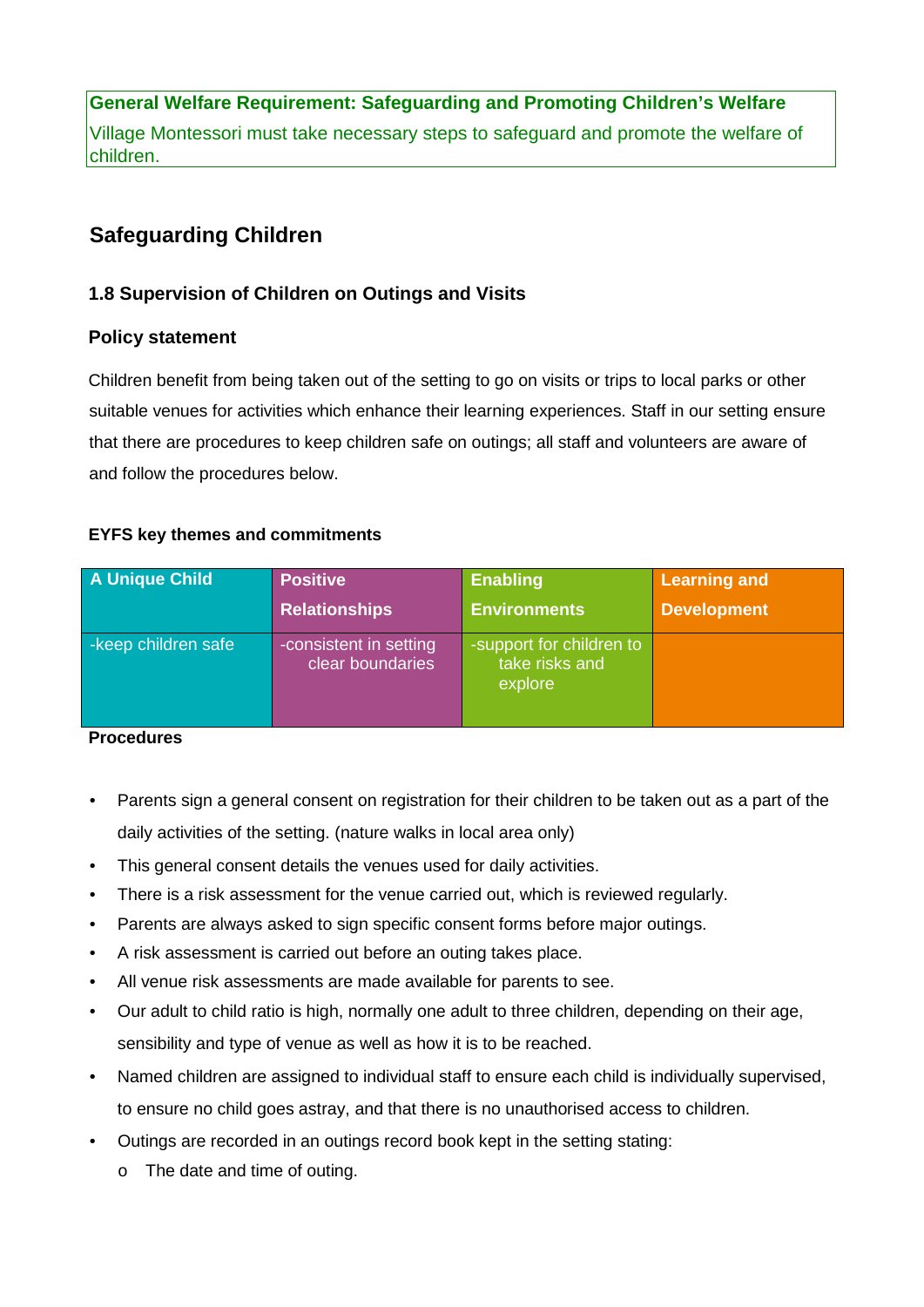**General Welfare Requirement: Safeguarding and Promoting Children's Welfare**

Village Montessori must take necessary steps to safeguard and promote the welfare of children.

## Safeguarding Children

### 1.8 Supervision of Children on Outings and Visits

### Policy statement

Children benefit from being taken out of the setting to go on visits or trips to local parks or other suitable venues for activities which enhance their learning experiences. Staff in our setting ensure that there are procedures to keep children safe on outings; all staff and volunteers are aware of and follow the procedures below.

**EYFS key themes and commitments**

| A Unique Child | Positive Relationships | Enabling Environments | Learning and Development |
|---|---|---|---|
| -keep children safe | -consistent in setting clear boundaries | -support for children to take risks and explore | |

**Procedures**

- Parents sign a general consent on registration for their children to be taken out as a part of the daily activities of the setting. (nature walks in local area only)
- This general consent details the venues used for daily activities.
- There is a risk assessment for the venue carried out, which is reviewed regularly.
- Parents are always asked to sign specific consent forms before major outings.
- A risk assessment is carried out before an outing takes place.
- All venue risk assessments are made available for parents to see.
- Our adult to child ratio is high, normally one adult to three children, depending on their age, sensibility and type of venue as well as how it is to be reached.
- Named children are assigned to individual staff to ensure each child is individually supervised, to ensure no child goes astray, and that there is no unauthorised access to children.
- Outings are recorded in an outings record book kept in the setting stating:
    - The date and time of outing.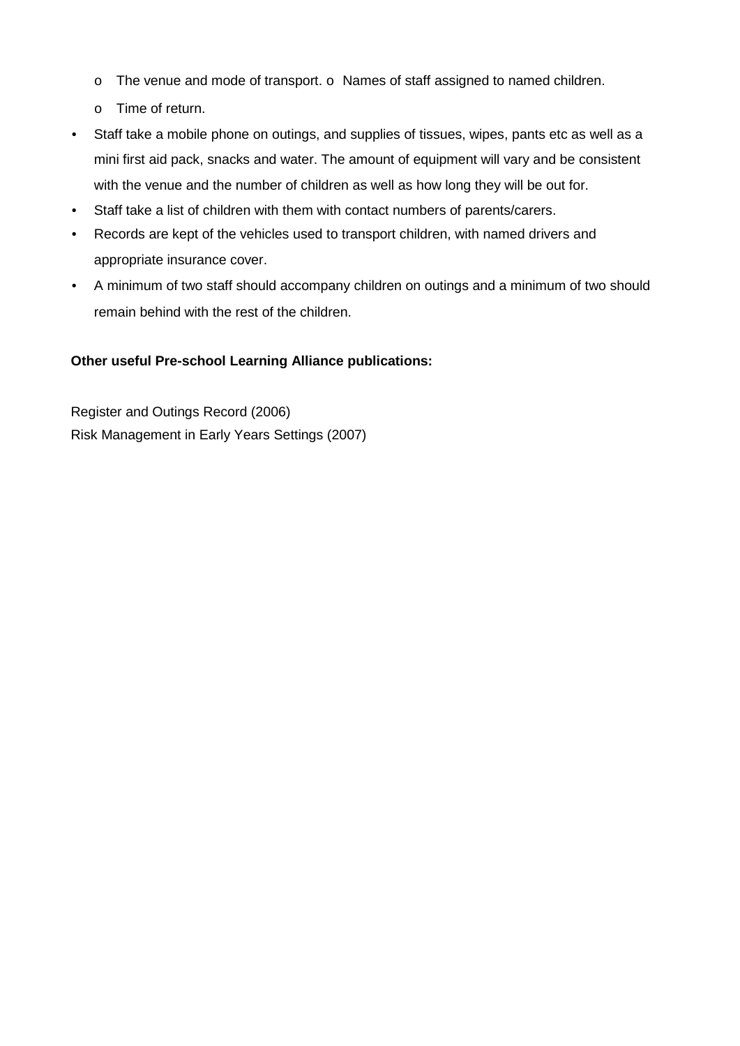- The venue and mode of transport.
  - Names of staff assigned to named children.
  - Time of return.
- Staff take a mobile phone on outings, and supplies of tissues, wipes, pants etc as well as a mini first aid pack, snacks and water. The amount of equipment will vary and be consistent with the venue and the number of children as well as how long they will be out for.
- Staff take a list of children with them with contact numbers of parents/carers.
- Records are kept of the vehicles used to transport children, with named drivers and appropriate insurance cover.
- A minimum of two staff should accompany children on outings and a minimum of two should remain behind with the rest of the children.

**Other useful Pre-school Learning Alliance publications:**

Register and Outings Record (2006)
Risk Management in Early Years Settings (2007)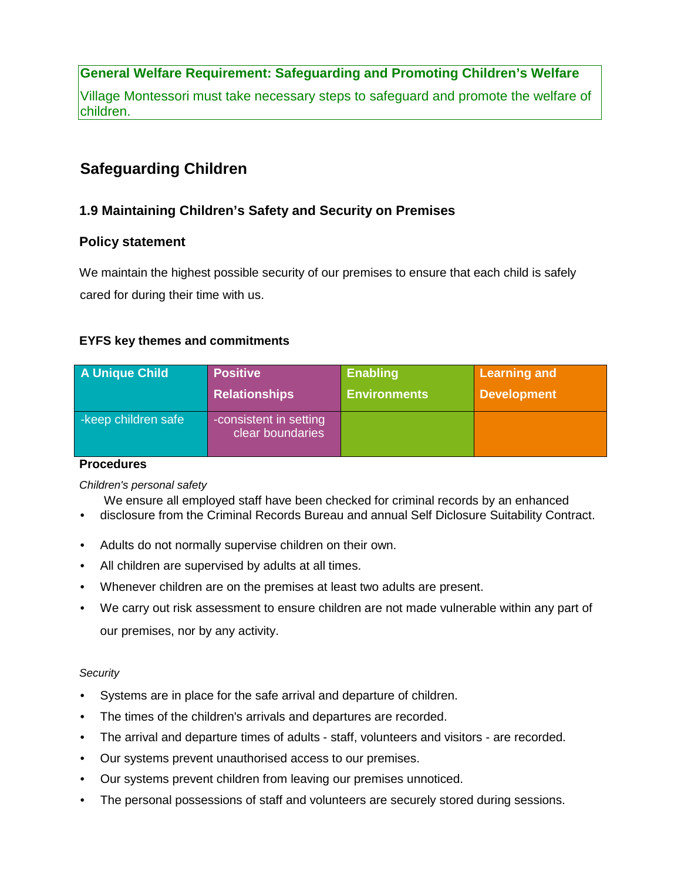**General Welfare Requirement: Safeguarding and Promoting Children's Welfare**

Village Montessori must take necessary steps to safeguard and promote the welfare of children.

## Safeguarding Children

### 1.9 Maintaining Children's Safety and Security on Premises

### Policy statement

We maintain the highest possible security of our premises to ensure that each child is safely cared for during their time with us.

**EYFS key themes and commitments**

| A Unique Child | Positive Relationships | Enabling Environments | Learning and Development |
|---|---|---|---|
| -keep children safe | -consistent in setting clear boundaries | | |

**Procedures**

*Children's personal safety*

- We ensure all employed staff have been checked for criminal records by an enhanced disclosure from the Criminal Records Bureau and annual Self Diclosure Suitability Contract.
- Adults do not normally supervise children on their own.
- All children are supervised by adults at all times.
- Whenever children are on the premises at least two adults are present.
- We carry out risk assessment to ensure children are not made vulnerable within any part of our premises, nor by any activity.

*Security*

- Systems are in place for the safe arrival and departure of children.
- The times of the children's arrivals and departures are recorded.
- The arrival and departure times of adults - staff, volunteers and visitors - are recorded.
- Our systems prevent unauthorised access to our premises.
- Our systems prevent children from leaving our premises unnoticed.
- The personal possessions of staff and volunteers are securely stored during sessions.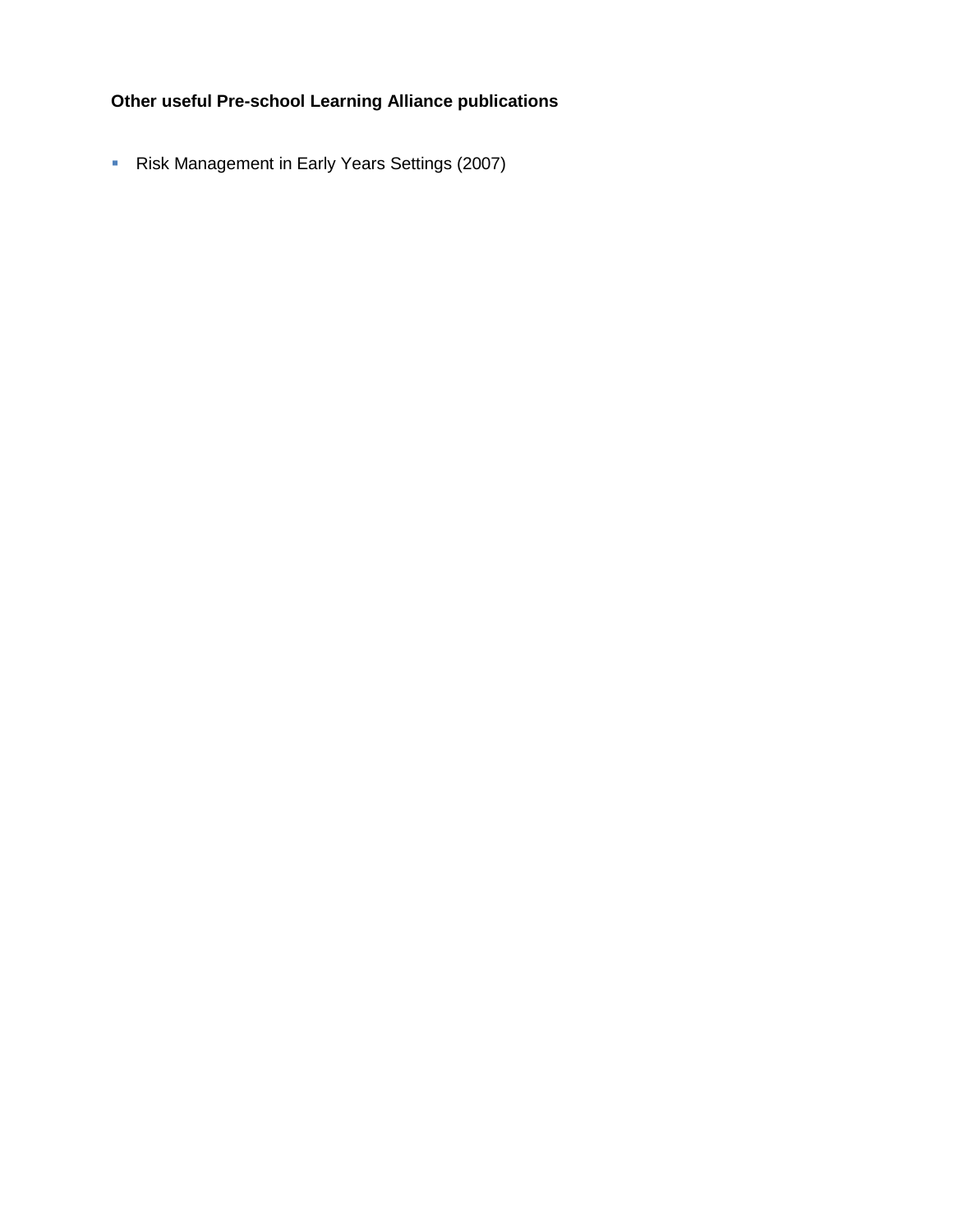**Other useful Pre-school Learning Alliance publications**

- Risk Management in Early Years Settings (2007)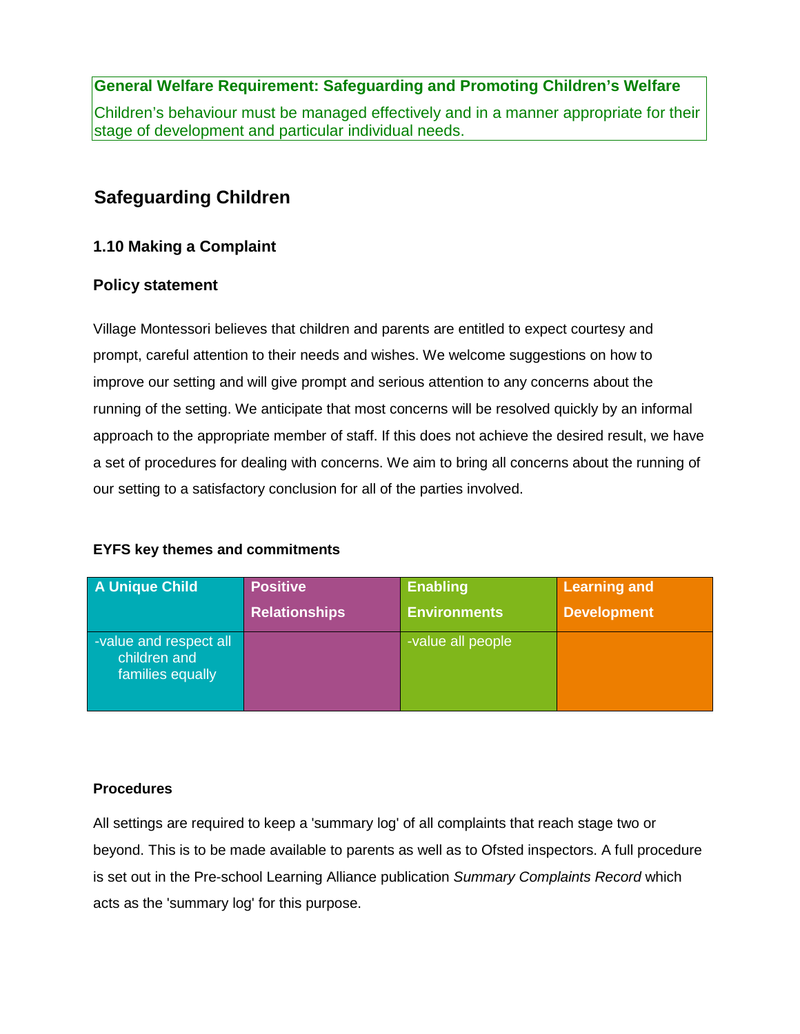**General Welfare Requirement: Safeguarding and Promoting Children's Welfare**

Children's behaviour must be managed effectively and in a manner appropriate for their stage of development and particular individual needs.

## Safeguarding Children

### 1.10 Making a Complaint

### Policy statement

Village Montessori believes that children and parents are entitled to expect courtesy and prompt, careful attention to their needs and wishes. We welcome suggestions on how to improve our setting and will give prompt and serious attention to any concerns about the running of the setting. We anticipate that most concerns will be resolved quickly by an informal approach to the appropriate member of staff. If this does not achieve the desired result, we have a set of procedures for dealing with concerns. We aim to bring all concerns about the running of our setting to a satisfactory conclusion for all of the parties involved.

**EYFS key themes and commitments**

| A Unique Child | Positive Relationships | Enabling Environments | Learning and Development |
|---|---|---|---|
| -value and respect all children and families equally | | -value all people | |

**Procedures**

All settings are required to keep a 'summary log' of all complaints that reach stage two or beyond. This is to be made available to parents as well as to Ofsted inspectors. A full procedure is set out in the Pre-school Learning Alliance publication *Summary Complaints Record* which acts as the 'summary log' for this purpose.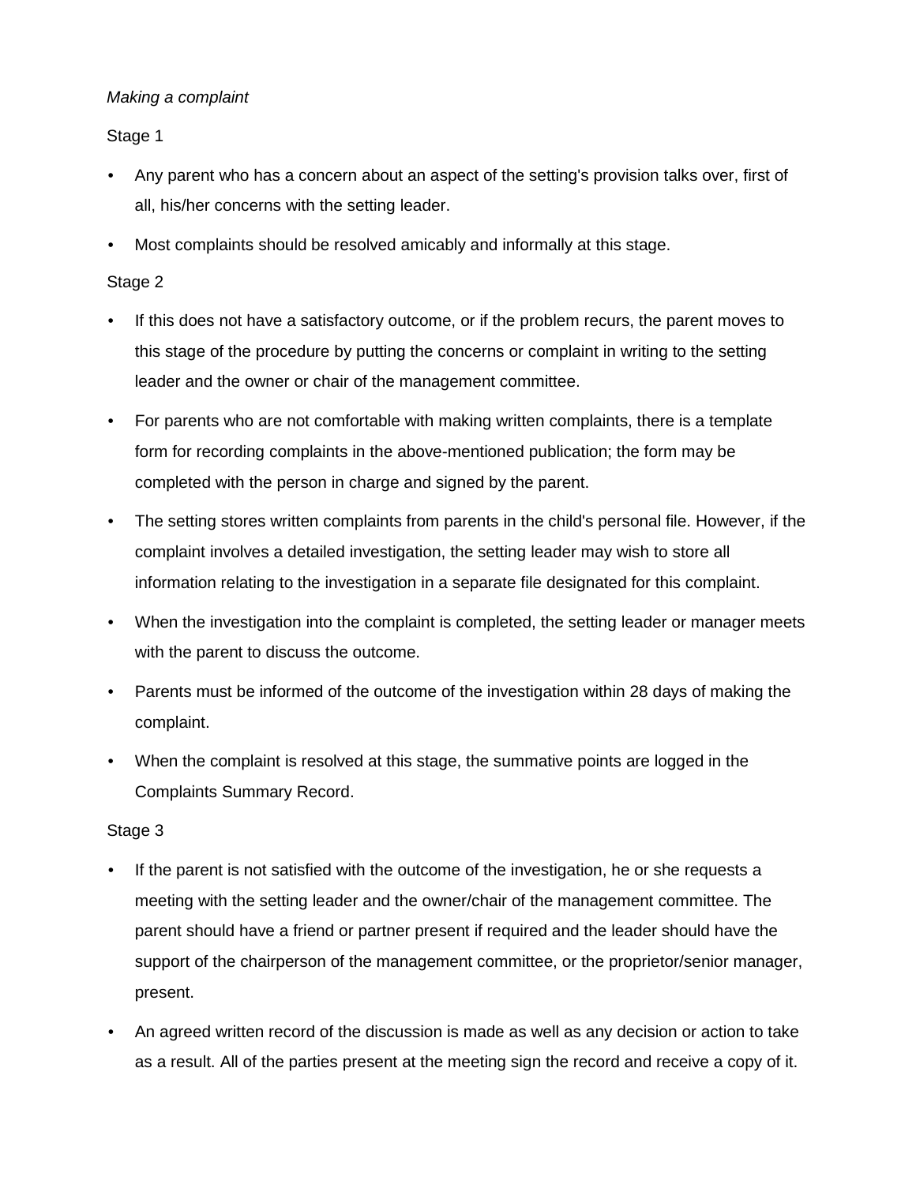*Making a complaint*

Stage 1

- Any parent who has a concern about an aspect of the setting's provision talks over, first of all, his/her concerns with the setting leader.
- Most complaints should be resolved amicably and informally at this stage.

Stage 2

- If this does not have a satisfactory outcome, or if the problem recurs, the parent moves to this stage of the procedure by putting the concerns or complaint in writing to the setting leader and the owner or chair of the management committee.
- For parents who are not comfortable with making written complaints, there is a template form for recording complaints in the above-mentioned publication; the form may be completed with the person in charge and signed by the parent.
- The setting stores written complaints from parents in the child's personal file. However, if the complaint involves a detailed investigation, the setting leader may wish to store all information relating to the investigation in a separate file designated for this complaint.
- When the investigation into the complaint is completed, the setting leader or manager meets with the parent to discuss the outcome.
- Parents must be informed of the outcome of the investigation within 28 days of making the complaint.
- When the complaint is resolved at this stage, the summative points are logged in the Complaints Summary Record.

Stage 3

- If the parent is not satisfied with the outcome of the investigation, he or she requests a meeting with the setting leader and the owner/chair of the management committee. The parent should have a friend or partner present if required and the leader should have the support of the chairperson of the management committee, or the proprietor/senior manager, present.
- An agreed written record of the discussion is made as well as any decision or action to take as a result. All of the parties present at the meeting sign the record and receive a copy of it.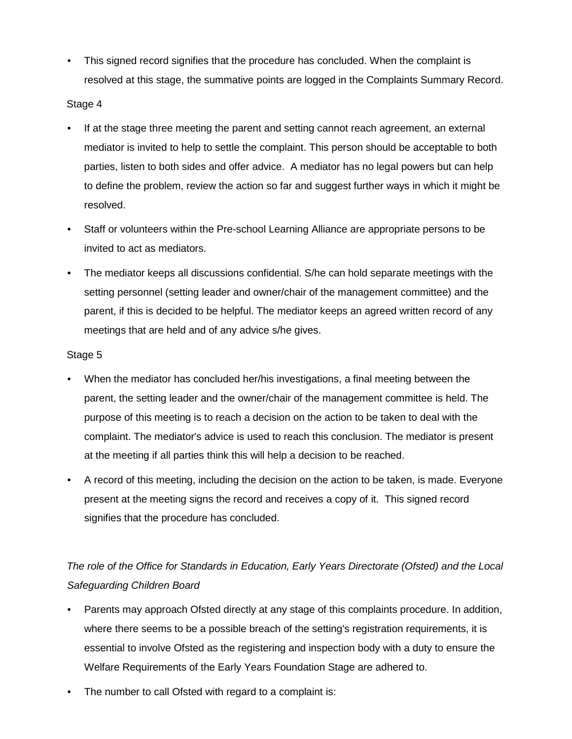- This signed record signifies that the procedure has concluded. When the complaint is resolved at this stage, the summative points are logged in the Complaints Summary Record.

Stage 4

- If at the stage three meeting the parent and setting cannot reach agreement, an external mediator is invited to help to settle the complaint. This person should be acceptable to both parties, listen to both sides and offer advice. A mediator has no legal powers but can help to define the problem, review the action so far and suggest further ways in which it might be resolved.
- Staff or volunteers within the Pre-school Learning Alliance are appropriate persons to be invited to act as mediators.
- The mediator keeps all discussions confidential. S/he can hold separate meetings with the setting personnel (setting leader and owner/chair of the management committee) and the parent, if this is decided to be helpful. The mediator keeps an agreed written record of any meetings that are held and of any advice s/he gives.

Stage 5

- When the mediator has concluded her/his investigations, a final meeting between the parent, the setting leader and the owner/chair of the management committee is held. The purpose of this meeting is to reach a decision on the action to be taken to deal with the complaint. The mediator's advice is used to reach this conclusion. The mediator is present at the meeting if all parties think this will help a decision to be reached.
- A record of this meeting, including the decision on the action to be taken, is made. Everyone present at the meeting signs the record and receives a copy of it. This signed record signifies that the procedure has concluded.

*The role of the Office for Standards in Education, Early Years Directorate (Ofsted) and the Local Safeguarding Children Board*

- Parents may approach Ofsted directly at any stage of this complaints procedure. In addition, where there seems to be a possible breach of the setting's registration requirements, it is essential to involve Ofsted as the registering and inspection body with a duty to ensure the Welfare Requirements of the Early Years Foundation Stage are adhered to.
- The number to call Ofsted with regard to a complaint is: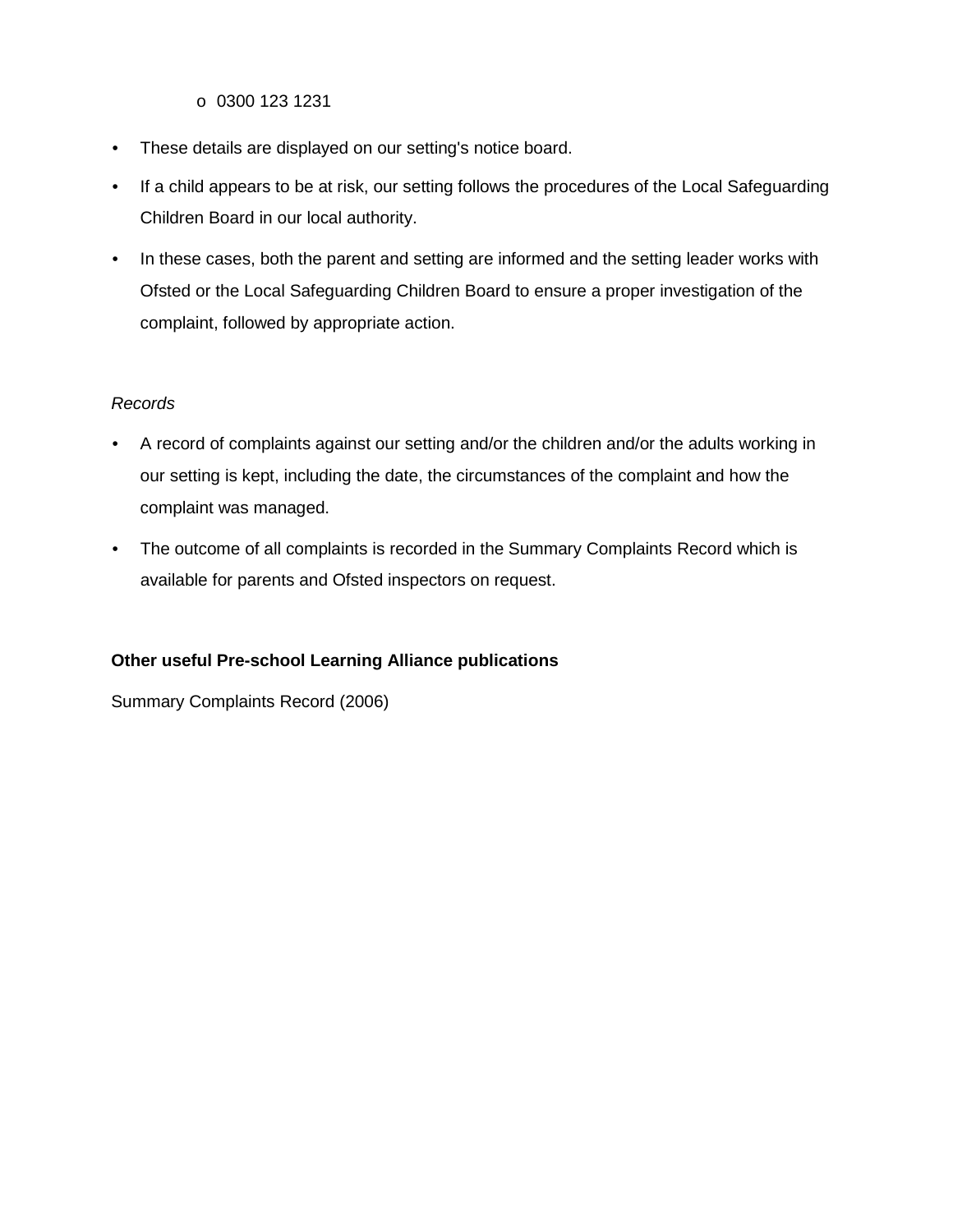- 0300 123 1231

- These details are displayed on our setting's notice board.
- If a child appears to be at risk, our setting follows the procedures of the Local Safeguarding Children Board in our local authority.
- In these cases, both the parent and setting are informed and the setting leader works with Ofsted or the Local Safeguarding Children Board to ensure a proper investigation of the complaint, followed by appropriate action.

*Records*

- A record of complaints against our setting and/or the children and/or the adults working in our setting is kept, including the date, the circumstances of the complaint and how the complaint was managed.
- The outcome of all complaints is recorded in the Summary Complaints Record which is available for parents and Ofsted inspectors on request.

**Other useful Pre-school Learning Alliance publications**

Summary Complaints Record (2006)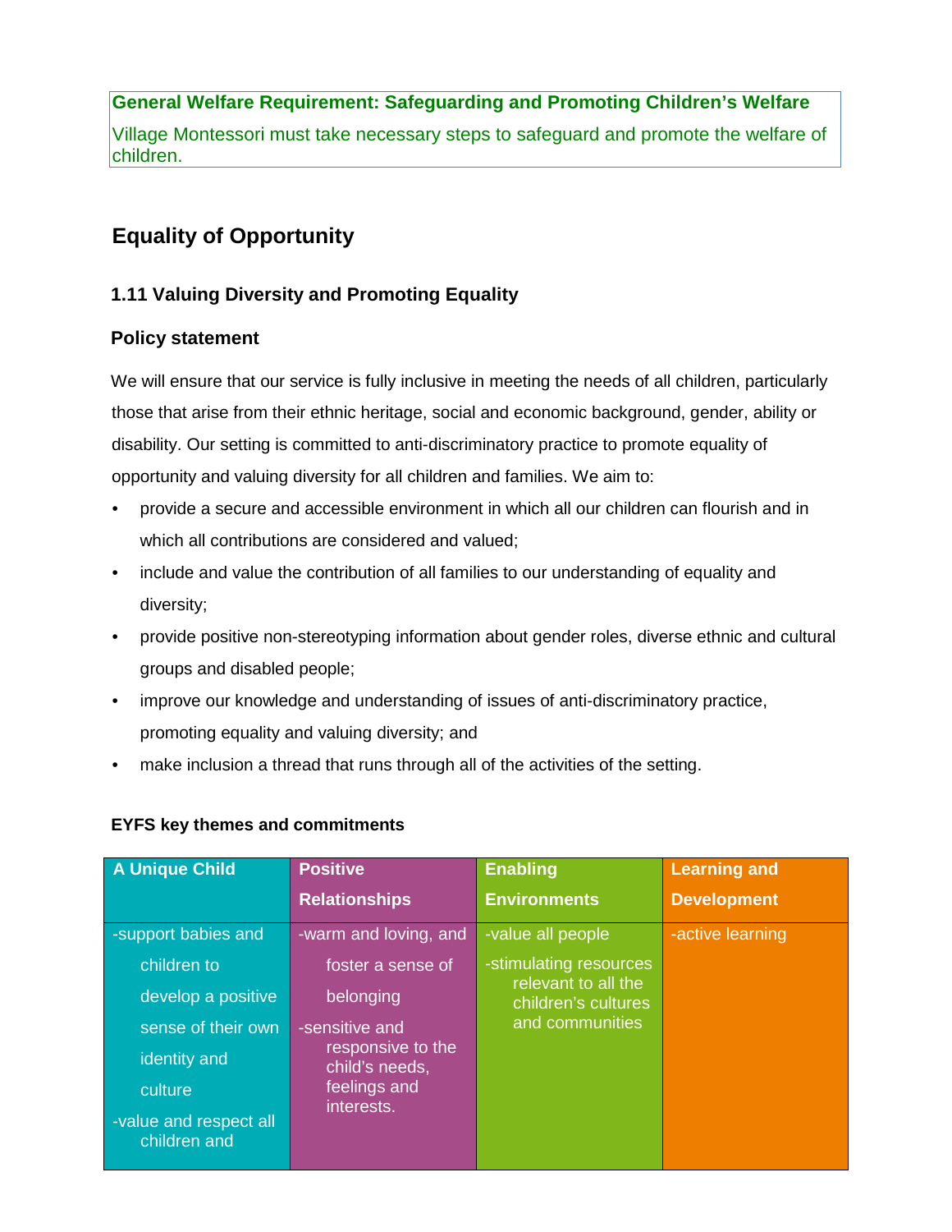**General Welfare Requirement: Safeguarding and Promoting Children's Welfare**

Village Montessori must take necessary steps to safeguard and promote the welfare of children.

## Equality of Opportunity

### 1.11 Valuing Diversity and Promoting Equality

### Policy statement

We will ensure that our service is fully inclusive in meeting the needs of all children, particularly those that arise from their ethnic heritage, social and economic background, gender, ability or disability. Our setting is committed to anti-discriminatory practice to promote equality of opportunity and valuing diversity for all children and families. We aim to:

- provide a secure and accessible environment in which all our children can flourish and in which all contributions are considered and valued;
- include and value the contribution of all families to our understanding of equality and diversity;
- provide positive non-stereotyping information about gender roles, diverse ethnic and cultural groups and disabled people;
- improve our knowledge and understanding of issues of anti-discriminatory practice, promoting equality and valuing diversity; and
- make inclusion a thread that runs through all of the activities of the setting.

**EYFS key themes and commitments**

| A Unique Child | Positive Relationships | Enabling Environments | Learning and Development |
|---|---|---|---|
| -support babies and children to develop a positive sense of their own identity and culture<br>-value and respect all children and | -warm and loving, and foster a sense of belonging<br>-sensitive and responsive to the child's needs, feelings and interests. | -value all people<br>-stimulating resources relevant to all the children's cultures and communities | -active learning |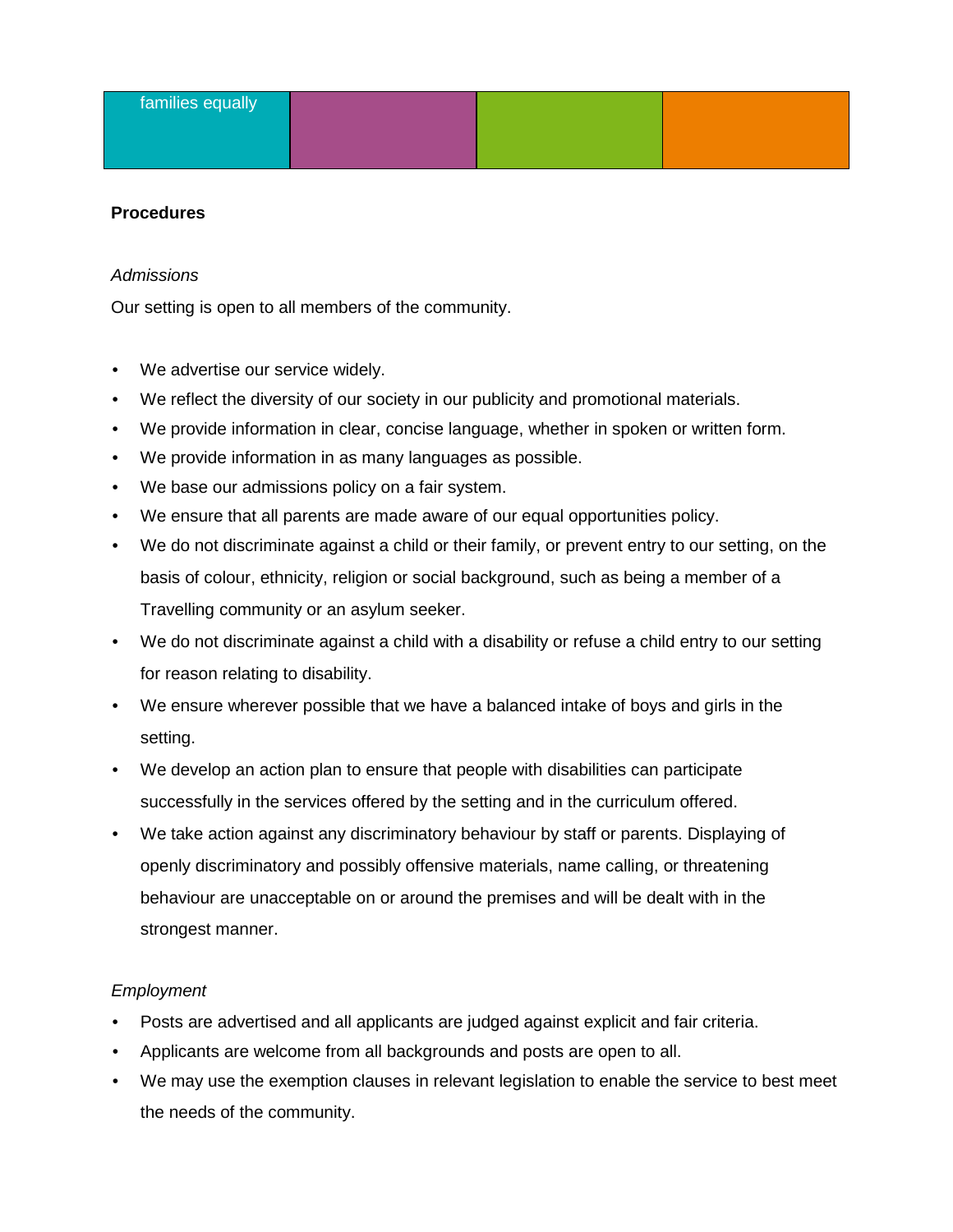| families equally | | | |
|---|---|---|---|

**Procedures**

*Admissions*

Our setting is open to all members of the community.

- We advertise our service widely.
- We reflect the diversity of our society in our publicity and promotional materials.
- We provide information in clear, concise language, whether in spoken or written form.
- We provide information in as many languages as possible.
- We base our admissions policy on a fair system.
- We ensure that all parents are made aware of our equal opportunities policy.
- We do not discriminate against a child or their family, or prevent entry to our setting, on the basis of colour, ethnicity, religion or social background, such as being a member of a Travelling community or an asylum seeker.
- We do not discriminate against a child with a disability or refuse a child entry to our setting for reason relating to disability.
- We ensure wherever possible that we have a balanced intake of boys and girls in the setting.
- We develop an action plan to ensure that people with disabilities can participate successfully in the services offered by the setting and in the curriculum offered.
- We take action against any discriminatory behaviour by staff or parents. Displaying of openly discriminatory and possibly offensive materials, name calling, or threatening behaviour are unacceptable on or around the premises and will be dealt with in the strongest manner.

*Employment*

- Posts are advertised and all applicants are judged against explicit and fair criteria.
- Applicants are welcome from all backgrounds and posts are open to all.
- We may use the exemption clauses in relevant legislation to enable the service to best meet the needs of the community.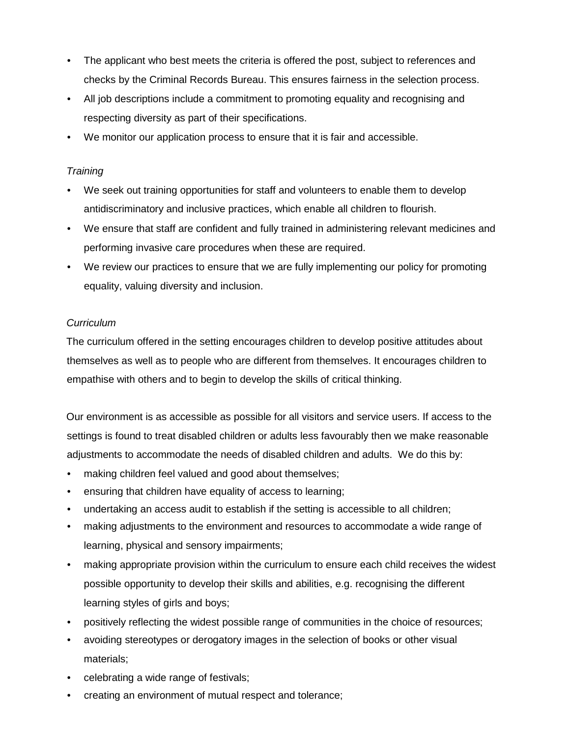- The applicant who best meets the criteria is offered the post, subject to references and checks by the Criminal Records Bureau. This ensures fairness in the selection process.
- All job descriptions include a commitment to promoting equality and recognising and respecting diversity as part of their specifications.
- We monitor our application process to ensure that it is fair and accessible.

*Training*

- We seek out training opportunities for staff and volunteers to enable them to develop antidiscriminatory and inclusive practices, which enable all children to flourish.
- We ensure that staff are confident and fully trained in administering relevant medicines and performing invasive care procedures when these are required.
- We review our practices to ensure that we are fully implementing our policy for promoting equality, valuing diversity and inclusion.

*Curriculum*

The curriculum offered in the setting encourages children to develop positive attitudes about themselves as well as to people who are different from themselves. It encourages children to empathise with others and to begin to develop the skills of critical thinking.

Our environment is as accessible as possible for all visitors and service users. If access to the settings is found to treat disabled children or adults less favourably then we make reasonable adjustments to accommodate the needs of disabled children and adults. We do this by:

- making children feel valued and good about themselves;
- ensuring that children have equality of access to learning;
- undertaking an access audit to establish if the setting is accessible to all children;
- making adjustments to the environment and resources to accommodate a wide range of learning, physical and sensory impairments;
- making appropriate provision within the curriculum to ensure each child receives the widest possible opportunity to develop their skills and abilities, e.g. recognising the different learning styles of girls and boys;
- positively reflecting the widest possible range of communities in the choice of resources;
- avoiding stereotypes or derogatory images in the selection of books or other visual materials;
- celebrating a wide range of festivals;
- creating an environment of mutual respect and tolerance;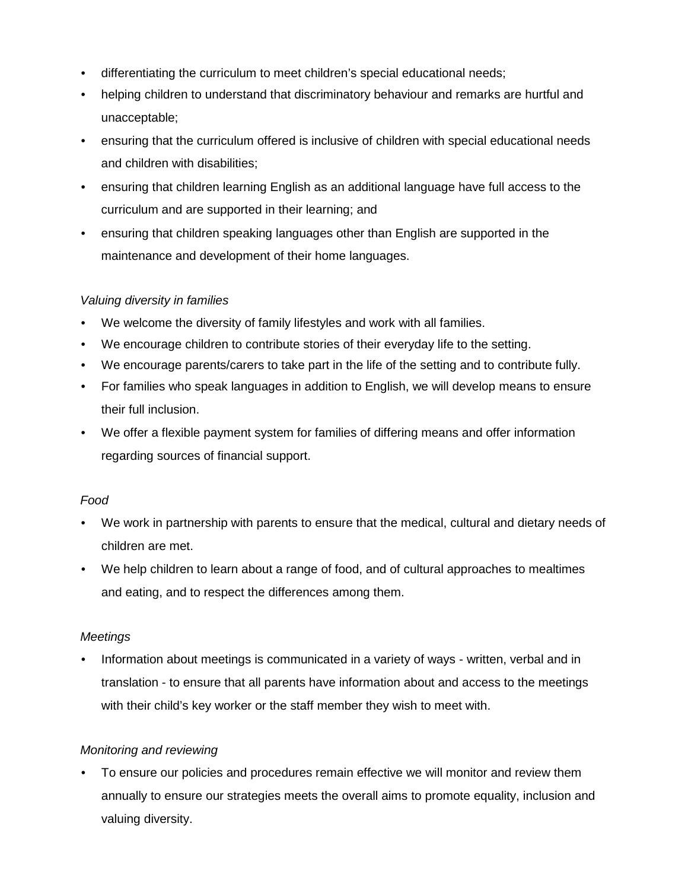- differentiating the curriculum to meet children's special educational needs;
- helping children to understand that discriminatory behaviour and remarks are hurtful and unacceptable;
- ensuring that the curriculum offered is inclusive of children with special educational needs and children with disabilities;
- ensuring that children learning English as an additional language have full access to the curriculum and are supported in their learning; and
- ensuring that children speaking languages other than English are supported in the maintenance and development of their home languages.

*Valuing diversity in families*

- We welcome the diversity of family lifestyles and work with all families.
- We encourage children to contribute stories of their everyday life to the setting.
- We encourage parents/carers to take part in the life of the setting and to contribute fully.
- For families who speak languages in addition to English, we will develop means to ensure their full inclusion.
- We offer a flexible payment system for families of differing means and offer information regarding sources of financial support.

*Food*

- We work in partnership with parents to ensure that the medical, cultural and dietary needs of children are met.
- We help children to learn about a range of food, and of cultural approaches to mealtimes and eating, and to respect the differences among them.

*Meetings*

- Information about meetings is communicated in a variety of ways - written, verbal and in translation - to ensure that all parents have information about and access to the meetings with their child's key worker or the staff member they wish to meet with.

*Monitoring and reviewing*

- To ensure our policies and procedures remain effective we will monitor and review them annually to ensure our strategies meets the overall aims to promote equality, inclusion and valuing diversity.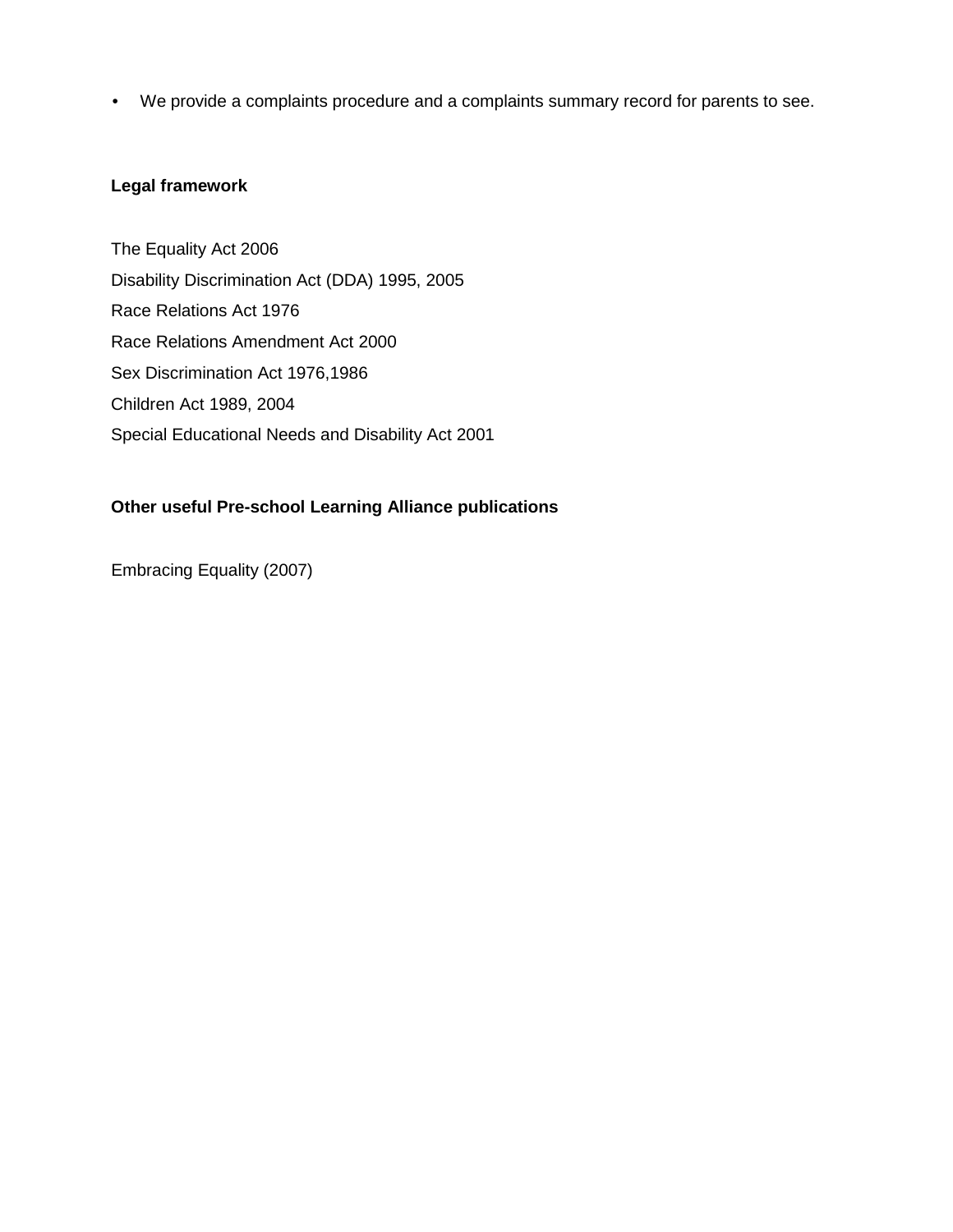- We provide a complaints procedure and a complaints summary record for parents to see.

**Legal framework**

The Equality Act 2006

Disability Discrimination Act (DDA) 1995, 2005

Race Relations Act 1976

Race Relations Amendment Act 2000

Sex Discrimination Act 1976,1986

Children Act 1989, 2004

Special Educational Needs and Disability Act 2001

**Other useful Pre-school Learning Alliance publications**

Embracing Equality (2007)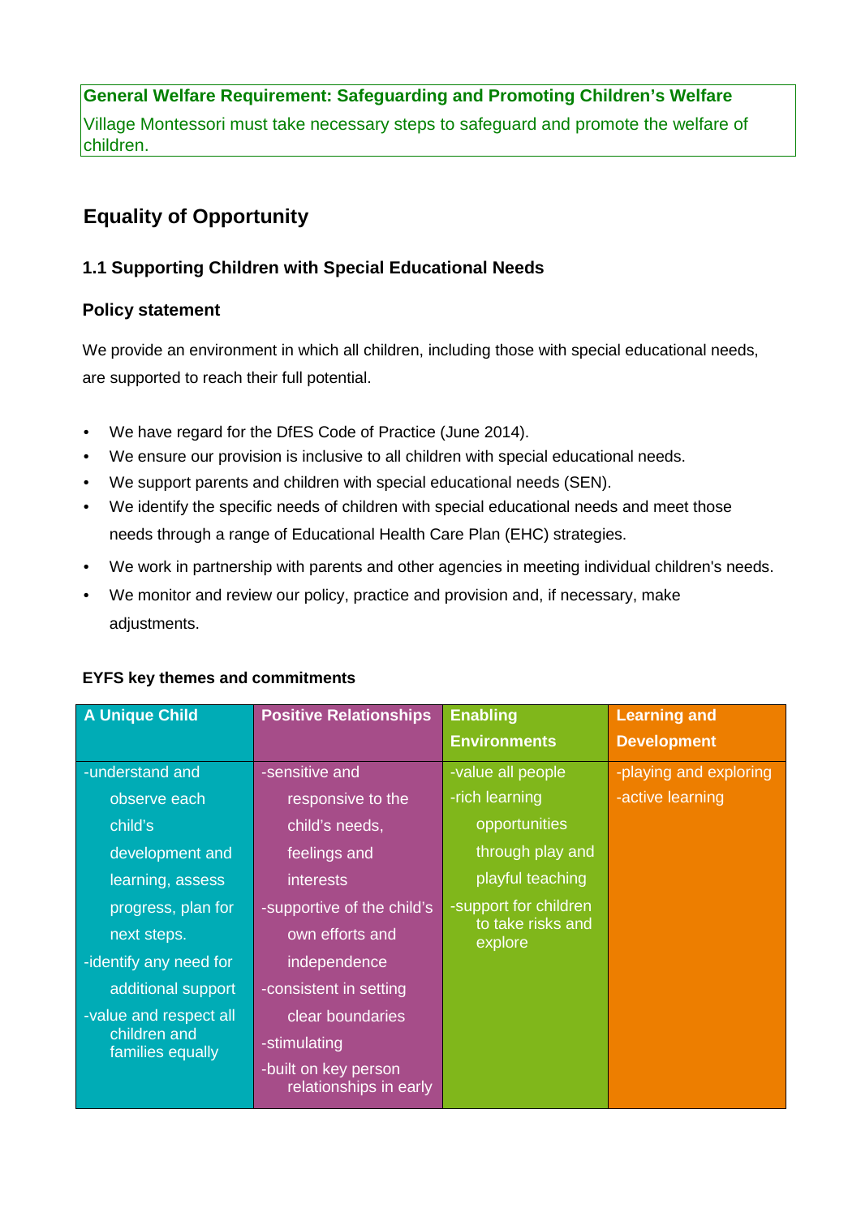**General Welfare Requirement: Safeguarding and Promoting Children's Welfare**

Village Montessori must take necessary steps to safeguard and promote the welfare of children.

## Equality of Opportunity

### 1.1 Supporting Children with Special Educational Needs

#### Policy statement

We provide an environment in which all children, including those with special educational needs, are supported to reach their full potential.

- We have regard for the DfES Code of Practice (June 2014).
- We ensure our provision is inclusive to all children with special educational needs.
- We support parents and children with special educational needs (SEN).
- We identify the specific needs of children with special educational needs and meet those needs through a range of Educational Health Care Plan (EHC) strategies.
- We work in partnership with parents and other agencies in meeting individual children's needs.
- We monitor and review our policy, practice and provision and, if necessary, make adjustments.

**EYFS key themes and commitments**

| A Unique Child | Positive Relationships | Enabling Environments | Learning and Development |
|---|---|---|---|
| -understand and observe each child's development and learning, assess progress, plan for next steps.<br>-identify any need for additional support<br>-value and respect all children and families equally | -sensitive and responsive to the child's needs, feelings and interests<br>-supportive of the child's own efforts and independence<br>-consistent in setting clear boundaries<br>-stimulating<br>-built on key person relationships in early | -value all people<br>-rich learning opportunities through play and playful teaching<br>-support for children to take risks and explore | -playing and exploring<br>-active learning |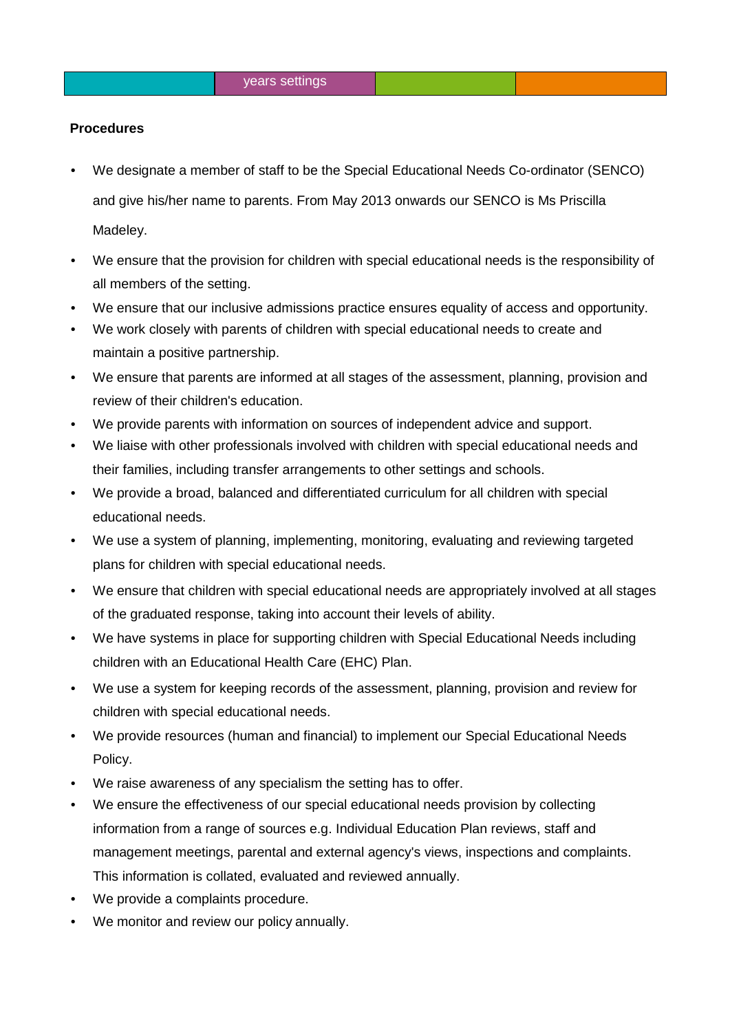**Procedures**

- We designate a member of staff to be the Special Educational Needs Co-ordinator (SENCO) and give his/her name to parents. From May 2013 onwards our SENCO is Ms Priscilla Madeley.
- We ensure that the provision for children with special educational needs is the responsibility of all members of the setting.
- We ensure that our inclusive admissions practice ensures equality of access and opportunity.
- We work closely with parents of children with special educational needs to create and maintain a positive partnership.
- We ensure that parents are informed at all stages of the assessment, planning, provision and review of their children's education.
- We provide parents with information on sources of independent advice and support.
- We liaise with other professionals involved with children with special educational needs and their families, including transfer arrangements to other settings and schools.
- We provide a broad, balanced and differentiated curriculum for all children with special educational needs.
- We use a system of planning, implementing, monitoring, evaluating and reviewing targeted plans for children with special educational needs.
- We ensure that children with special educational needs are appropriately involved at all stages of the graduated response, taking into account their levels of ability.
- We have systems in place for supporting children with Special Educational Needs including children with an Educational Health Care (EHC) Plan.
- We use a system for keeping records of the assessment, planning, provision and review for children with special educational needs.
- We provide resources (human and financial) to implement our Special Educational Needs Policy.
- We raise awareness of any specialism the setting has to offer.
- We ensure the effectiveness of our special educational needs provision by collecting information from a range of sources e.g. Individual Education Plan reviews, staff and management meetings, parental and external agency's views, inspections and complaints. This information is collated, evaluated and reviewed annually.
- We provide a complaints procedure.
- We monitor and review our policy annually.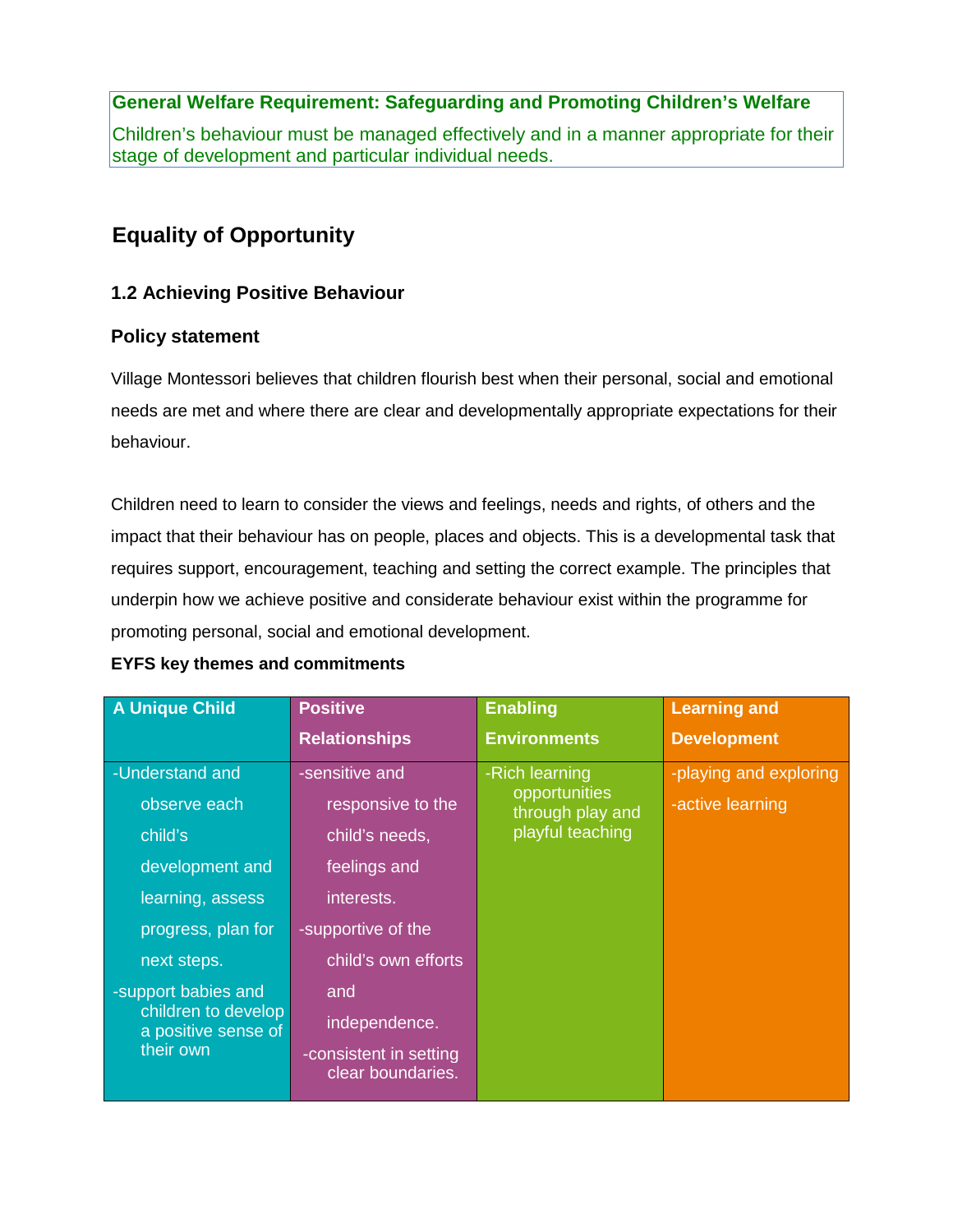**General Welfare Requirement: Safeguarding and Promoting Children's Welfare**

Children's behaviour must be managed effectively and in a manner appropriate for their stage of development and particular individual needs.

## Equality of Opportunity

### 1.2 Achieving Positive Behaviour

### Policy statement

Village Montessori believes that children flourish best when their personal, social and emotional needs are met and where there are clear and developmentally appropriate expectations for their behaviour.

Children need to learn to consider the views and feelings, needs and rights, of others and the impact that their behaviour has on people, places and objects. This is a developmental task that requires support, encouragement, teaching and setting the correct example. The principles that underpin how we achieve positive and considerate behaviour exist within the programme for promoting personal, social and emotional development.

**EYFS key themes and commitments**

| A Unique Child | Positive Relationships | Enabling Environments | Learning and Development |
|---|---|---|---|
| -Understand and observe each child's development and learning, assess progress, plan for next steps.<br>-support babies and children to develop a positive sense of their own | -sensitive and responsive to the child's needs, feelings and interests.<br>-supportive of the child's own efforts and independence.<br>-consistent in setting clear boundaries. | -Rich learning opportunities through play and playful teaching | -playing and exploring<br>-active learning |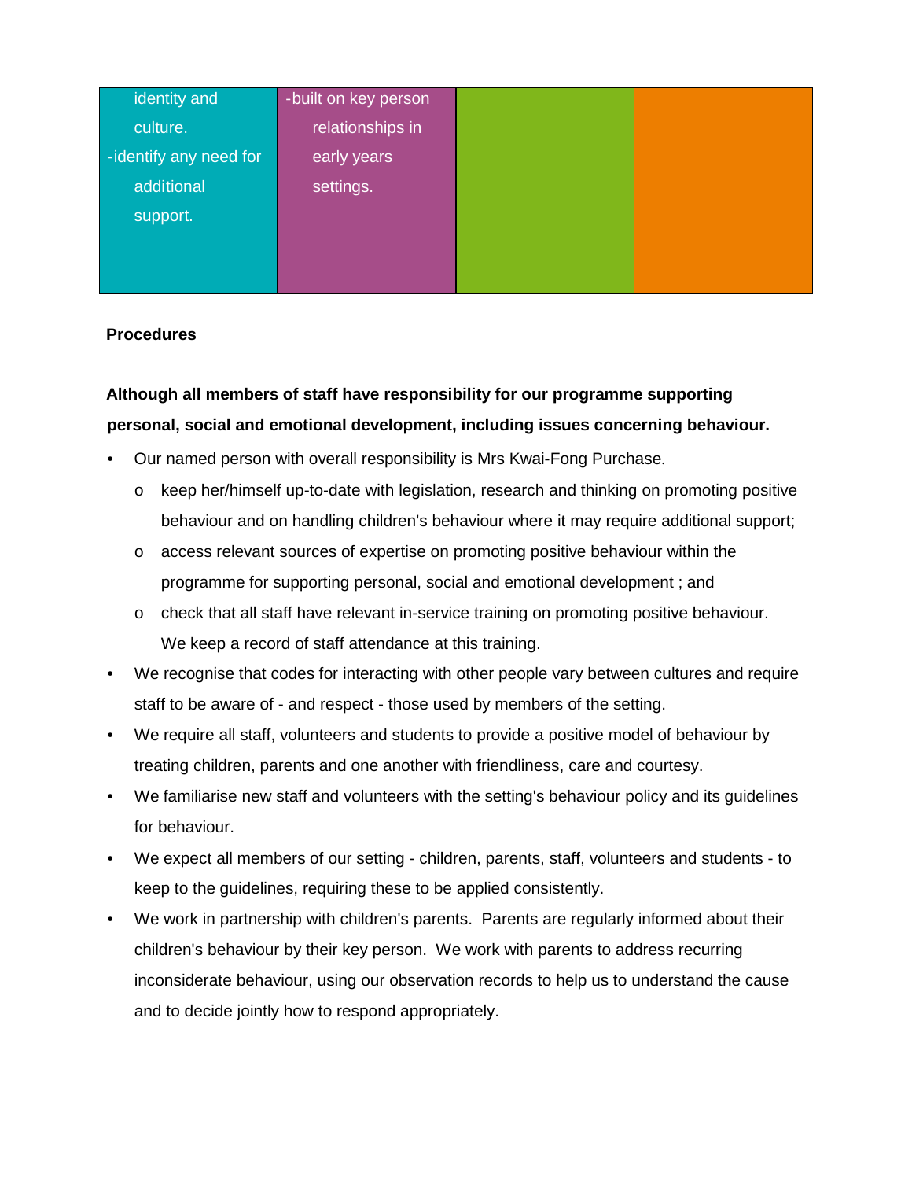| identity and culture.<br>-identify any need for additional support. | -built on key person relationships in early years settings. | | |
|---|---|---|---|

**Procedures**

**Although all members of staff have responsibility for our programme supporting personal, social and emotional development, including issues concerning behaviour.**

- Our named person with overall responsibility is Mrs Kwai-Fong Purchase.
  - o keep her/himself up-to-date with legislation, research and thinking on promoting positive behaviour and on handling children's behaviour where it may require additional support;
  - o access relevant sources of expertise on promoting positive behaviour within the programme for supporting personal, social and emotional development ; and
  - o check that all staff have relevant in-service training on promoting positive behaviour. We keep a record of staff attendance at this training.
- We recognise that codes for interacting with other people vary between cultures and require staff to be aware of - and respect - those used by members of the setting.
- We require all staff, volunteers and students to provide a positive model of behaviour by treating children, parents and one another with friendliness, care and courtesy.
- We familiarise new staff and volunteers with the setting's behaviour policy and its guidelines for behaviour.
- We expect all members of our setting - children, parents, staff, volunteers and students - to keep to the guidelines, requiring these to be applied consistently.
- We work in partnership with children's parents. Parents are regularly informed about their children's behaviour by their key person. We work with parents to address recurring inconsiderate behaviour, using our observation records to help us to understand the cause and to decide jointly how to respond appropriately.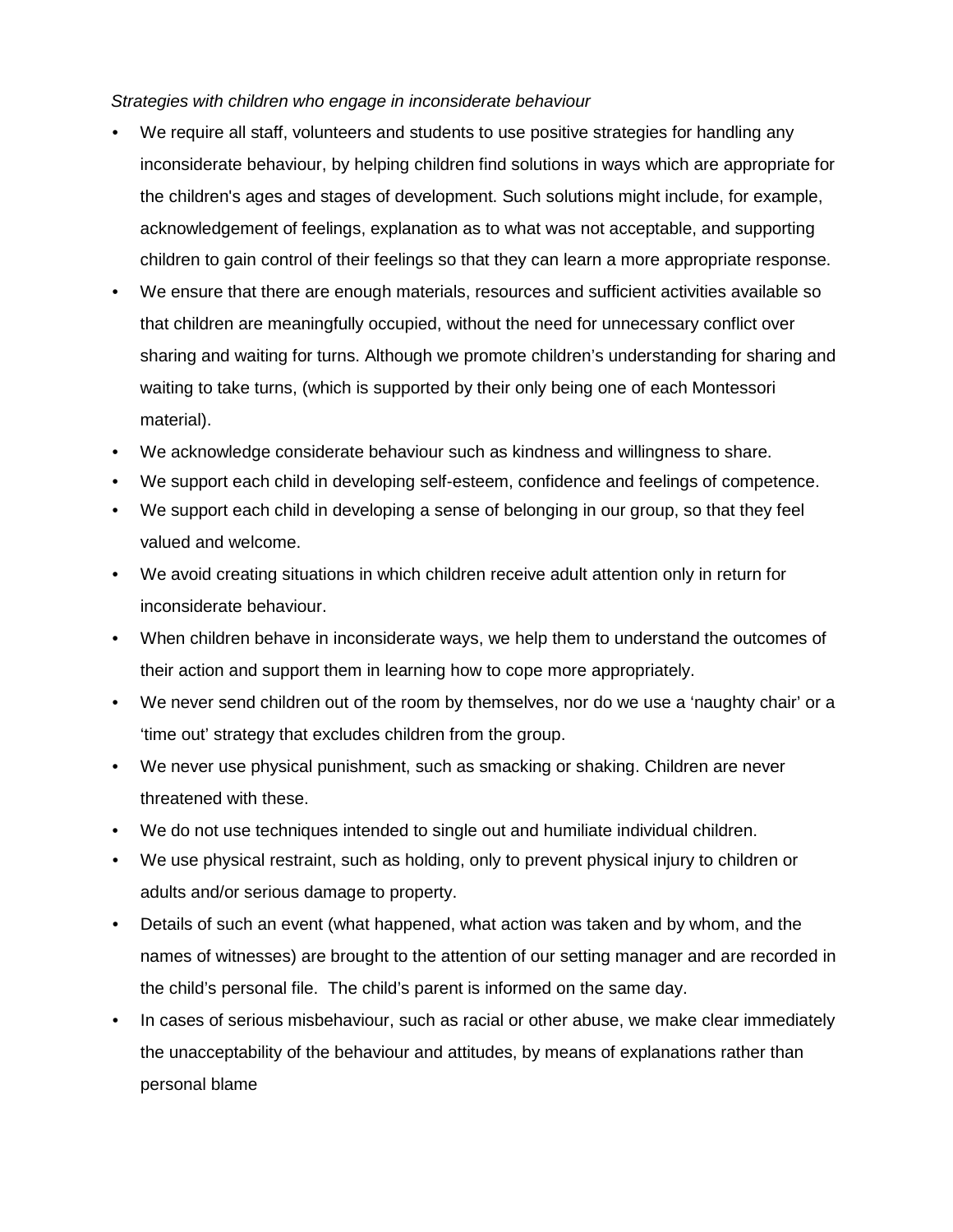*Strategies with children who engage in inconsiderate behaviour*

- We require all staff, volunteers and students to use positive strategies for handling any inconsiderate behaviour, by helping children find solutions in ways which are appropriate for the children's ages and stages of development. Such solutions might include, for example, acknowledgement of feelings, explanation as to what was not acceptable, and supporting children to gain control of their feelings so that they can learn a more appropriate response.
- We ensure that there are enough materials, resources and sufficient activities available so that children are meaningfully occupied, without the need for unnecessary conflict over sharing and waiting for turns. Although we promote children's understanding for sharing and waiting to take turns, (which is supported by their only being one of each Montessori material).
- We acknowledge considerate behaviour such as kindness and willingness to share.
- We support each child in developing self-esteem, confidence and feelings of competence.
- We support each child in developing a sense of belonging in our group, so that they feel valued and welcome.
- We avoid creating situations in which children receive adult attention only in return for inconsiderate behaviour.
- When children behave in inconsiderate ways, we help them to understand the outcomes of their action and support them in learning how to cope more appropriately.
- We never send children out of the room by themselves, nor do we use a 'naughty chair' or a 'time out' strategy that excludes children from the group.
- We never use physical punishment, such as smacking or shaking. Children are never threatened with these.
- We do not use techniques intended to single out and humiliate individual children.
- We use physical restraint, such as holding, only to prevent physical injury to children or adults and/or serious damage to property.
- Details of such an event (what happened, what action was taken and by whom, and the names of witnesses) are brought to the attention of our setting manager and are recorded in the child's personal file. The child's parent is informed on the same day.
- In cases of serious misbehaviour, such as racial or other abuse, we make clear immediately the unacceptability of the behaviour and attitudes, by means of explanations rather than personal blame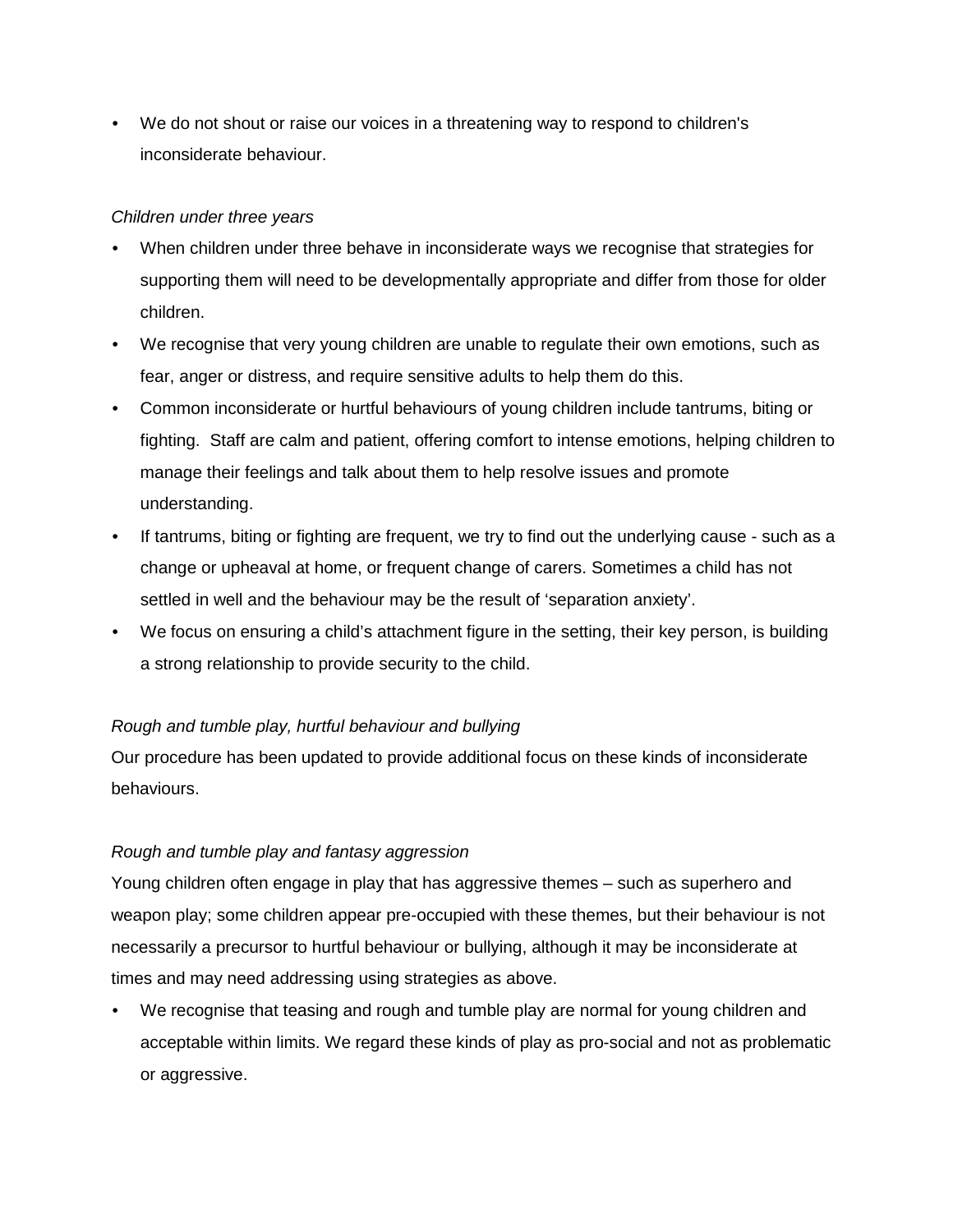- We do not shout or raise our voices in a threatening way to respond to children's inconsiderate behaviour.

*Children under three years*

- When children under three behave in inconsiderate ways we recognise that strategies for supporting them will need to be developmentally appropriate and differ from those for older children.
- We recognise that very young children are unable to regulate their own emotions, such as fear, anger or distress, and require sensitive adults to help them do this.
- Common inconsiderate or hurtful behaviours of young children include tantrums, biting or fighting. Staff are calm and patient, offering comfort to intense emotions, helping children to manage their feelings and talk about them to help resolve issues and promote understanding.
- If tantrums, biting or fighting are frequent, we try to find out the underlying cause - such as a change or upheaval at home, or frequent change of carers. Sometimes a child has not settled in well and the behaviour may be the result of 'separation anxiety'.
- We focus on ensuring a child's attachment figure in the setting, their key person, is building a strong relationship to provide security to the child.

*Rough and tumble play, hurtful behaviour and bullying*

Our procedure has been updated to provide additional focus on these kinds of inconsiderate behaviours.

*Rough and tumble play and fantasy aggression*

Young children often engage in play that has aggressive themes – such as superhero and weapon play; some children appear pre-occupied with these themes, but their behaviour is not necessarily a precursor to hurtful behaviour or bullying, although it may be inconsiderate at times and may need addressing using strategies as above.

- We recognise that teasing and rough and tumble play are normal for young children and acceptable within limits. We regard these kinds of play as pro-social and not as problematic or aggressive.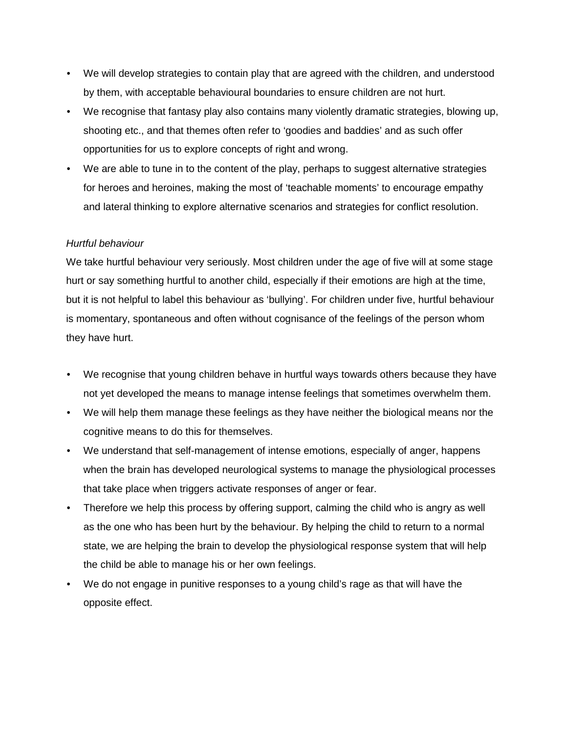- We will develop strategies to contain play that are agreed with the children, and understood by them, with acceptable behavioural boundaries to ensure children are not hurt.
- We recognise that fantasy play also contains many violently dramatic strategies, blowing up, shooting etc., and that themes often refer to 'goodies and baddies' and as such offer opportunities for us to explore concepts of right and wrong.
- We are able to tune in to the content of the play, perhaps to suggest alternative strategies for heroes and heroines, making the most of 'teachable moments' to encourage empathy and lateral thinking to explore alternative scenarios and strategies for conflict resolution.

*Hurtful behaviour*

We take hurtful behaviour very seriously. Most children under the age of five will at some stage hurt or say something hurtful to another child, especially if their emotions are high at the time, but it is not helpful to label this behaviour as 'bullying'. For children under five, hurtful behaviour is momentary, spontaneous and often without cognisance of the feelings of the person whom they have hurt.

- We recognise that young children behave in hurtful ways towards others because they have not yet developed the means to manage intense feelings that sometimes overwhelm them.
- We will help them manage these feelings as they have neither the biological means nor the cognitive means to do this for themselves.
- We understand that self-management of intense emotions, especially of anger, happens when the brain has developed neurological systems to manage the physiological processes that take place when triggers activate responses of anger or fear.
- Therefore we help this process by offering support, calming the child who is angry as well as the one who has been hurt by the behaviour. By helping the child to return to a normal state, we are helping the brain to develop the physiological response system that will help the child be able to manage his or her own feelings.
- We do not engage in punitive responses to a young child's rage as that will have the opposite effect.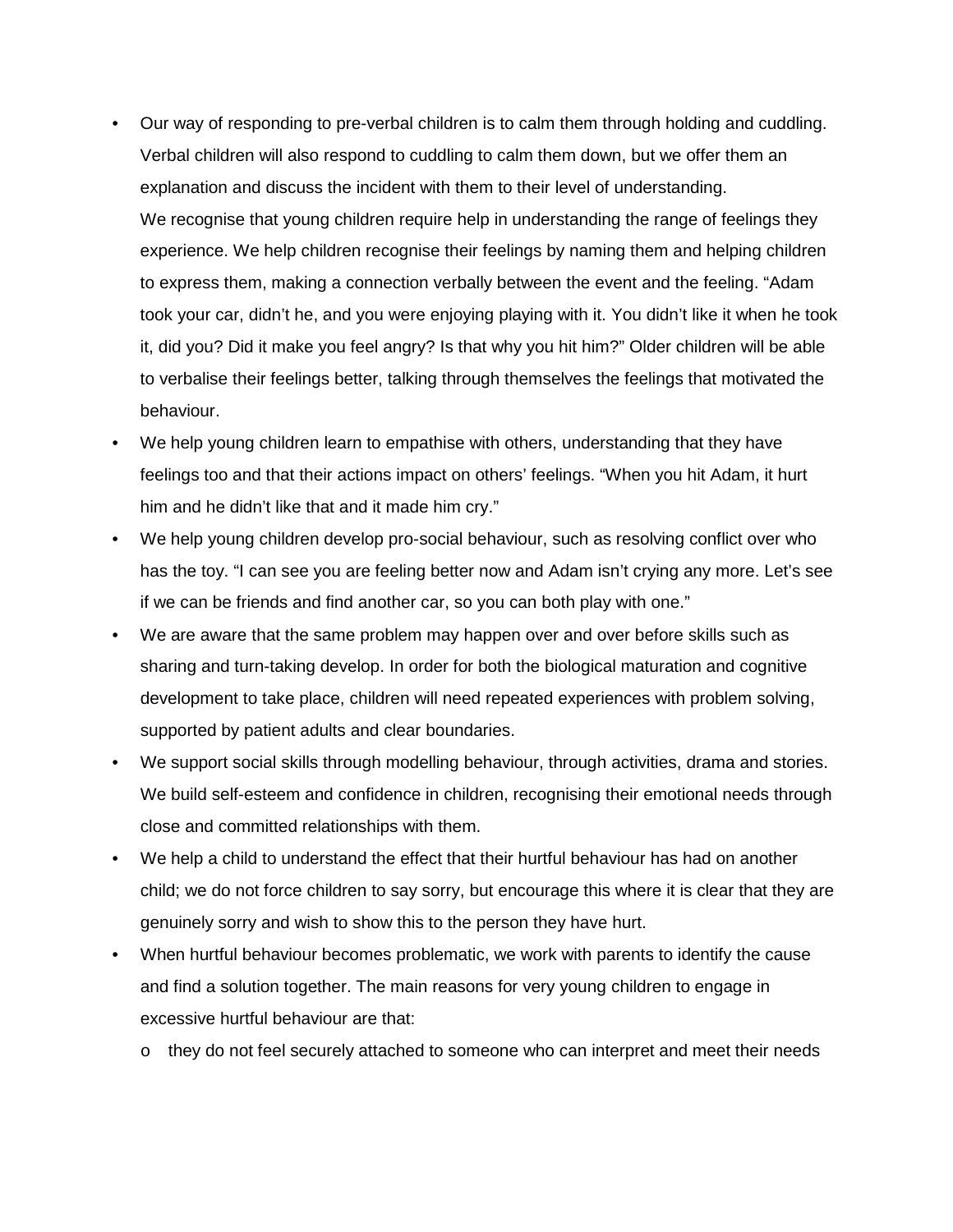- Our way of responding to pre-verbal children is to calm them through holding and cuddling. Verbal children will also respond to cuddling to calm them down, but we offer them an explanation and discuss the incident with them to their level of understanding.
  We recognise that young children require help in understanding the range of feelings they experience. We help children recognise their feelings by naming them and helping children to express them, making a connection verbally between the event and the feeling. "Adam took your car, didn't he, and you were enjoying playing with it. You didn't like it when he took it, did you? Did it make you feel angry? Is that why you hit him?" Older children will be able to verbalise their feelings better, talking through themselves the feelings that motivated the behaviour.
- We help young children learn to empathise with others, understanding that they have feelings too and that their actions impact on others' feelings. "When you hit Adam, it hurt him and he didn't like that and it made him cry."
- We help young children develop pro-social behaviour, such as resolving conflict over who has the toy. "I can see you are feeling better now and Adam isn't crying any more. Let's see if we can be friends and find another car, so you can both play with one."
- We are aware that the same problem may happen over and over before skills such as sharing and turn-taking develop. In order for both the biological maturation and cognitive development to take place, children will need repeated experiences with problem solving, supported by patient adults and clear boundaries.
- We support social skills through modelling behaviour, through activities, drama and stories. We build self-esteem and confidence in children, recognising their emotional needs through close and committed relationships with them.
- We help a child to understand the effect that their hurtful behaviour has had on another child; we do not force children to say sorry, but encourage this where it is clear that they are genuinely sorry and wish to show this to the person they have hurt.
- When hurtful behaviour becomes problematic, we work with parents to identify the cause and find a solution together. The main reasons for very young children to engage in excessive hurtful behaviour are that:
  - they do not feel securely attached to someone who can interpret and meet their needs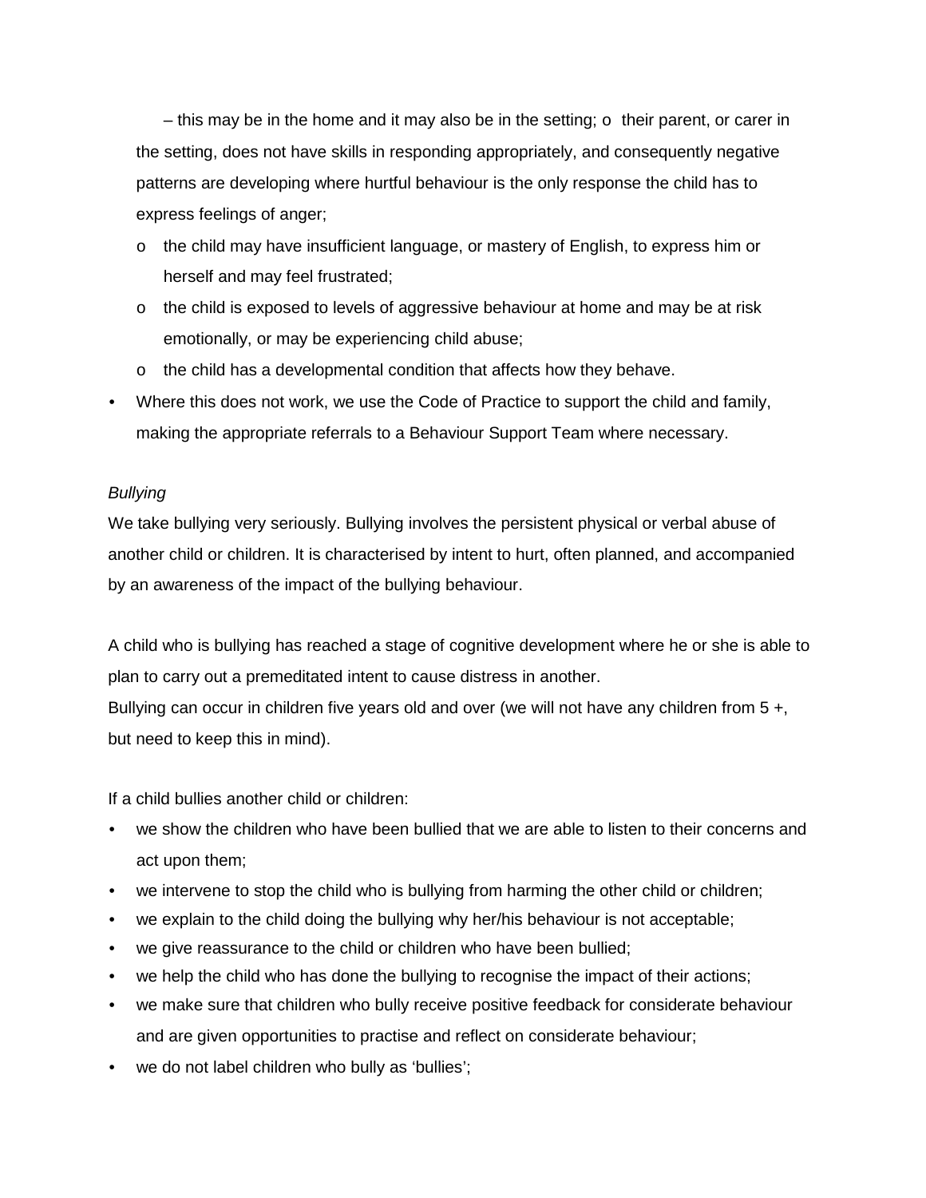– this may be in the home and it may also be in the setting; o their parent, or carer in the setting, does not have skills in responding appropriately, and consequently negative patterns are developing where hurtful behaviour is the only response the child has to express feelings of anger;

  - o the child may have insufficient language, or mastery of English, to express him or herself and may feel frustrated;
  - o the child is exposed to levels of aggressive behaviour at home and may be at risk emotionally, or may be experiencing child abuse;
  - o the child has a developmental condition that affects how they behave.

- Where this does not work, we use the Code of Practice to support the child and family, making the appropriate referrals to a Behaviour Support Team where necessary.

*Bullying*

We take bullying very seriously. Bullying involves the persistent physical or verbal abuse of another child or children. It is characterised by intent to hurt, often planned, and accompanied by an awareness of the impact of the bullying behaviour.

A child who is bullying has reached a stage of cognitive development where he or she is able to plan to carry out a premeditated intent to cause distress in another.
Bullying can occur in children five years old and over (we will not have any children from 5 +, but need to keep this in mind).

If a child bullies another child or children:

- we show the children who have been bullied that we are able to listen to their concerns and act upon them;
- we intervene to stop the child who is bullying from harming the other child or children;
- we explain to the child doing the bullying why her/his behaviour is not acceptable;
- we give reassurance to the child or children who have been bullied;
- we help the child who has done the bullying to recognise the impact of their actions;
- we make sure that children who bully receive positive feedback for considerate behaviour and are given opportunities to practise and reflect on considerate behaviour;
- we do not label children who bully as 'bullies';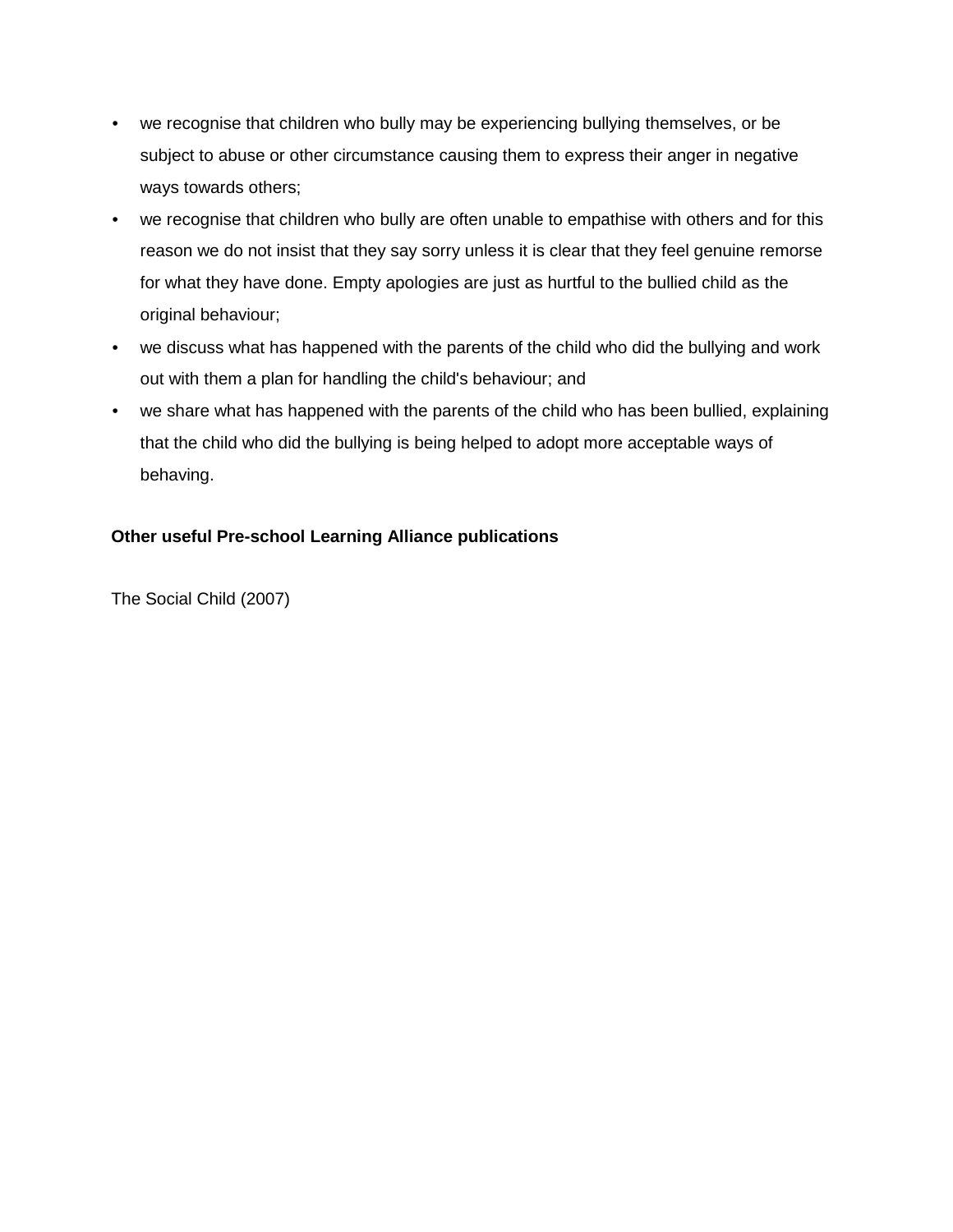- we recognise that children who bully may be experiencing bullying themselves, or be subject to abuse or other circumstance causing them to express their anger in negative ways towards others;
- we recognise that children who bully are often unable to empathise with others and for this reason we do not insist that they say sorry unless it is clear that they feel genuine remorse for what they have done. Empty apologies are just as hurtful to the bullied child as the original behaviour;
- we discuss what has happened with the parents of the child who did the bullying and work out with them a plan for handling the child's behaviour; and
- we share what has happened with the parents of the child who has been bullied, explaining that the child who did the bullying is being helped to adopt more acceptable ways of behaving.

**Other useful Pre-school Learning Alliance publications**

The Social Child (2007)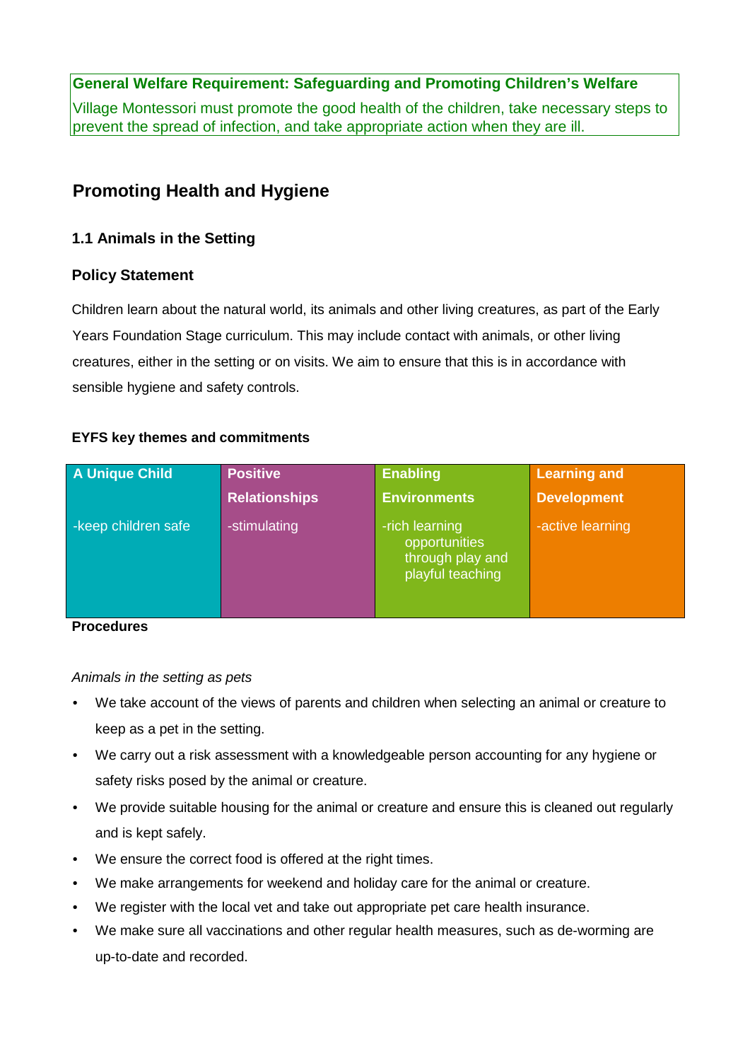**General Welfare Requirement: Safeguarding and Promoting Children's Welfare**

Village Montessori must promote the good health of the children, take necessary steps to prevent the spread of infection, and take appropriate action when they are ill.

## Promoting Health and Hygiene

### 1.1 Animals in the Setting

### Policy Statement

Children learn about the natural world, its animals and other living creatures, as part of the Early Years Foundation Stage curriculum. This may include contact with animals, or other living creatures, either in the setting or on visits. We aim to ensure that this is in accordance with sensible hygiene and safety controls.

**EYFS key themes and commitments**

| A Unique Child | Positive Relationships | Enabling Environments | Learning and Development |
|---|---|---|---|
| -keep children safe | -stimulating | -rich learning opportunities through play and playful teaching | -active learning |

**Procedures**

*Animals in the setting as pets*

- We take account of the views of parents and children when selecting an animal or creature to keep as a pet in the setting.
- We carry out a risk assessment with a knowledgeable person accounting for any hygiene or safety risks posed by the animal or creature.
- We provide suitable housing for the animal or creature and ensure this is cleaned out regularly and is kept safely.
- We ensure the correct food is offered at the right times.
- We make arrangements for weekend and holiday care for the animal or creature.
- We register with the local vet and take out appropriate pet care health insurance.
- We make sure all vaccinations and other regular health measures, such as de-worming are up-to-date and recorded.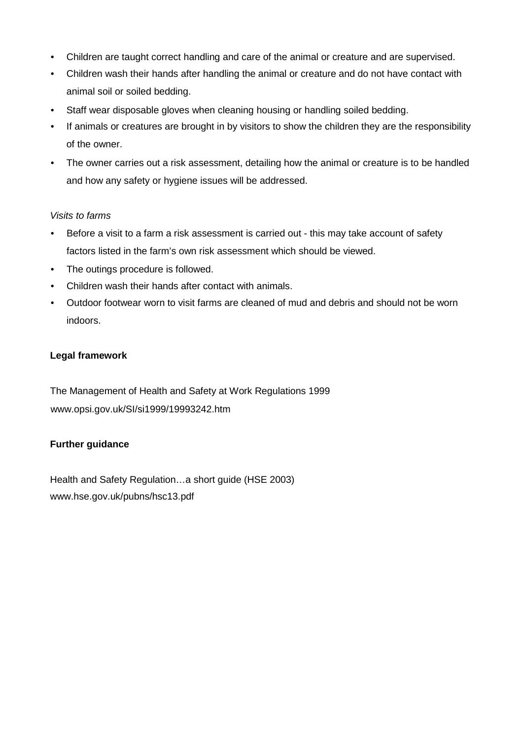- Children are taught correct handling and care of the animal or creature and are supervised.
- Children wash their hands after handling the animal or creature and do not have contact with animal soil or soiled bedding.
- Staff wear disposable gloves when cleaning housing or handling soiled bedding.
- If animals or creatures are brought in by visitors to show the children they are the responsibility of the owner.
- The owner carries out a risk assessment, detailing how the animal or creature is to be handled and how any safety or hygiene issues will be addressed.

*Visits to farms*

- Before a visit to a farm a risk assessment is carried out - this may take account of safety factors listed in the farm's own risk assessment which should be viewed.
- The outings procedure is followed.
- Children wash their hands after contact with animals.
- Outdoor footwear worn to visit farms are cleaned of mud and debris and should not be worn indoors.

**Legal framework**

The Management of Health and Safety at Work Regulations 1999
www.opsi.gov.uk/SI/si1999/19993242.htm

**Further guidance**

Health and Safety Regulation…a short guide (HSE 2003)
www.hse.gov.uk/pubns/hsc13.pdf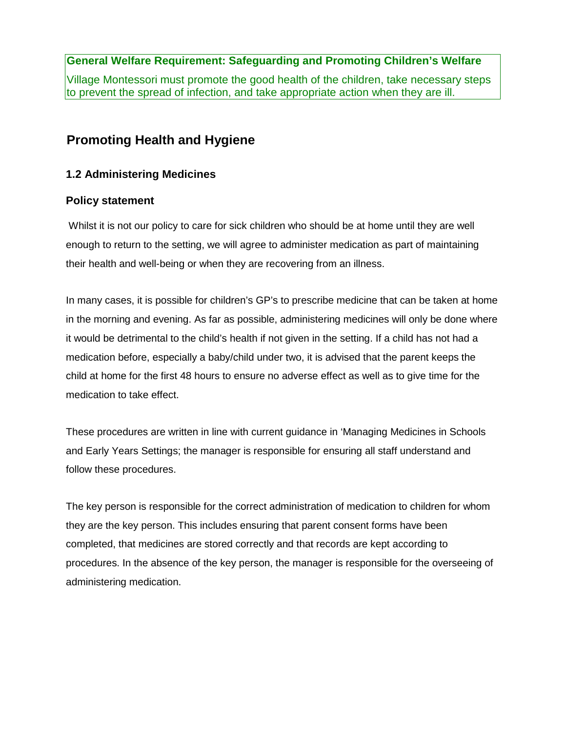**General Welfare Requirement: Safeguarding and Promoting Children's Welfare**

Village Montessori must promote the good health of the children, take necessary steps to prevent the spread of infection, and take appropriate action when they are ill.

## Promoting Health and Hygiene

### 1.2 Administering Medicines

### Policy statement

Whilst it is not our policy to care for sick children who should be at home until they are well enough to return to the setting, we will agree to administer medication as part of maintaining their health and well-being or when they are recovering from an illness.

In many cases, it is possible for children's GP's to prescribe medicine that can be taken at home in the morning and evening. As far as possible, administering medicines will only be done where it would be detrimental to the child's health if not given in the setting. If a child has not had a medication before, especially a baby/child under two, it is advised that the parent keeps the child at home for the first 48 hours to ensure no adverse effect as well as to give time for the medication to take effect.

These procedures are written in line with current guidance in 'Managing Medicines in Schools and Early Years Settings; the manager is responsible for ensuring all staff understand and follow these procedures.

The key person is responsible for the correct administration of medication to children for whom they are the key person. This includes ensuring that parent consent forms have been completed, that medicines are stored correctly and that records are kept according to procedures. In the absence of the key person, the manager is responsible for the overseeing of administering medication.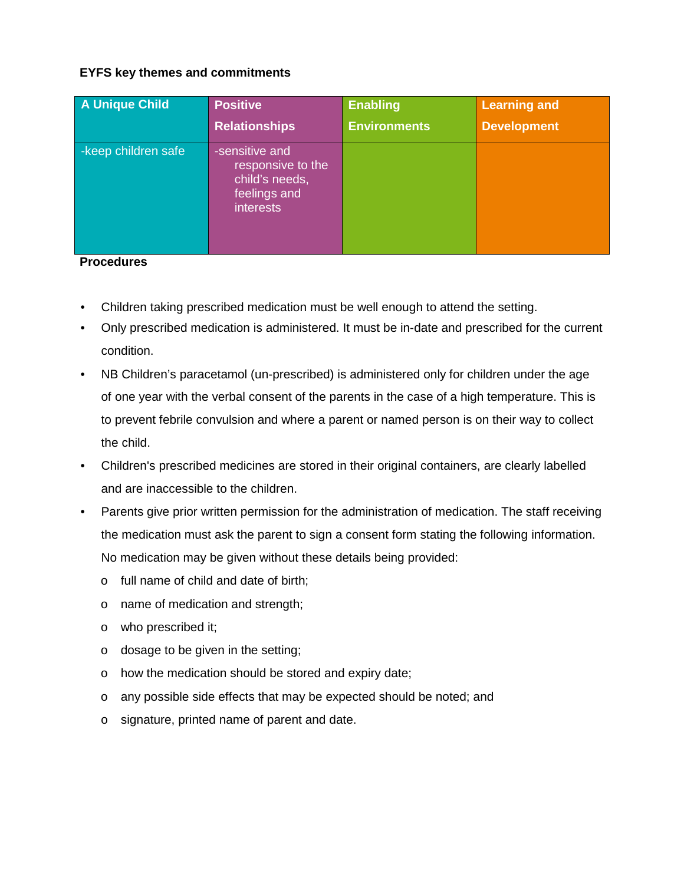**EYFS key themes and commitments**

| A Unique Child | Positive Relationships | Enabling Environments | Learning and Development |
|---|---|---|---|
| -keep children safe | -sensitive and responsive to the child's needs, feelings and interests | | |

**Procedures**

- Children taking prescribed medication must be well enough to attend the setting.
- Only prescribed medication is administered. It must be in-date and prescribed for the current condition.
- NB Children's paracetamol (un-prescribed) is administered only for children under the age of one year with the verbal consent of the parents in the case of a high temperature. This is to prevent febrile convulsion and where a parent or named person is on their way to collect the child.
- Children's prescribed medicines are stored in their original containers, are clearly labelled and are inaccessible to the children.
- Parents give prior written permission for the administration of medication. The staff receiving the medication must ask the parent to sign a consent form stating the following information. No medication may be given without these details being provided:
  - full name of child and date of birth;
  - name of medication and strength;
  - who prescribed it;
  - dosage to be given in the setting;
  - how the medication should be stored and expiry date;
  - any possible side effects that may be expected should be noted; and
  - signature, printed name of parent and date.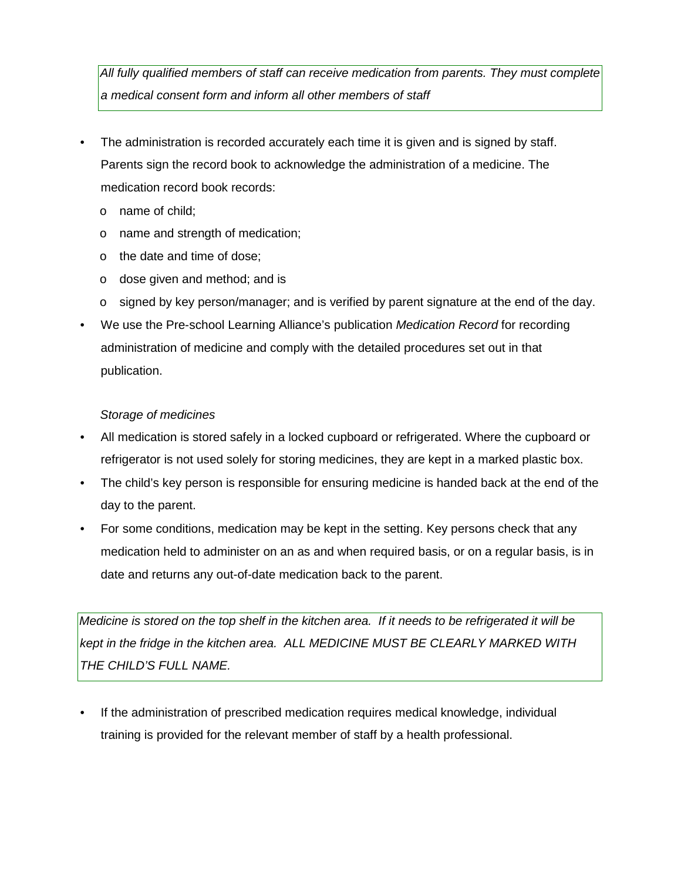*All fully qualified members of staff can receive medication from parents. They must complete a medical consent form and inform all other members of staff*

- The administration is recorded accurately each time it is given and is signed by staff. Parents sign the record book to acknowledge the administration of a medicine. The medication record book records:
  - name of child;
  - name and strength of medication;
  - the date and time of dose;
  - dose given and method; and is
  - signed by key person/manager; and is verified by parent signature at the end of the day.
- We use the Pre-school Learning Alliance's publication *Medication Record* for recording administration of medicine and comply with the detailed procedures set out in that publication.

*Storage of medicines*

- All medication is stored safely in a locked cupboard or refrigerated. Where the cupboard or refrigerator is not used solely for storing medicines, they are kept in a marked plastic box.
- The child's key person is responsible for ensuring medicine is handed back at the end of the day to the parent.
- For some conditions, medication may be kept in the setting. Key persons check that any medication held to administer on an as and when required basis, or on a regular basis, is in date and returns any out-of-date medication back to the parent.

*Medicine is stored on the top shelf in the kitchen area. If it needs to be refrigerated it will be kept in the fridge in the kitchen area. ALL MEDICINE MUST BE CLEARLY MARKED WITH THE CHILD'S FULL NAME.*

- If the administration of prescribed medication requires medical knowledge, individual training is provided for the relevant member of staff by a health professional.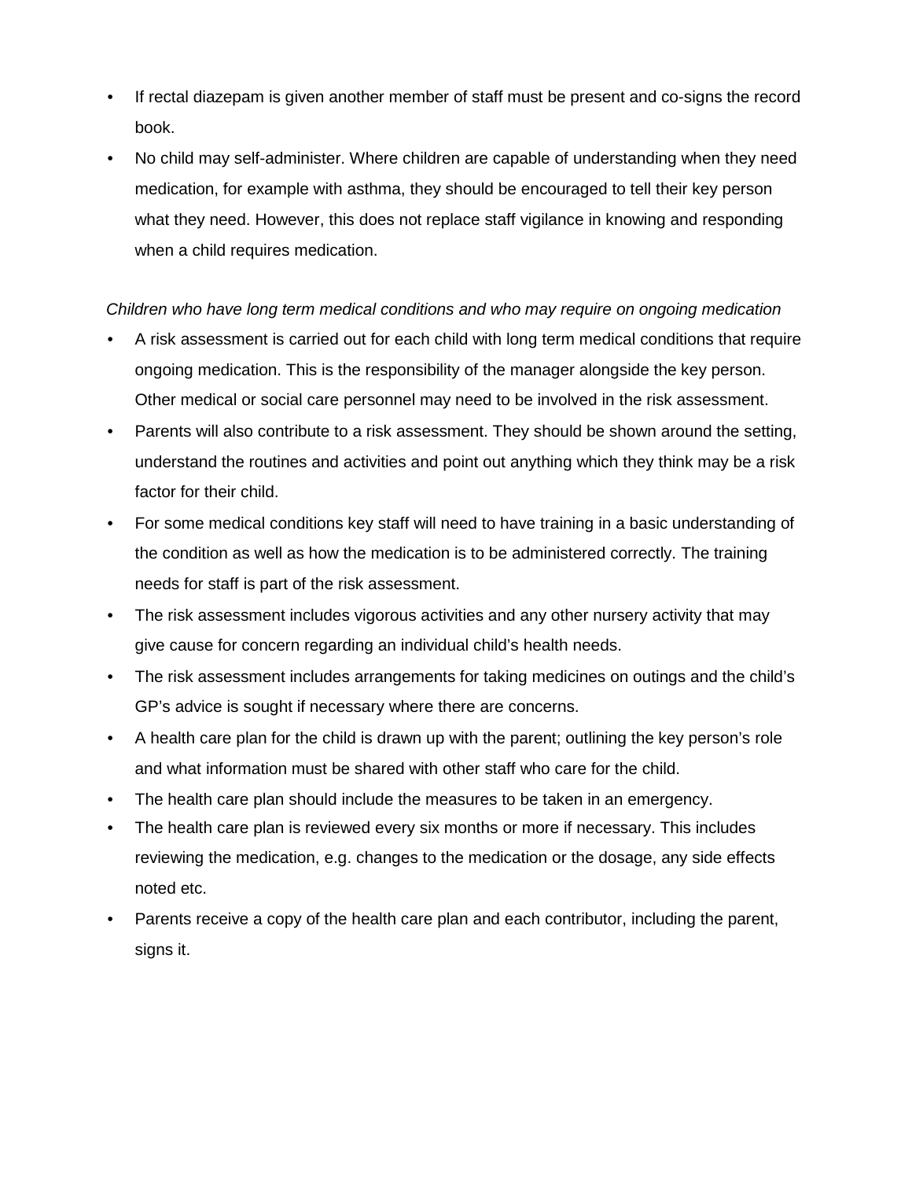- If rectal diazepam is given another member of staff must be present and co-signs the record book.
- No child may self-administer. Where children are capable of understanding when they need medication, for example with asthma, they should be encouraged to tell their key person what they need. However, this does not replace staff vigilance in knowing and responding when a child requires medication.

*Children who have long term medical conditions and who may require on ongoing medication*

- A risk assessment is carried out for each child with long term medical conditions that require ongoing medication. This is the responsibility of the manager alongside the key person. Other medical or social care personnel may need to be involved in the risk assessment.
- Parents will also contribute to a risk assessment. They should be shown around the setting, understand the routines and activities and point out anything which they think may be a risk factor for their child.
- For some medical conditions key staff will need to have training in a basic understanding of the condition as well as how the medication is to be administered correctly. The training needs for staff is part of the risk assessment.
- The risk assessment includes vigorous activities and any other nursery activity that may give cause for concern regarding an individual child's health needs.
- The risk assessment includes arrangements for taking medicines on outings and the child's GP's advice is sought if necessary where there are concerns.
- A health care plan for the child is drawn up with the parent; outlining the key person's role and what information must be shared with other staff who care for the child.
- The health care plan should include the measures to be taken in an emergency.
- The health care plan is reviewed every six months or more if necessary. This includes reviewing the medication, e.g. changes to the medication or the dosage, any side effects noted etc.
- Parents receive a copy of the health care plan and each contributor, including the parent, signs it.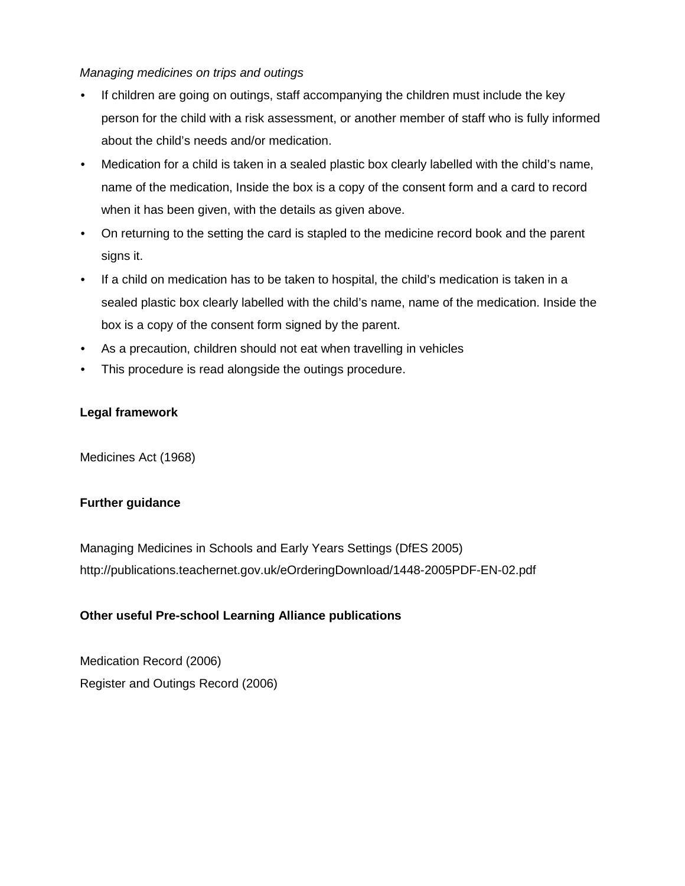*Managing medicines on trips and outings*

- If children are going on outings, staff accompanying the children must include the key person for the child with a risk assessment, or another member of staff who is fully informed about the child's needs and/or medication.
- Medication for a child is taken in a sealed plastic box clearly labelled with the child's name, name of the medication, Inside the box is a copy of the consent form and a card to record when it has been given, with the details as given above.
- On returning to the setting the card is stapled to the medicine record book and the parent signs it.
- If a child on medication has to be taken to hospital, the child's medication is taken in a sealed plastic box clearly labelled with the child's name, name of the medication. Inside the box is a copy of the consent form signed by the parent.
- As a precaution, children should not eat when travelling in vehicles
- This procedure is read alongside the outings procedure.

**Legal framework**

Medicines Act (1968)

**Further guidance**

Managing Medicines in Schools and Early Years Settings (DfES 2005)
http://publications.teachernet.gov.uk/eOrderingDownload/1448-2005PDF-EN-02.pdf

**Other useful Pre-school Learning Alliance publications**

Medication Record (2006)
Register and Outings Record (2006)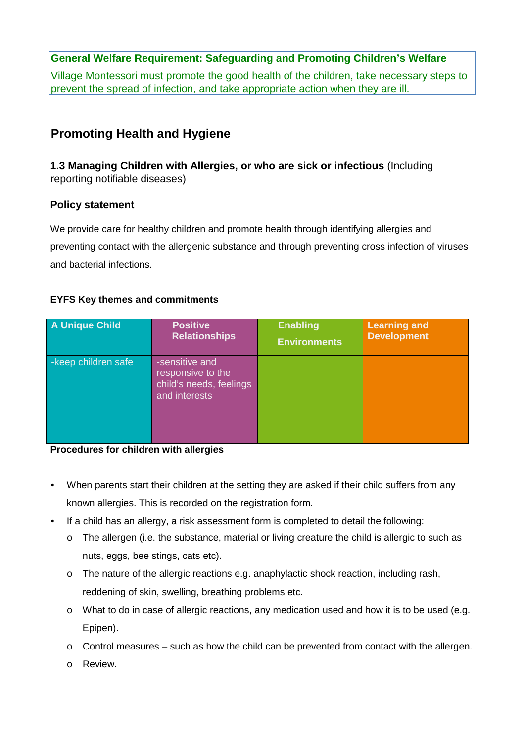**General Welfare Requirement: Safeguarding and Promoting Children's Welfare**

Village Montessori must promote the good health of the children, take necessary steps to prevent the spread of infection, and take appropriate action when they are ill.

## Promoting Health and Hygiene

### 1.3 Managing Children with Allergies, or who are sick or infectious (Including reporting notifiable diseases)

### Policy statement

We provide care for healthy children and promote health through identifying allergies and preventing contact with the allergenic substance and through preventing cross infection of viruses and bacterial infections.

**EYFS Key themes and commitments**

| A Unique Child | Positive Relationships | Enabling Environments | Learning and Development |
|---|---|---|---|
| -keep children safe | -sensitive and responsive to the child's needs, feelings and interests | | |

**Procedures for children with allergies**

- When parents start their children at the setting they are asked if their child suffers from any known allergies. This is recorded on the registration form.
- If a child has an allergy, a risk assessment form is completed to detail the following:
  - The allergen (i.e. the substance, material or living creature the child is allergic to such as nuts, eggs, bee stings, cats etc).
  - The nature of the allergic reactions e.g. anaphylactic shock reaction, including rash, reddening of skin, swelling, breathing problems etc.
  - What to do in case of allergic reactions, any medication used and how it is to be used (e.g. Epipen).
  - Control measures – such as how the child can be prevented from contact with the allergen.
  - Review.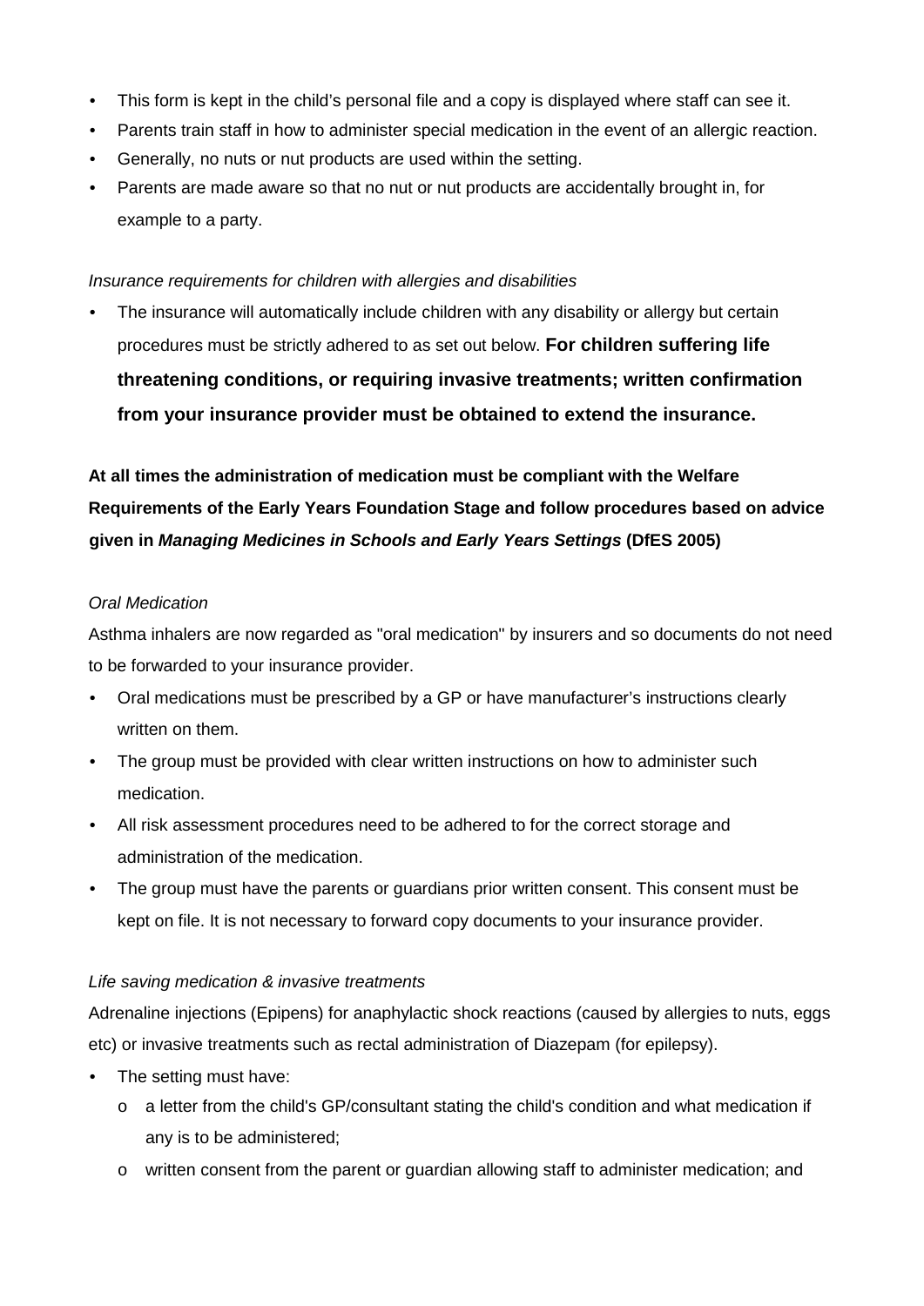- This form is kept in the child's personal file and a copy is displayed where staff can see it.
- Parents train staff in how to administer special medication in the event of an allergic reaction.
- Generally, no nuts or nut products are used within the setting.
- Parents are made aware so that no nut or nut products are accidentally brought in, for example to a party.

*Insurance requirements for children with allergies and disabilities*

- The insurance will automatically include children with any disability or allergy but certain procedures must be strictly adhered to as set out below. **For children suffering life threatening conditions, or requiring invasive treatments; written confirmation from your insurance provider must be obtained to extend the insurance.**

**At all times the administration of medication must be compliant with the Welfare Requirements of the Early Years Foundation Stage and follow procedures based on advice given in *Managing Medicines in Schools and Early Years Settings* (DfES 2005)**

*Oral Medication*

Asthma inhalers are now regarded as "oral medication" by insurers and so documents do not need to be forwarded to your insurance provider.

- Oral medications must be prescribed by a GP or have manufacturer's instructions clearly written on them.
- The group must be provided with clear written instructions on how to administer such medication.
- All risk assessment procedures need to be adhered to for the correct storage and administration of the medication.
- The group must have the parents or guardians prior written consent. This consent must be kept on file. It is not necessary to forward copy documents to your insurance provider.

*Life saving medication & invasive treatments*

Adrenaline injections (Epipens) for anaphylactic shock reactions (caused by allergies to nuts, eggs etc) or invasive treatments such as rectal administration of Diazepam (for epilepsy).

- The setting must have:
  - a letter from the child's GP/consultant stating the child's condition and what medication if any is to be administered;
  - written consent from the parent or guardian allowing staff to administer medication; and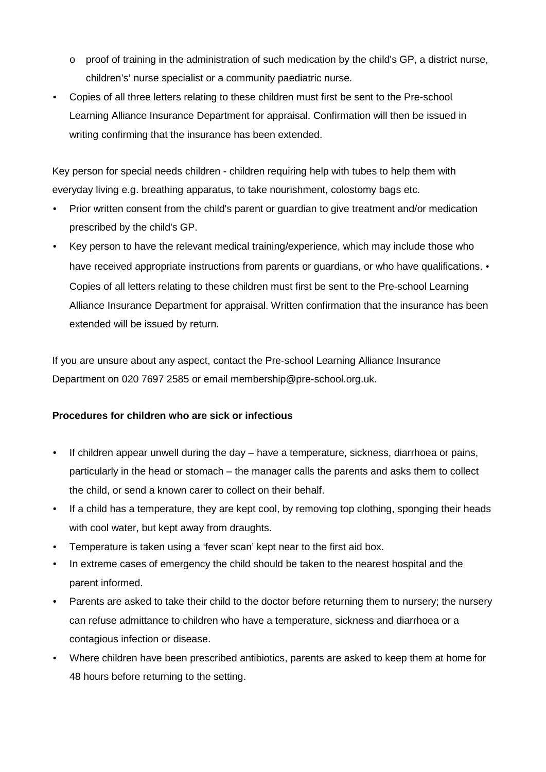- proof of training in the administration of such medication by the child's GP, a district nurse, children's' nurse specialist or a community paediatric nurse.
- Copies of all three letters relating to these children must first be sent to the Pre-school Learning Alliance Insurance Department for appraisal. Confirmation will then be issued in writing confirming that the insurance has been extended.

Key person for special needs children - children requiring help with tubes to help them with everyday living e.g. breathing apparatus, to take nourishment, colostomy bags etc.

- Prior written consent from the child's parent or guardian to give treatment and/or medication prescribed by the child's GP.
- Key person to have the relevant medical training/experience, which may include those who have received appropriate instructions from parents or guardians, or who have qualifications. • Copies of all letters relating to these children must first be sent to the Pre-school Learning Alliance Insurance Department for appraisal. Written confirmation that the insurance has been extended will be issued by return.

If you are unsure about any aspect, contact the Pre-school Learning Alliance Insurance Department on 020 7697 2585 or email membership@pre-school.org.uk.

**Procedures for children who are sick or infectious**

- If children appear unwell during the day – have a temperature, sickness, diarrhoea or pains, particularly in the head or stomach – the manager calls the parents and asks them to collect the child, or send a known carer to collect on their behalf.
- If a child has a temperature, they are kept cool, by removing top clothing, sponging their heads with cool water, but kept away from draughts.
- Temperature is taken using a 'fever scan' kept near to the first aid box.
- In extreme cases of emergency the child should be taken to the nearest hospital and the parent informed.
- Parents are asked to take their child to the doctor before returning them to nursery; the nursery can refuse admittance to children who have a temperature, sickness and diarrhoea or a contagious infection or disease.
- Where children have been prescribed antibiotics, parents are asked to keep them at home for 48 hours before returning to the setting.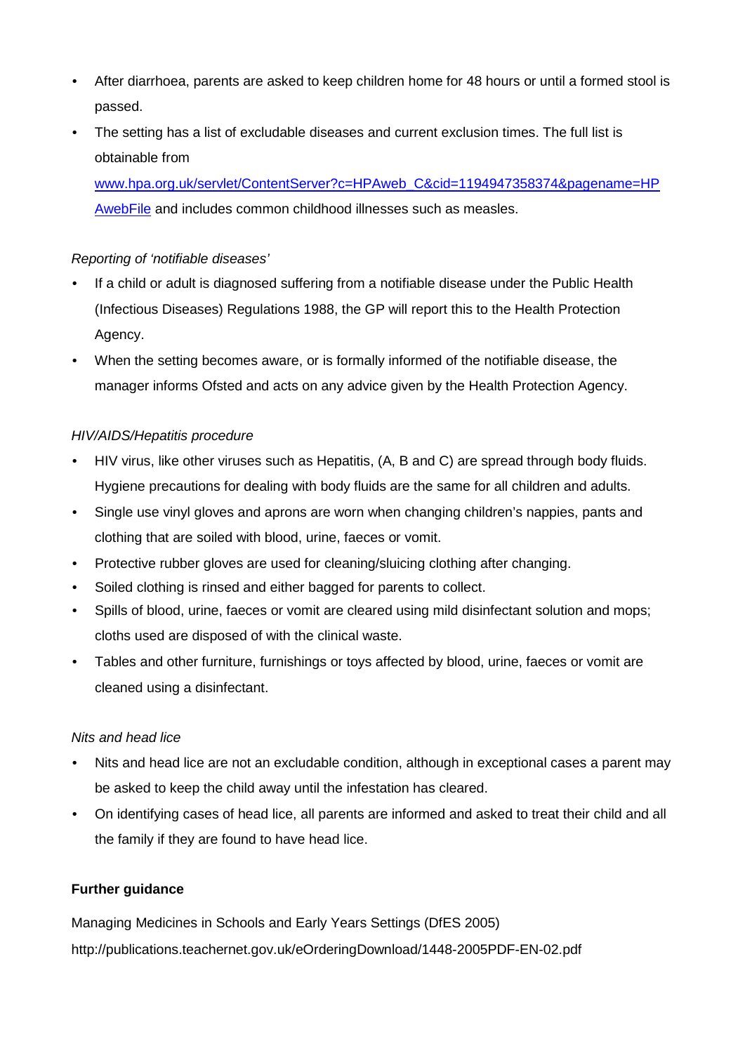- After diarrhoea, parents are asked to keep children home for 48 hours or until a formed stool is passed.
- The setting has a list of excludable diseases and current exclusion times. The full list is obtainable from [www.hpa.org.uk/servlet/ContentServer?c=HPAweb_C&cid=1194947358374&pagename=HPAwebFile](www.hpa.org.uk/servlet/ContentServer?c=HPAweb_C&cid=1194947358374&pagename=HPAwebFile) and includes common childhood illnesses such as measles.

*Reporting of 'notifiable diseases'*

- If a child or adult is diagnosed suffering from a notifiable disease under the Public Health (Infectious Diseases) Regulations 1988, the GP will report this to the Health Protection Agency.
- When the setting becomes aware, or is formally informed of the notifiable disease, the manager informs Ofsted and acts on any advice given by the Health Protection Agency.

*HIV/AIDS/Hepatitis procedure*

- HIV virus, like other viruses such as Hepatitis, (A, B and C) are spread through body fluids. Hygiene precautions for dealing with body fluids are the same for all children and adults.
- Single use vinyl gloves and aprons are worn when changing children's nappies, pants and clothing that are soiled with blood, urine, faeces or vomit.
- Protective rubber gloves are used for cleaning/sluicing clothing after changing.
- Soiled clothing is rinsed and either bagged for parents to collect.
- Spills of blood, urine, faeces or vomit are cleared using mild disinfectant solution and mops; cloths used are disposed of with the clinical waste.
- Tables and other furniture, furnishings or toys affected by blood, urine, faeces or vomit are cleaned using a disinfectant.

*Nits and head lice*

- Nits and head lice are not an excludable condition, although in exceptional cases a parent may be asked to keep the child away until the infestation has cleared.
- On identifying cases of head lice, all parents are informed and asked to treat their child and all the family if they are found to have head lice.

**Further guidance**

Managing Medicines in Schools and Early Years Settings (DfES 2005)
http://publications.teachernet.gov.uk/eOrderingDownload/1448-2005PDF-EN-02.pdf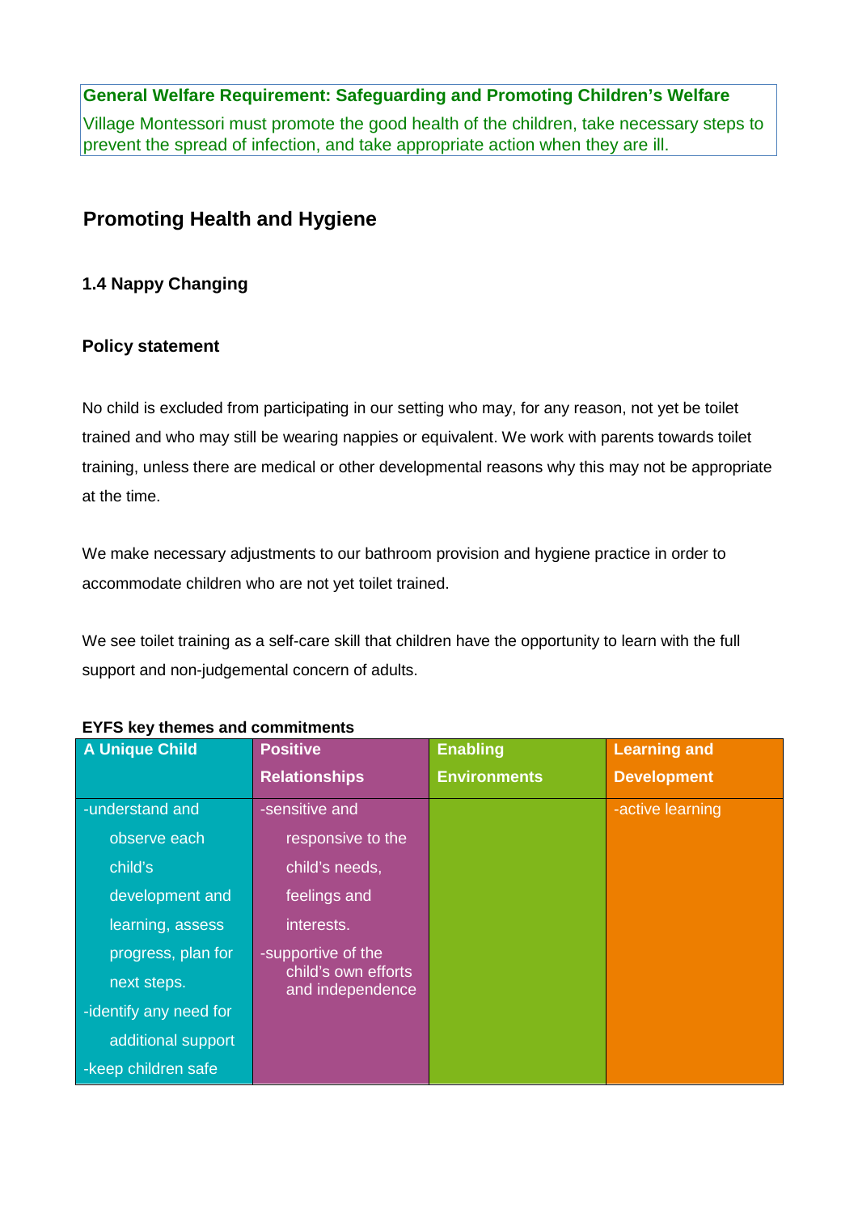**General Welfare Requirement: Safeguarding and Promoting Children's Welfare**

Village Montessori must promote the good health of the children, take necessary steps to prevent the spread of infection, and take appropriate action when they are ill.

## Promoting Health and Hygiene

### 1.4 Nappy Changing

### Policy statement

No child is excluded from participating in our setting who may, for any reason, not yet be toilet trained and who may still be wearing nappies or equivalent. We work with parents towards toilet training, unless there are medical or other developmental reasons why this may not be appropriate at the time.

We make necessary adjustments to our bathroom provision and hygiene practice in order to accommodate children who are not yet toilet trained.

We see toilet training as a self-care skill that children have the opportunity to learn with the full support and non-judgemental concern of adults.

**EYFS key themes and commitments**

| A Unique Child | Positive Relationships | Enabling Environments | Learning and Development |
|---|---|---|---|
| -understand and observe each child's development and learning, assess progress, plan for next steps.<br>-identify any need for additional support<br>-keep children safe | -sensitive and responsive to the child's needs, feelings and interests.<br>-supportive of the child's own efforts and independence | | -active learning |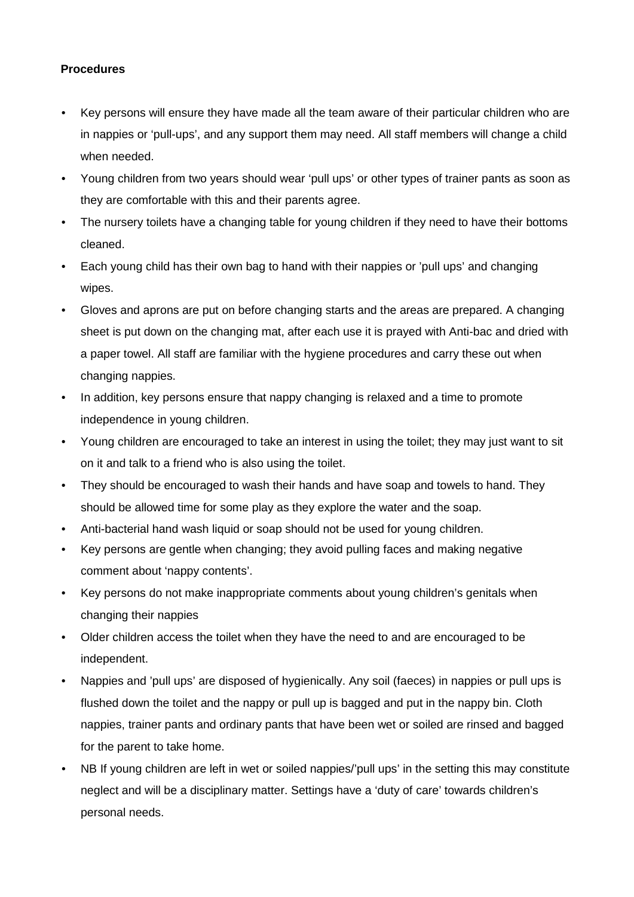**Procedures**

- Key persons will ensure they have made all the team aware of their particular children who are in nappies or 'pull-ups', and any support them may need. All staff members will change a child when needed.
- Young children from two years should wear 'pull ups' or other types of trainer pants as soon as they are comfortable with this and their parents agree.
- The nursery toilets have a changing table for young children if they need to have their bottoms cleaned.
- Each young child has their own bag to hand with their nappies or 'pull ups' and changing wipes.
- Gloves and aprons are put on before changing starts and the areas are prepared. A changing sheet is put down on the changing mat, after each use it is prayed with Anti-bac and dried with a paper towel. All staff are familiar with the hygiene procedures and carry these out when changing nappies.
- In addition, key persons ensure that nappy changing is relaxed and a time to promote independence in young children.
- Young children are encouraged to take an interest in using the toilet; they may just want to sit on it and talk to a friend who is also using the toilet.
- They should be encouraged to wash their hands and have soap and towels to hand. They should be allowed time for some play as they explore the water and the soap.
- Anti-bacterial hand wash liquid or soap should not be used for young children.
- Key persons are gentle when changing; they avoid pulling faces and making negative comment about 'nappy contents'.
- Key persons do not make inappropriate comments about young children's genitals when changing their nappies
- Older children access the toilet when they have the need to and are encouraged to be independent.
- Nappies and 'pull ups' are disposed of hygienically. Any soil (faeces) in nappies or pull ups is flushed down the toilet and the nappy or pull up is bagged and put in the nappy bin. Cloth nappies, trainer pants and ordinary pants that have been wet or soiled are rinsed and bagged for the parent to take home.
- NB If young children are left in wet or soiled nappies/'pull ups' in the setting this may constitute neglect and will be a disciplinary matter. Settings have a 'duty of care' towards children's personal needs.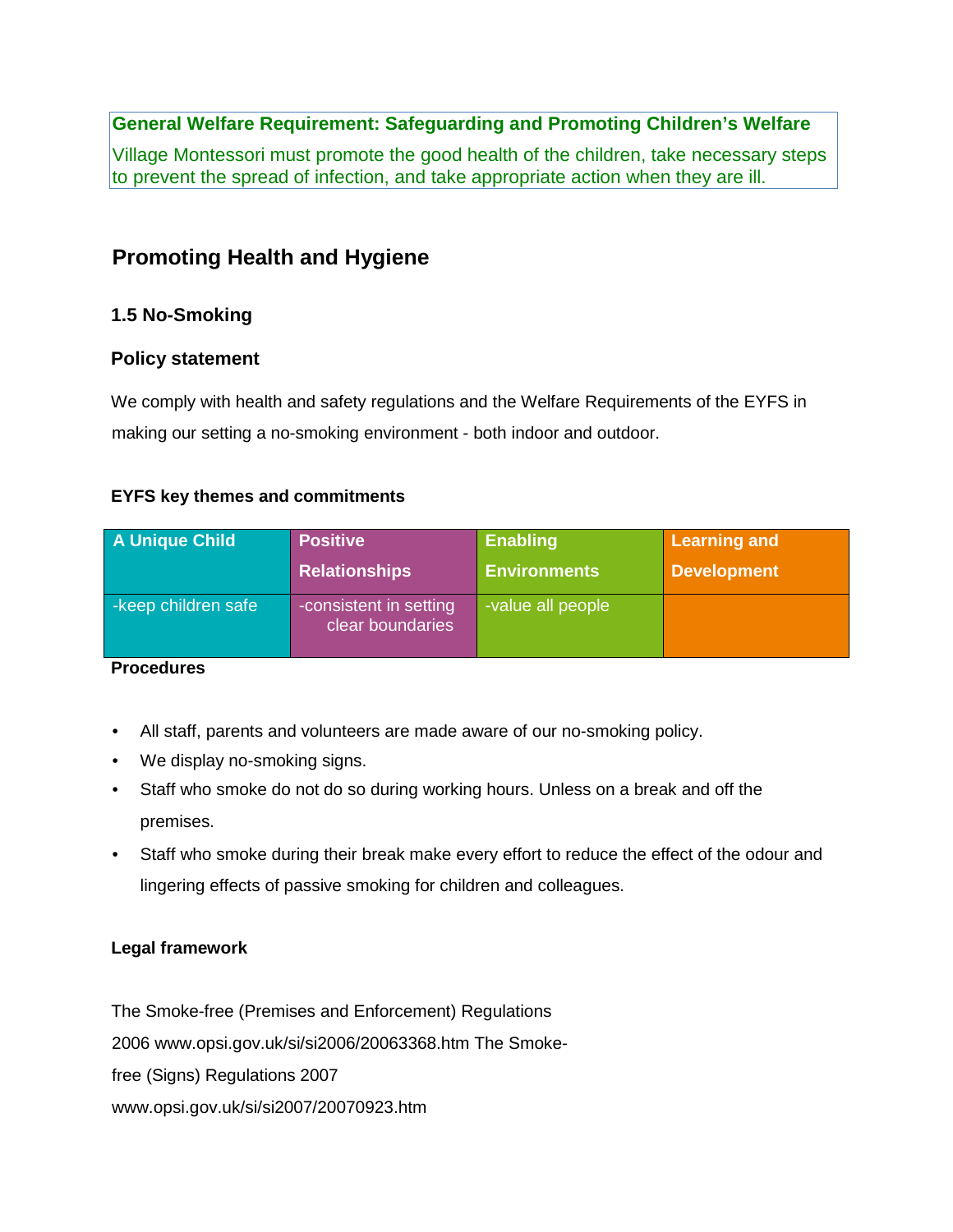**General Welfare Requirement: Safeguarding and Promoting Children's Welfare**

Village Montessori must promote the good health of the children, take necessary steps to prevent the spread of infection, and take appropriate action when they are ill.

## Promoting Health and Hygiene

### 1.5 No-Smoking

### Policy statement

We comply with health and safety regulations and the Welfare Requirements of the EYFS in making our setting a no-smoking environment - both indoor and outdoor.

#### EYFS key themes and commitments

| A Unique Child | Positive Relationships | Enabling Environments | Learning and Development |
| --- | --- | --- | --- |
| -keep children safe | -consistent in setting clear boundaries | -value all people | |

#### Procedures

- All staff, parents and volunteers are made aware of our no-smoking policy.
- We display no-smoking signs.
- Staff who smoke do not do so during working hours. Unless on a break and off the premises.
- Staff who smoke during their break make every effort to reduce the effect of the odour and lingering effects of passive smoking for children and colleagues.

#### Legal framework

The Smoke-free (Premises and Enforcement) Regulations 2006 www.opsi.gov.uk/si/si2006/20063368.htm The Smoke-free (Signs) Regulations 2007 www.opsi.gov.uk/si/si2007/20070923.htm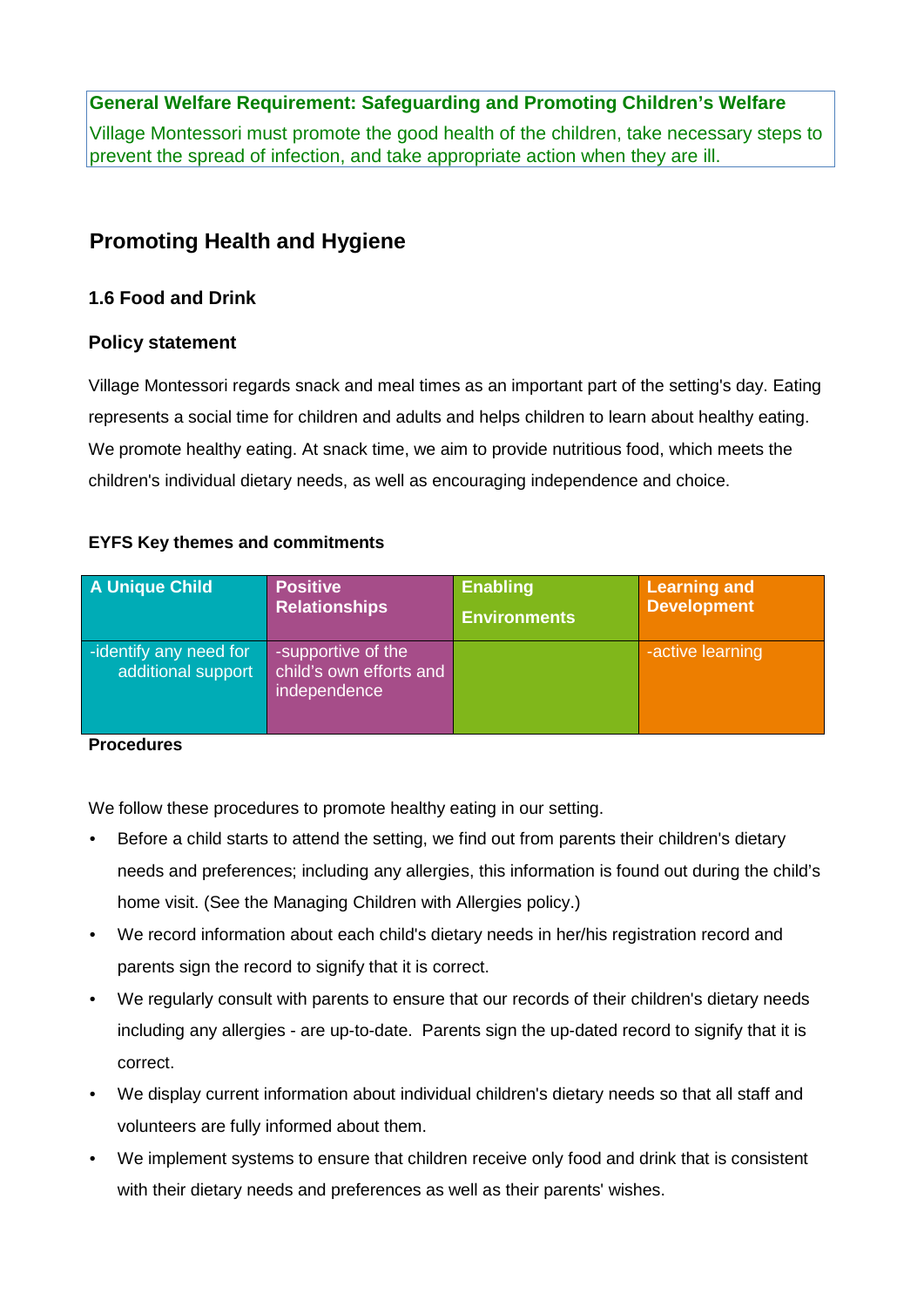**General Welfare Requirement: Safeguarding and Promoting Children's Welfare**

Village Montessori must promote the good health of the children, take necessary steps to prevent the spread of infection, and take appropriate action when they are ill.

## Promoting Health and Hygiene

### 1.6 Food and Drink

### Policy statement

Village Montessori regards snack and meal times as an important part of the setting's day. Eating represents a social time for children and adults and helps children to learn about healthy eating. We promote healthy eating. At snack time, we aim to provide nutritious food, which meets the children's individual dietary needs, as well as encouraging independence and choice.

**EYFS Key themes and commitments**

| A Unique Child | Positive Relationships | Enabling Environments | Learning and Development |
|---|---|---|---|
| -identify any need for additional support | -supportive of the child's own efforts and independence | | -active learning |

**Procedures**

We follow these procedures to promote healthy eating in our setting.

- Before a child starts to attend the setting, we find out from parents their children's dietary needs and preferences; including any allergies, this information is found out during the child's home visit. (See the Managing Children with Allergies policy.)
- We record information about each child's dietary needs in her/his registration record and parents sign the record to signify that it is correct.
- We regularly consult with parents to ensure that our records of their children's dietary needs including any allergies - are up-to-date. Parents sign the up-dated record to signify that it is correct.
- We display current information about individual children's dietary needs so that all staff and volunteers are fully informed about them.
- We implement systems to ensure that children receive only food and drink that is consistent with their dietary needs and preferences as well as their parents' wishes.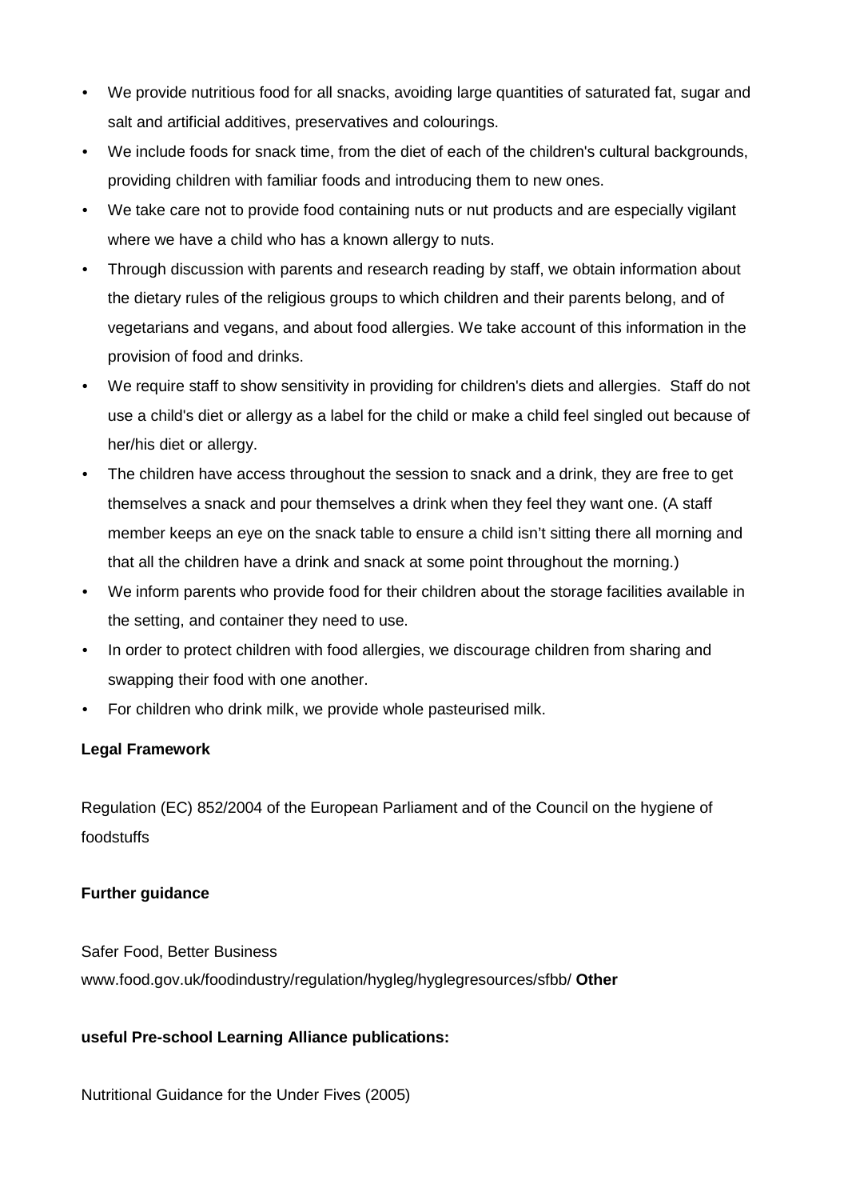- We provide nutritious food for all snacks, avoiding large quantities of saturated fat, sugar and salt and artificial additives, preservatives and colourings.
- We include foods for snack time, from the diet of each of the children's cultural backgrounds, providing children with familiar foods and introducing them to new ones.
- We take care not to provide food containing nuts or nut products and are especially vigilant where we have a child who has a known allergy to nuts.
- Through discussion with parents and research reading by staff, we obtain information about the dietary rules of the religious groups to which children and their parents belong, and of vegetarians and vegans, and about food allergies. We take account of this information in the provision of food and drinks.
- We require staff to show sensitivity in providing for children's diets and allergies. Staff do not use a child's diet or allergy as a label for the child or make a child feel singled out because of her/his diet or allergy.
- The children have access throughout the session to snack and a drink, they are free to get themselves a snack and pour themselves a drink when they feel they want one. (A staff member keeps an eye on the snack table to ensure a child isn't sitting there all morning and that all the children have a drink and snack at some point throughout the morning.)
- We inform parents who provide food for their children about the storage facilities available in the setting, and container they need to use.
- In order to protect children with food allergies, we discourage children from sharing and swapping their food with one another.
- For children who drink milk, we provide whole pasteurised milk.

**Legal Framework**

Regulation (EC) 852/2004 of the European Parliament and of the Council on the hygiene of foodstuffs

**Further guidance**

Safer Food, Better Business
www.food.gov.uk/foodindustry/regulation/hygleg/hyglegresources/sfbb/ **Other**

**useful Pre-school Learning Alliance publications:**

Nutritional Guidance for the Under Fives (2005)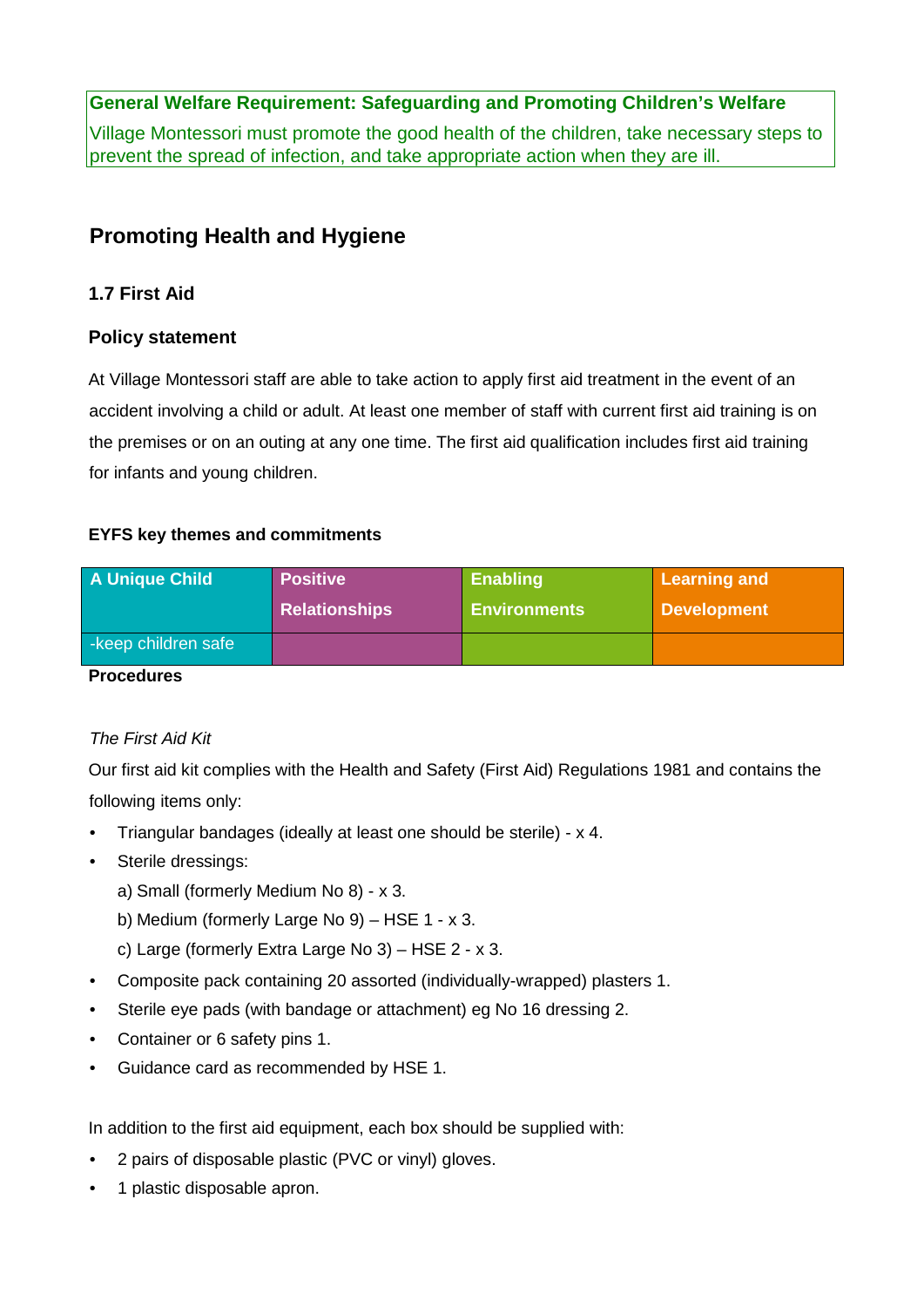**General Welfare Requirement: Safeguarding and Promoting Children's Welfare**

Village Montessori must promote the good health of the children, take necessary steps to prevent the spread of infection, and take appropriate action when they are ill.

## Promoting Health and Hygiene

### 1.7 First Aid

### Policy statement

At Village Montessori staff are able to take action to apply first aid treatment in the event of an accident involving a child or adult. At least one member of staff with current first aid training is on the premises or on an outing at any one time. The first aid qualification includes first aid training for infants and young children.

**EYFS key themes and commitments**

| A Unique Child | Positive Relationships | Enabling Environments | Learning and Development |
|---|---|---|---|
| -keep children safe | | | |

**Procedures**

*The First Aid Kit*

Our first aid kit complies with the Health and Safety (First Aid) Regulations 1981 and contains the following items only:

- Triangular bandages (ideally at least one should be sterile) - x 4.
- Sterile dressings:
  a) Small (formerly Medium No 8) - x 3.
  b) Medium (formerly Large No 9) – HSE 1 - x 3.
  c) Large (formerly Extra Large No 3) – HSE 2 - x 3.
- Composite pack containing 20 assorted (individually-wrapped) plasters 1.
- Sterile eye pads (with bandage or attachment) eg No 16 dressing 2.
- Container or 6 safety pins 1.
- Guidance card as recommended by HSE 1.

In addition to the first aid equipment, each box should be supplied with:

- 2 pairs of disposable plastic (PVC or vinyl) gloves.
- 1 plastic disposable apron.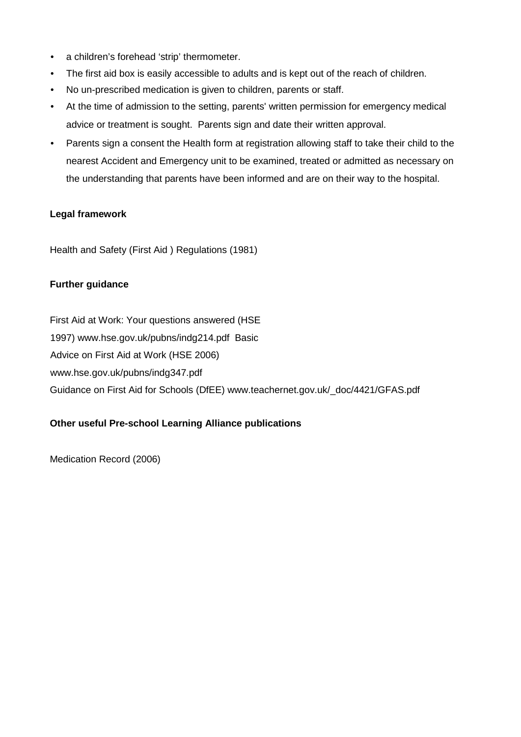- a children's forehead 'strip' thermometer.
- The first aid box is easily accessible to adults and is kept out of the reach of children.
- No un-prescribed medication is given to children, parents or staff.
- At the time of admission to the setting, parents' written permission for emergency medical advice or treatment is sought. Parents sign and date their written approval.
- Parents sign a consent the Health form at registration allowing staff to take their child to the nearest Accident and Emergency unit to be examined, treated or admitted as necessary on the understanding that parents have been informed and are on their way to the hospital.

**Legal framework**

Health and Safety (First Aid ) Regulations (1981)

**Further guidance**

First Aid at Work: Your questions answered (HSE 1997) www.hse.gov.uk/pubns/indg214.pdf Basic Advice on First Aid at Work (HSE 2006) www.hse.gov.uk/pubns/indg347.pdf
Guidance on First Aid for Schools (DfEE) www.teachernet.gov.uk/_doc/4421/GFAS.pdf

**Other useful Pre-school Learning Alliance publications**

Medication Record (2006)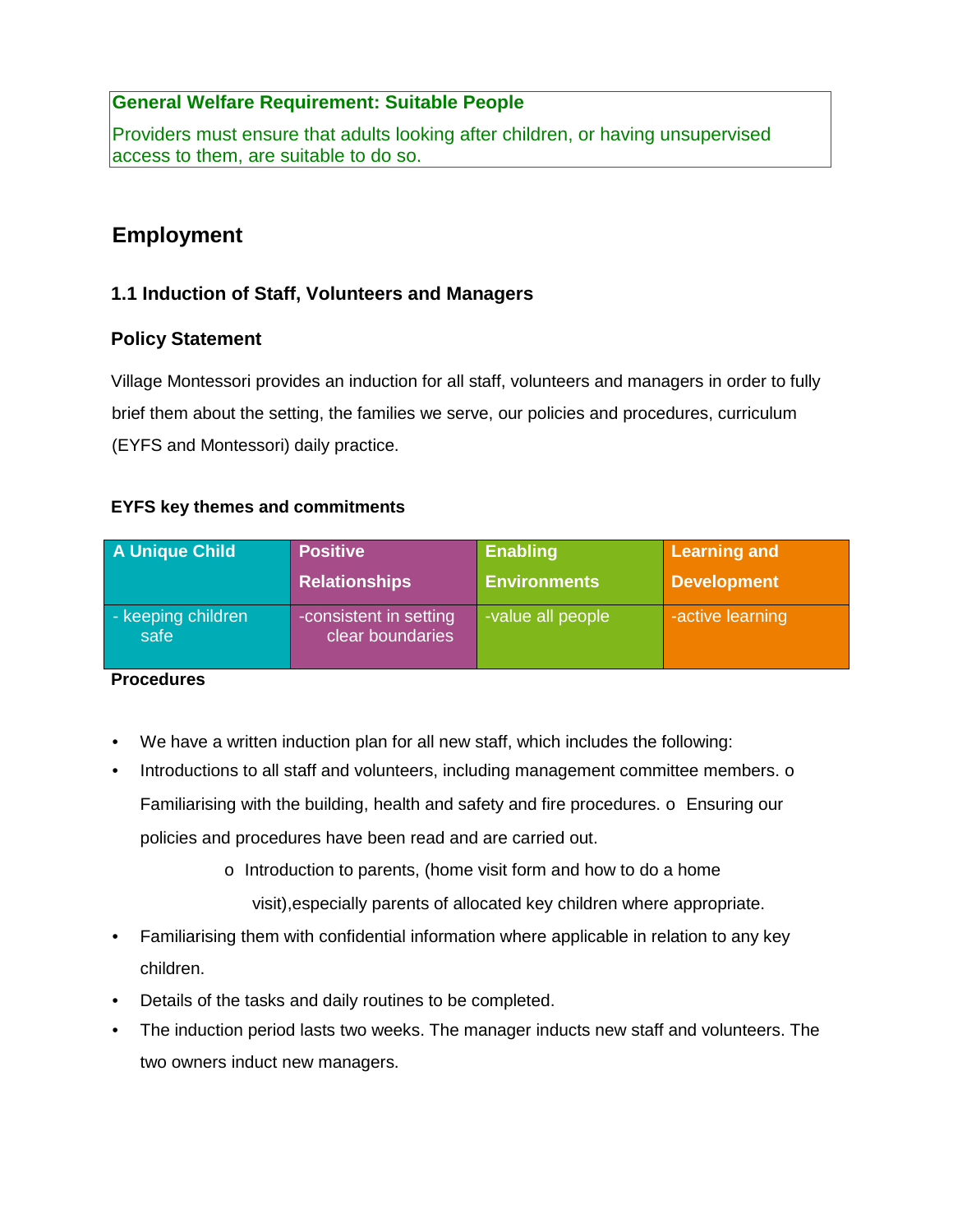**General Welfare Requirement: Suitable People**

Providers must ensure that adults looking after children, or having unsupervised access to them, are suitable to do so.

## Employment

### 1.1 Induction of Staff, Volunteers and Managers

### Policy Statement

Village Montessori provides an induction for all staff, volunteers and managers in order to fully brief them about the setting, the families we serve, our policies and procedures, curriculum (EYFS and Montessori) daily practice.

**EYFS key themes and commitments**

| A Unique Child | Positive Relationships | Enabling Environments | Learning and Development |
|---|---|---|---|
| - keeping children safe | -consistent in setting clear boundaries | -value all people | -active learning |

**Procedures**

- We have a written induction plan for all new staff, which includes the following:
- Introductions to all staff and volunteers, including management committee members. o Familiarising with the building, health and safety and fire procedures. o Ensuring our policies and procedures have been read and are carried out.
  - o Introduction to parents, (home visit form and how to do a home visit),especially parents of allocated key children where appropriate.
- Familiarising them with confidential information where applicable in relation to any key children.
- Details of the tasks and daily routines to be completed.
- The induction period lasts two weeks. The manager inducts new staff and volunteers. The two owners induct new managers.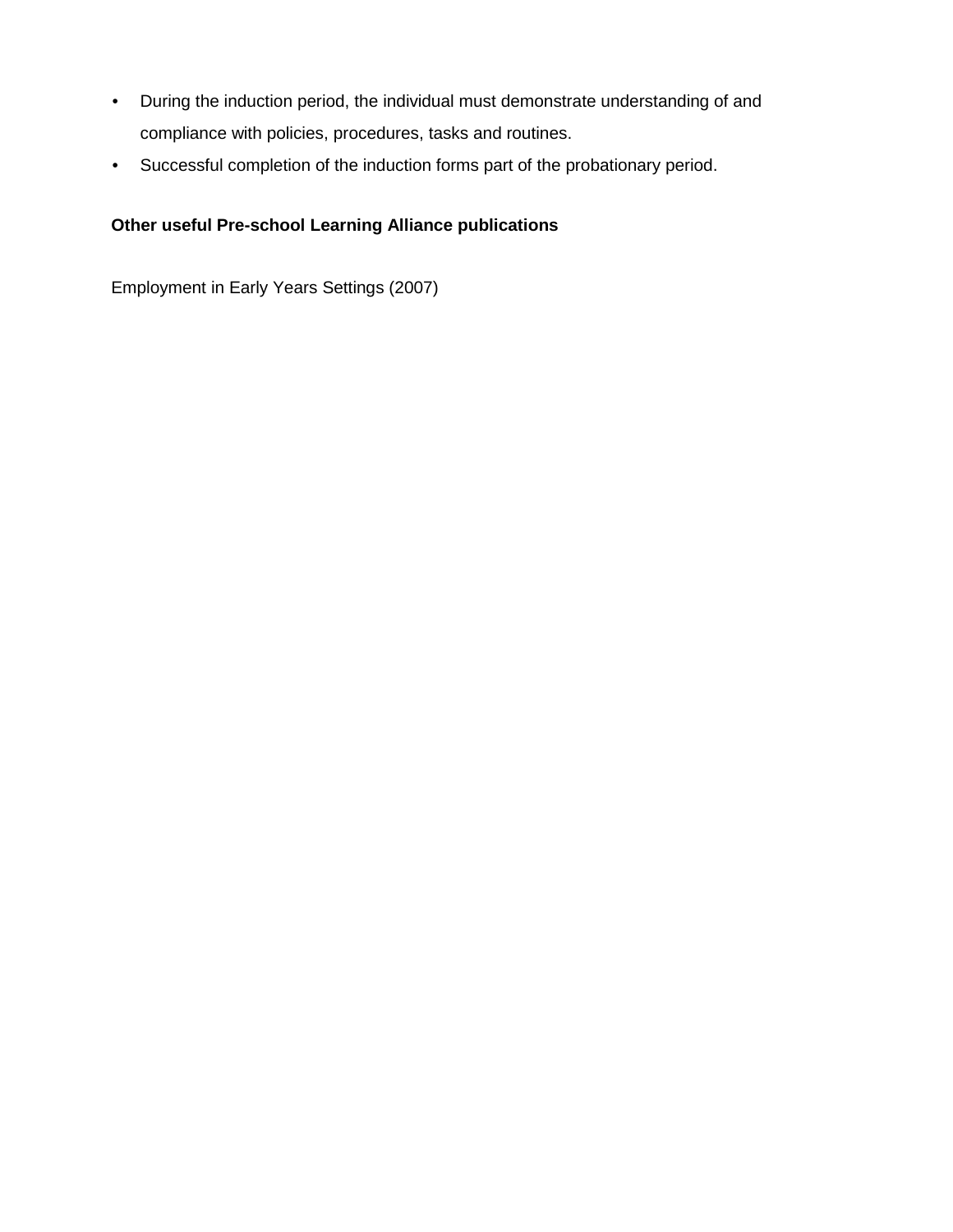- During the induction period, the individual must demonstrate understanding of and compliance with policies, procedures, tasks and routines.
- Successful completion of the induction forms part of the probationary period.

**Other useful Pre-school Learning Alliance publications**

Employment in Early Years Settings (2007)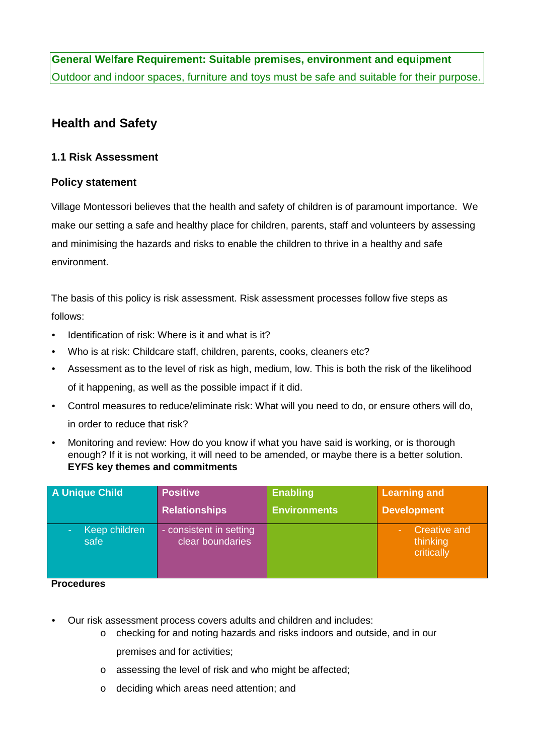**General Welfare Requirement: Suitable premises, environment and equipment**
Outdoor and indoor spaces, furniture and toys must be safe and suitable for their purpose.

## Health and Safety

### 1.1 Risk Assessment

### Policy statement

Village Montessori believes that the health and safety of children is of paramount importance. We make our setting a safe and healthy place for children, parents, staff and volunteers by assessing and minimising the hazards and risks to enable the children to thrive in a healthy and safe environment.

The basis of this policy is risk assessment. Risk assessment processes follow five steps as follows:

- Identification of risk: Where is it and what is it?
- Who is at risk: Childcare staff, children, parents, cooks, cleaners etc?
- Assessment as to the level of risk as high, medium, low. This is both the risk of the likelihood of it happening, as well as the possible impact if it did.
- Control measures to reduce/eliminate risk: What will you need to do, or ensure others will do, in order to reduce that risk?
- Monitoring and review: How do you know if what you have said is working, or is thorough enough? If it is not working, it will need to be amended, or maybe there is a better solution.

**EYFS key themes and commitments**

| A Unique Child | Positive Relationships | Enabling Environments | Learning and Development |
|---|---|---|---|
| - Keep children safe | - consistent in setting clear boundaries | | - Creative and thinking critically |

**Procedures**

- Our risk assessment process covers adults and children and includes:
  - checking for and noting hazards and risks indoors and outside, and in our premises and for activities;
  - assessing the level of risk and who might be affected;
  - deciding which areas need attention; and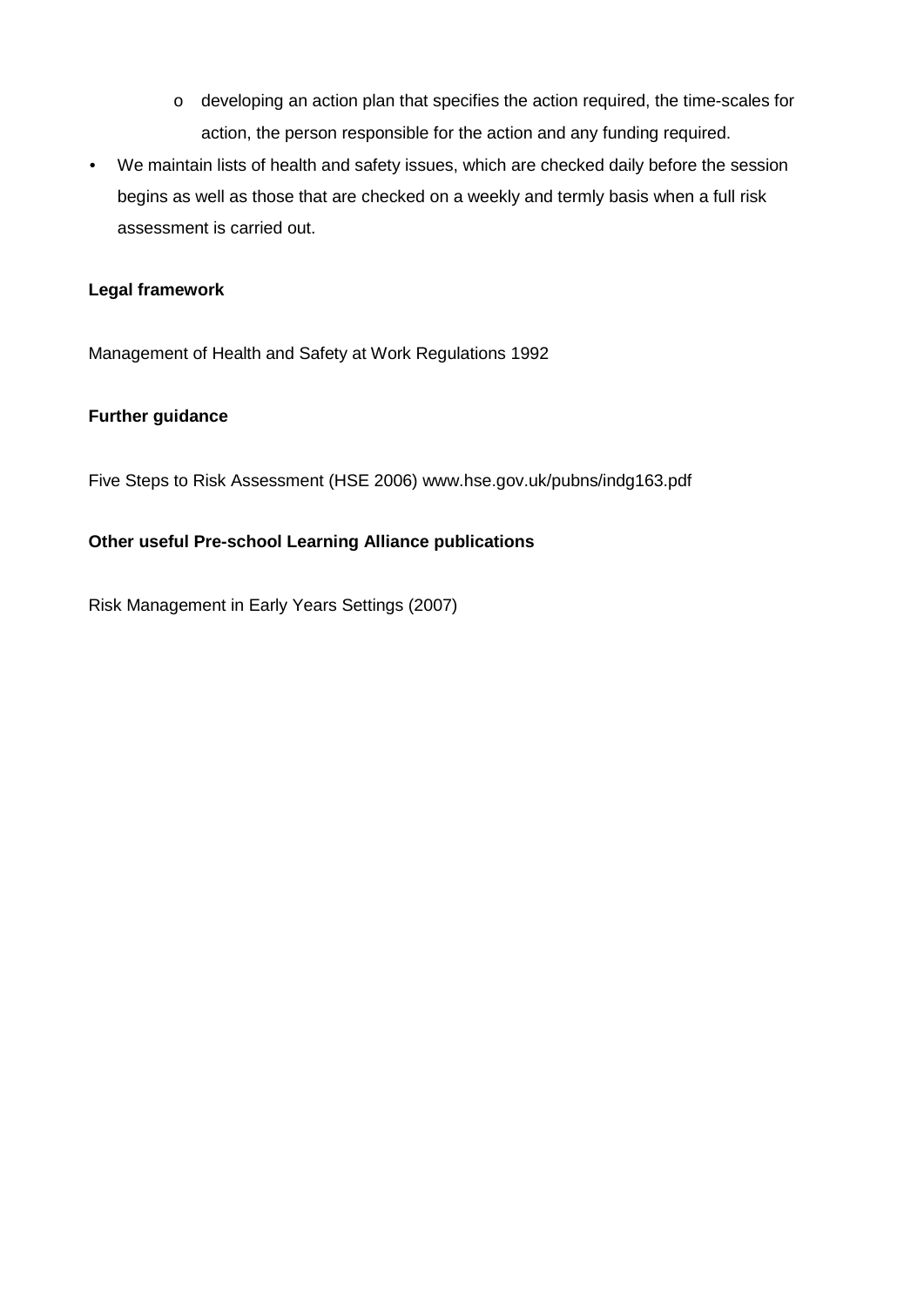- developing an action plan that specifies the action required, the time-scales for action, the person responsible for the action and any funding required.
- We maintain lists of health and safety issues, which are checked daily before the session begins as well as those that are checked on a weekly and termly basis when a full risk assessment is carried out.

**Legal framework**

Management of Health and Safety at Work Regulations 1992

**Further guidance**

Five Steps to Risk Assessment (HSE 2006) www.hse.gov.uk/pubns/indg163.pdf

**Other useful Pre-school Learning Alliance publications**

Risk Management in Early Years Settings (2007)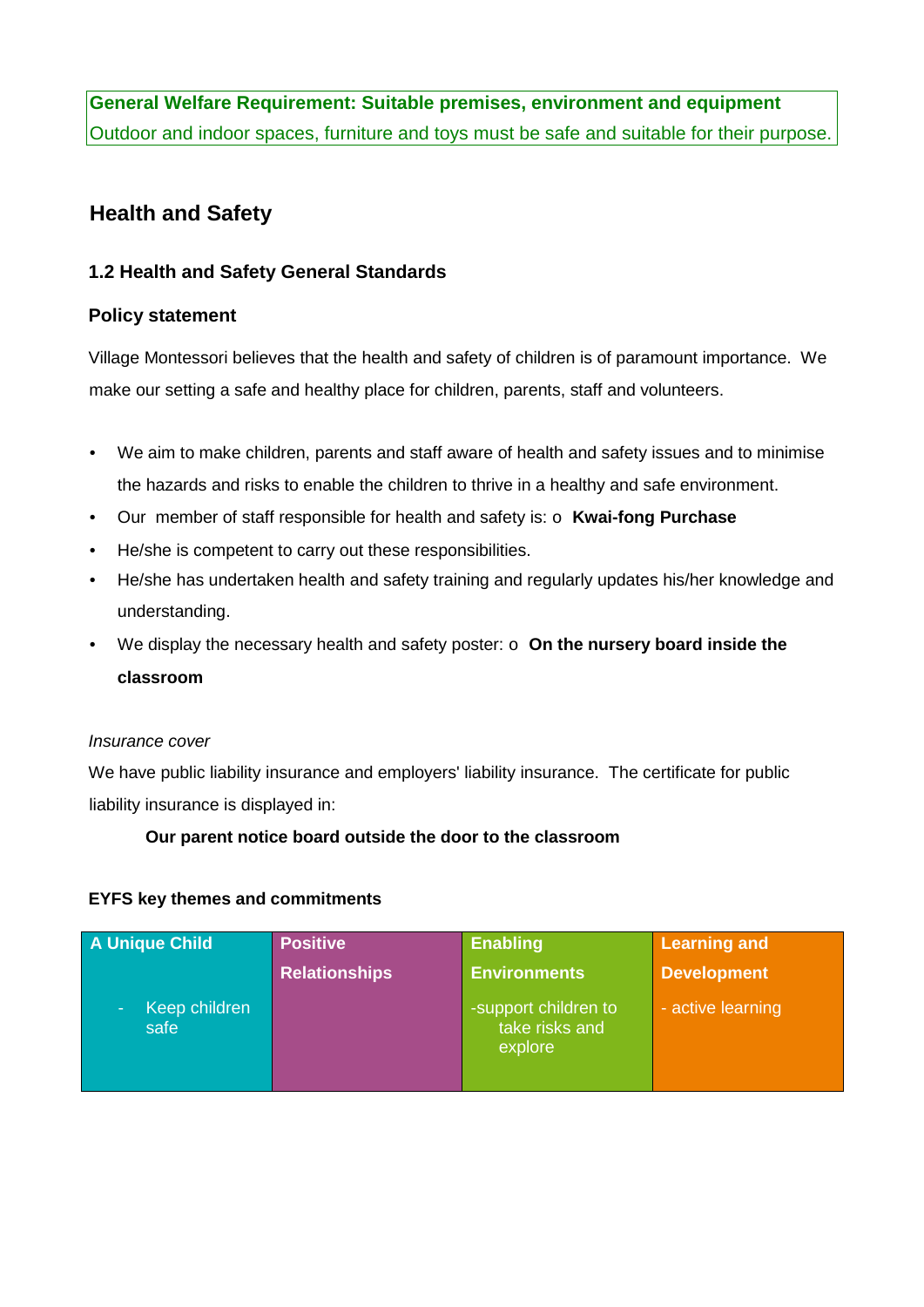**General Welfare Requirement: Suitable premises, environment and equipment**
Outdoor and indoor spaces, furniture and toys must be safe and suitable for their purpose.

## Health and Safety

### 1.2 Health and Safety General Standards

### Policy statement

Village Montessori believes that the health and safety of children is of paramount importance. We make our setting a safe and healthy place for children, parents, staff and volunteers.

- We aim to make children, parents and staff aware of health and safety issues and to minimise the hazards and risks to enable the children to thrive in a healthy and safe environment.
- Our member of staff responsible for health and safety is: o **Kwai-fong Purchase**
- He/she is competent to carry out these responsibilities.
- He/she has undertaken health and safety training and regularly updates his/her knowledge and understanding.
- We display the necessary health and safety poster: o **On the nursery board inside the classroom**

*Insurance cover*

We have public liability insurance and employers' liability insurance. The certificate for public liability insurance is displayed in:

**Our parent notice board outside the door to the classroom**

**EYFS key themes and commitments**

| A Unique Child | Positive Relationships | Enabling Environments | Learning and Development |
|---|---|---|---|
| - Keep children safe | | -support children to take risks and explore | - active learning |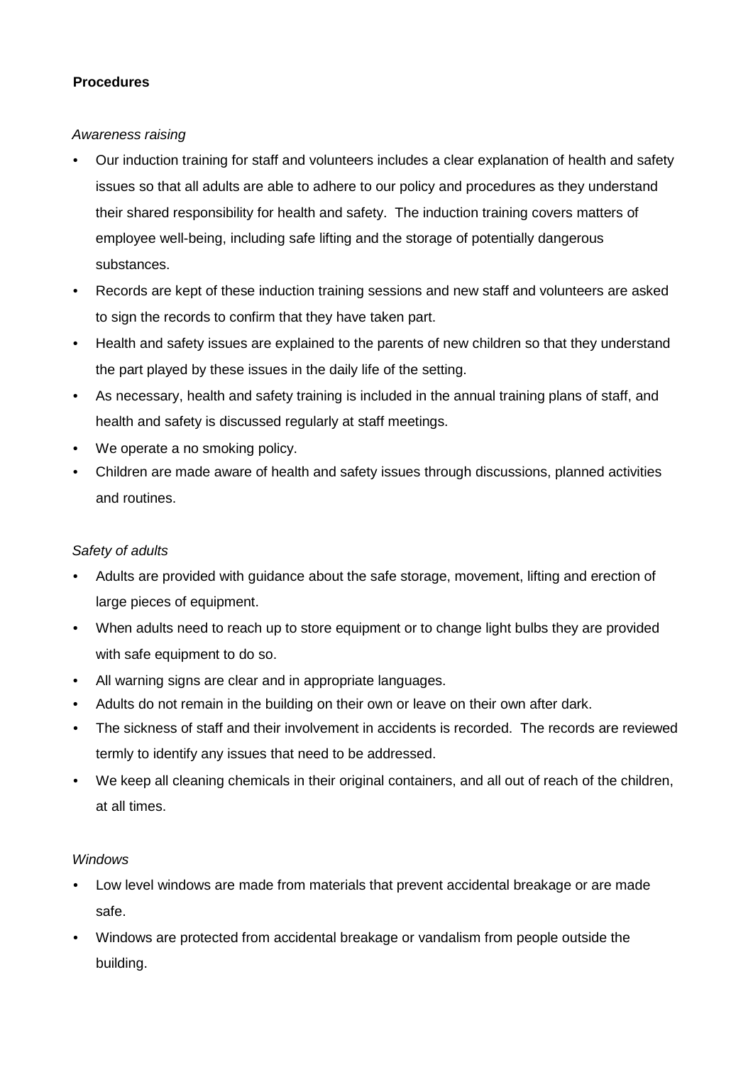**Procedures**

*Awareness raising*

- Our induction training for staff and volunteers includes a clear explanation of health and safety issues so that all adults are able to adhere to our policy and procedures as they understand their shared responsibility for health and safety. The induction training covers matters of employee well-being, including safe lifting and the storage of potentially dangerous substances.
- Records are kept of these induction training sessions and new staff and volunteers are asked to sign the records to confirm that they have taken part.
- Health and safety issues are explained to the parents of new children so that they understand the part played by these issues in the daily life of the setting.
- As necessary, health and safety training is included in the annual training plans of staff, and health and safety is discussed regularly at staff meetings.
- We operate a no smoking policy.
- Children are made aware of health and safety issues through discussions, planned activities and routines.

*Safety of adults*

- Adults are provided with guidance about the safe storage, movement, lifting and erection of large pieces of equipment.
- When adults need to reach up to store equipment or to change light bulbs they are provided with safe equipment to do so.
- All warning signs are clear and in appropriate languages.
- Adults do not remain in the building on their own or leave on their own after dark.
- The sickness of staff and their involvement in accidents is recorded. The records are reviewed termly to identify any issues that need to be addressed.
- We keep all cleaning chemicals in their original containers, and all out of reach of the children, at all times.

*Windows*

- Low level windows are made from materials that prevent accidental breakage or are made safe.
- Windows are protected from accidental breakage or vandalism from people outside the building.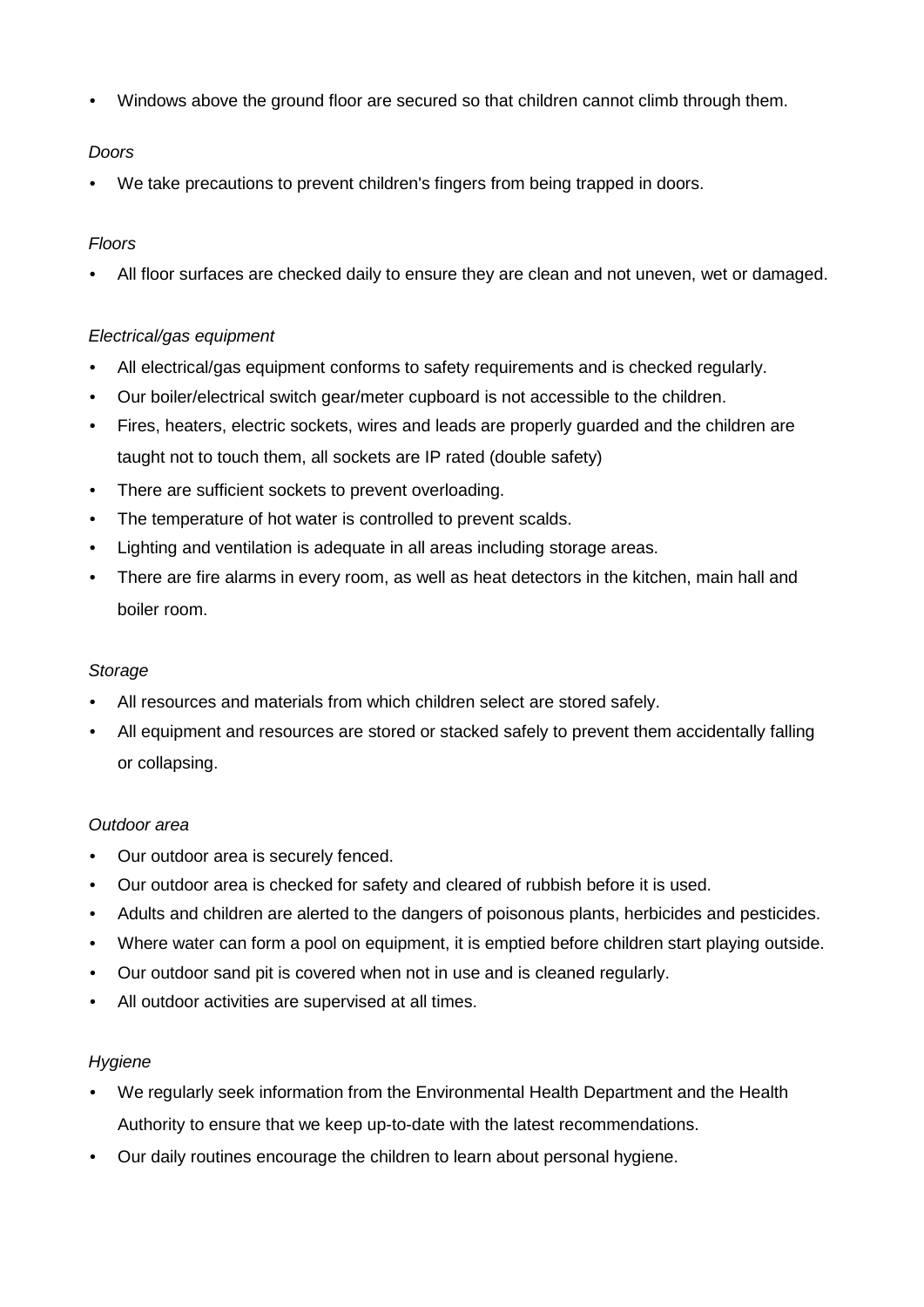- Windows above the ground floor are secured so that children cannot climb through them.

*Doors*

- We take precautions to prevent children's fingers from being trapped in doors.

*Floors*

- All floor surfaces are checked daily to ensure they are clean and not uneven, wet or damaged.

*Electrical/gas equipment*

- All electrical/gas equipment conforms to safety requirements and is checked regularly.
- Our boiler/electrical switch gear/meter cupboard is not accessible to the children.
- Fires, heaters, electric sockets, wires and leads are properly guarded and the children are taught not to touch them, all sockets are IP rated (double safety)
- There are sufficient sockets to prevent overloading.
- The temperature of hot water is controlled to prevent scalds.
- Lighting and ventilation is adequate in all areas including storage areas.
- There are fire alarms in every room, as well as heat detectors in the kitchen, main hall and boiler room.

*Storage*

- All resources and materials from which children select are stored safely.
- All equipment and resources are stored or stacked safely to prevent them accidentally falling or collapsing.

*Outdoor area*

- Our outdoor area is securely fenced.
- Our outdoor area is checked for safety and cleared of rubbish before it is used.
- Adults and children are alerted to the dangers of poisonous plants, herbicides and pesticides.
- Where water can form a pool on equipment, it is emptied before children start playing outside.
- Our outdoor sand pit is covered when not in use and is cleaned regularly.
- All outdoor activities are supervised at all times.

*Hygiene*

- We regularly seek information from the Environmental Health Department and the Health Authority to ensure that we keep up-to-date with the latest recommendations.
- Our daily routines encourage the children to learn about personal hygiene.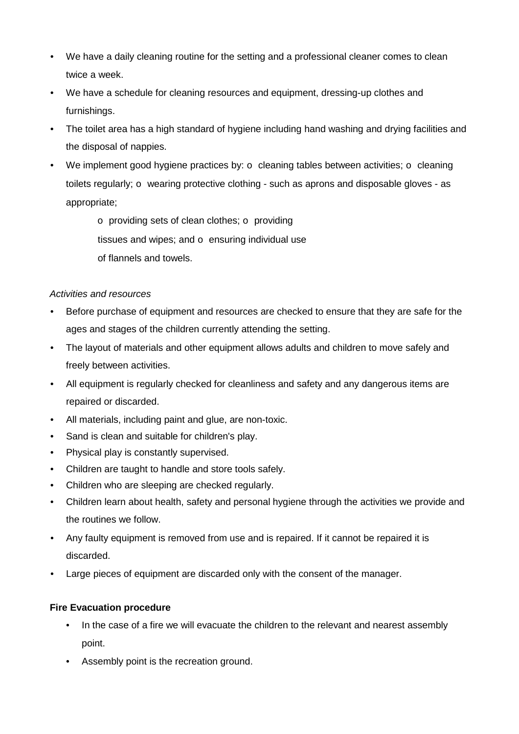- We have a daily cleaning routine for the setting and a professional cleaner comes to clean twice a week.
- We have a schedule for cleaning resources and equipment, dressing-up clothes and furnishings.
- The toilet area has a high standard of hygiene including hand washing and drying facilities and the disposal of nappies.
- We implement good hygiene practices by:
  - cleaning tables between activities;
  - cleaning toilets regularly;
  - wearing protective clothing - such as aprons and disposable gloves - as appropriate;
  - providing sets of clean clothes;
  - providing tissues and wipes; and
  - ensuring individual use of flannels and towels.

*Activities and resources*

- Before purchase of equipment and resources are checked to ensure that they are safe for the ages and stages of the children currently attending the setting.
- The layout of materials and other equipment allows adults and children to move safely and freely between activities.
- All equipment is regularly checked for cleanliness and safety and any dangerous items are repaired or discarded.
- All materials, including paint and glue, are non-toxic.
- Sand is clean and suitable for children's play.
- Physical play is constantly supervised.
- Children are taught to handle and store tools safely.
- Children who are sleeping are checked regularly.
- Children learn about health, safety and personal hygiene through the activities we provide and the routines we follow.
- Any faulty equipment is removed from use and is repaired. If it cannot be repaired it is discarded.
- Large pieces of equipment are discarded only with the consent of the manager.

**Fire Evacuation procedure**

- In the case of a fire we will evacuate the children to the relevant and nearest assembly point.
- Assembly point is the recreation ground.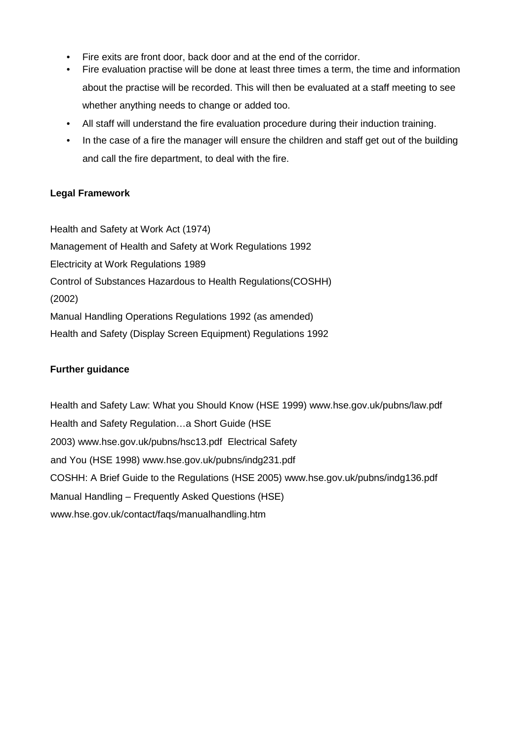- Fire exits are front door, back door and at the end of the corridor.
- Fire evaluation practise will be done at least three times a term, the time and information about the practise will be recorded. This will then be evaluated at a staff meeting to see whether anything needs to change or added too.
- All staff will understand the fire evaluation procedure during their induction training.
- In the case of a fire the manager will ensure the children and staff get out of the building and call the fire department, to deal with the fire.

**Legal Framework**

Health and Safety at Work Act (1974)
Management of Health and Safety at Work Regulations 1992
Electricity at Work Regulations 1989
Control of Substances Hazardous to Health Regulations(COSHH) (2002)
Manual Handling Operations Regulations 1992 (as amended)
Health and Safety (Display Screen Equipment) Regulations 1992

**Further guidance**

Health and Safety Law: What you Should Know (HSE 1999) www.hse.gov.uk/pubns/law.pdf
Health and Safety Regulation…a Short Guide (HSE 2003) www.hse.gov.uk/pubns/hsc13.pdf
Electrical Safety and You (HSE 1998) www.hse.gov.uk/pubns/indg231.pdf
COSHH: A Brief Guide to the Regulations (HSE 2005) www.hse.gov.uk/pubns/indg136.pdf
Manual Handling – Frequently Asked Questions (HSE) www.hse.gov.uk/contact/faqs/manualhandling.htm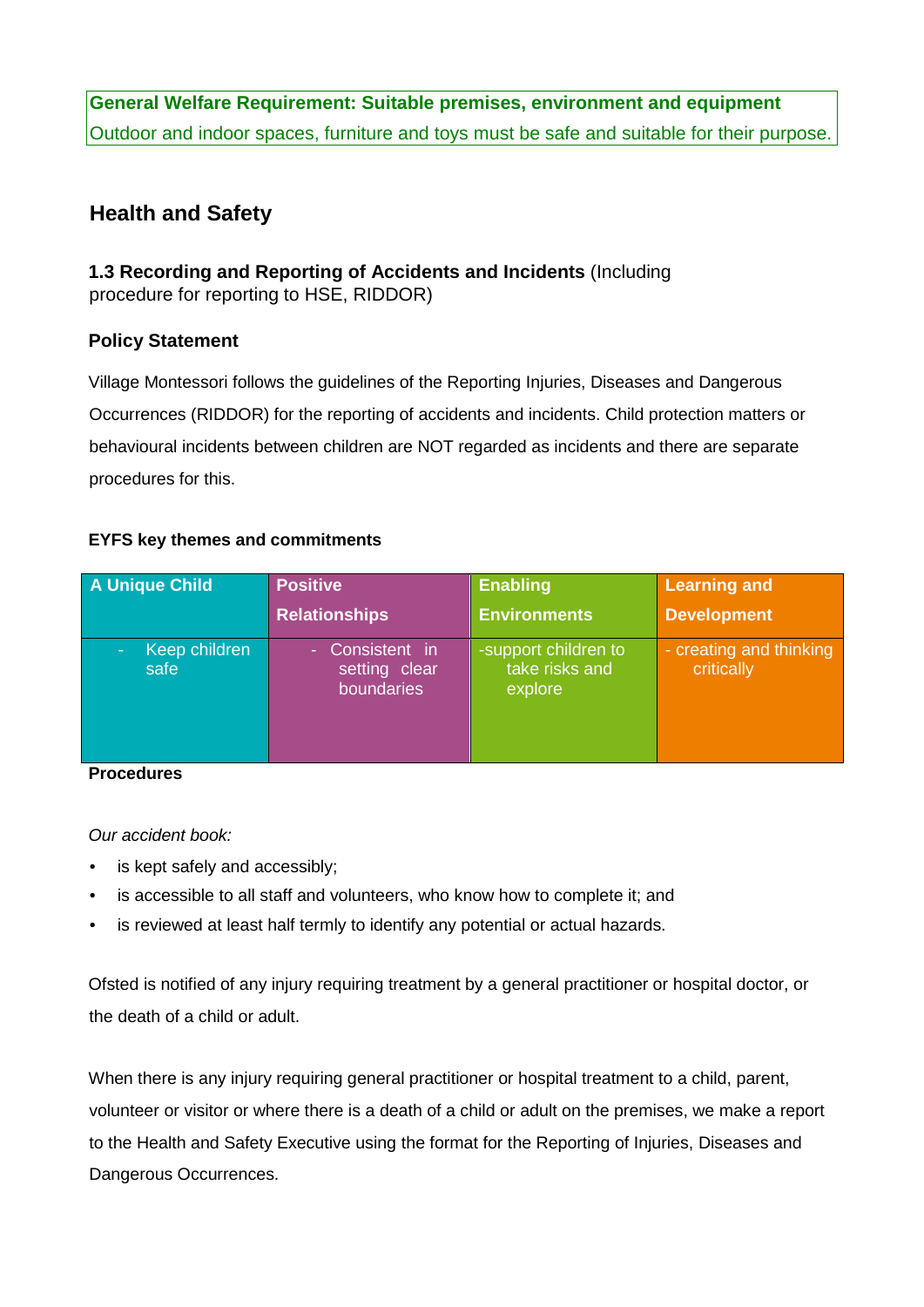**General Welfare Requirement: Suitable premises, environment and equipment**
Outdoor and indoor spaces, furniture and toys must be safe and suitable for their purpose.

## Health and Safety

### 1.3 Recording and Reporting of Accidents and Incidents (Including procedure for reporting to HSE, RIDDOR)

### Policy Statement

Village Montessori follows the guidelines of the Reporting Injuries, Diseases and Dangerous Occurrences (RIDDOR) for the reporting of accidents and incidents. Child protection matters or behavioural incidents between children are NOT regarded as incidents and there are separate procedures for this.

**EYFS key themes and commitments**

| A Unique Child | Positive Relationships | Enabling Environments | Learning and Development |
|---|---|---|---|
| - Keep children safe | - Consistent in setting clear boundaries | -support children to take risks and explore | - creating and thinking critically |

**Procedures**

*Our accident book:*

- is kept safely and accessibly;
- is accessible to all staff and volunteers, who know how to complete it; and
- is reviewed at least half termly to identify any potential or actual hazards.

Ofsted is notified of any injury requiring treatment by a general practitioner or hospital doctor, or the death of a child or adult.

When there is any injury requiring general practitioner or hospital treatment to a child, parent, volunteer or visitor or where there is a death of a child or adult on the premises, we make a report to the Health and Safety Executive using the format for the Reporting of Injuries, Diseases and Dangerous Occurrences.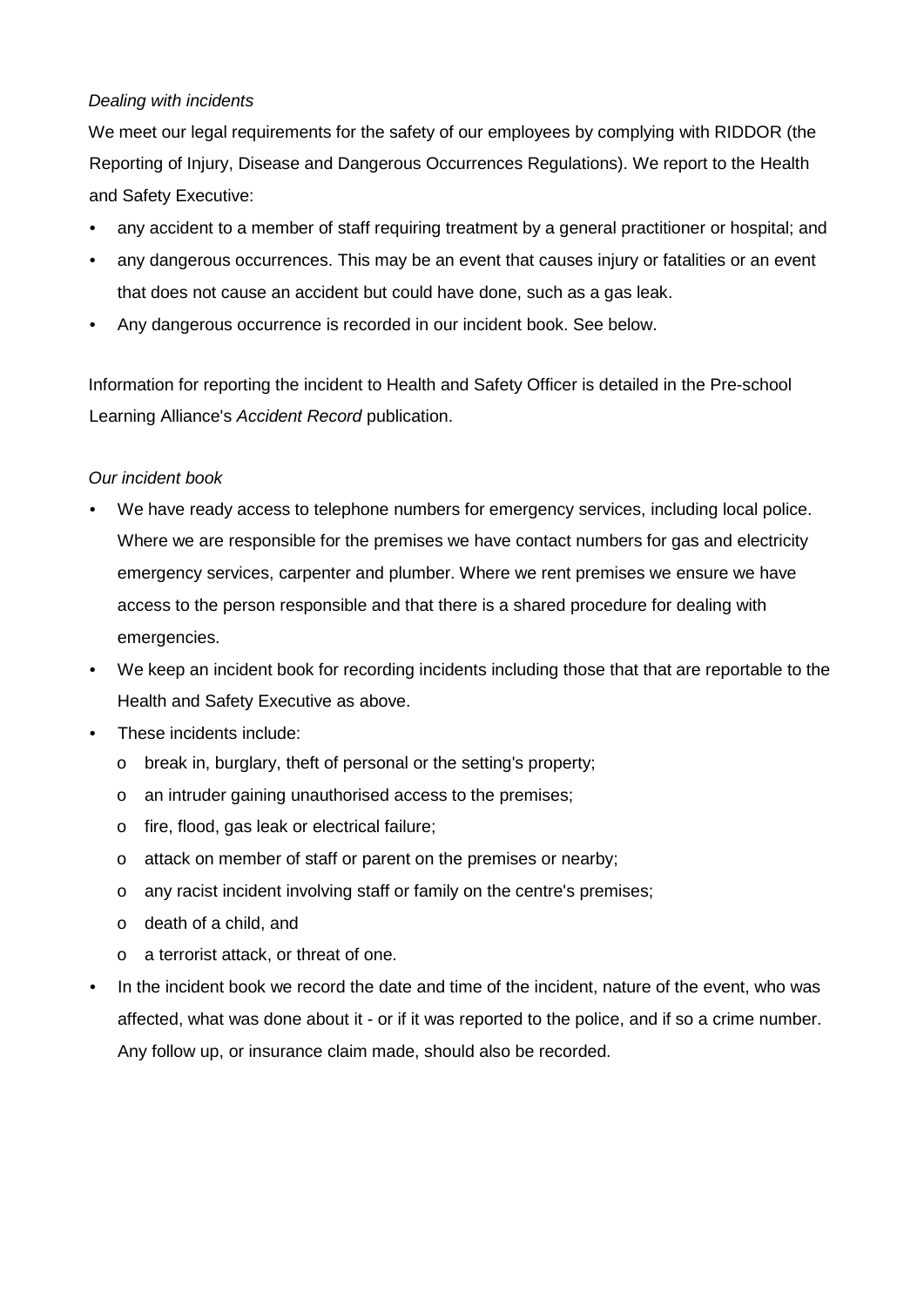*Dealing with incidents*

We meet our legal requirements for the safety of our employees by complying with RIDDOR (the Reporting of Injury, Disease and Dangerous Occurrences Regulations). We report to the Health and Safety Executive:

- any accident to a member of staff requiring treatment by a general practitioner or hospital; and
- any dangerous occurrences. This may be an event that causes injury or fatalities or an event that does not cause an accident but could have done, such as a gas leak.
- Any dangerous occurrence is recorded in our incident book. See below.

Information for reporting the incident to Health and Safety Officer is detailed in the Pre-school Learning Alliance's *Accident Record* publication.

*Our incident book*

- We have ready access to telephone numbers for emergency services, including local police. Where we are responsible for the premises we have contact numbers for gas and electricity emergency services, carpenter and plumber. Where we rent premises we ensure we have access to the person responsible and that there is a shared procedure for dealing with emergencies.
- We keep an incident book for recording incidents including those that that are reportable to the Health and Safety Executive as above.
- These incidents include:
  - break in, burglary, theft of personal or the setting's property;
  - an intruder gaining unauthorised access to the premises;
  - fire, flood, gas leak or electrical failure;
  - attack on member of staff or parent on the premises or nearby;
  - any racist incident involving staff or family on the centre's premises;
  - death of a child, and
  - a terrorist attack, or threat of one.
- In the incident book we record the date and time of the incident, nature of the event, who was affected, what was done about it - or if it was reported to the police, and if so a crime number. Any follow up, or insurance claim made, should also be recorded.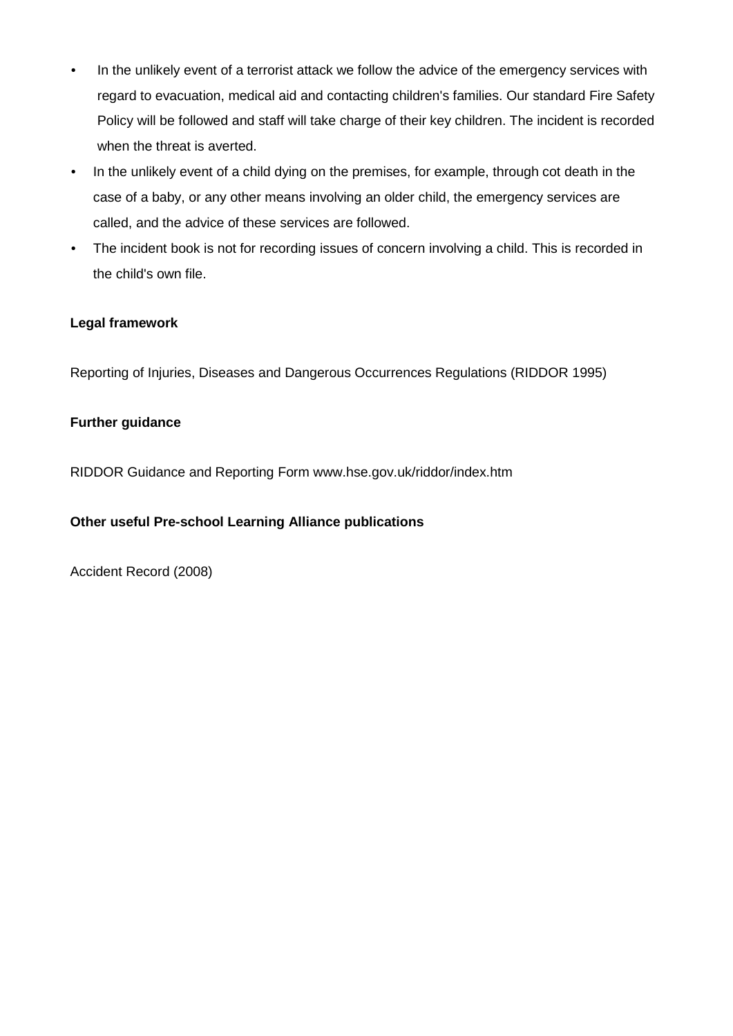- In the unlikely event of a terrorist attack we follow the advice of the emergency services with regard to evacuation, medical aid and contacting children's families. Our standard Fire Safety Policy will be followed and staff will take charge of their key children. The incident is recorded when the threat is averted.
- In the unlikely event of a child dying on the premises, for example, through cot death in the case of a baby, or any other means involving an older child, the emergency services are called, and the advice of these services are followed.
- The incident book is not for recording issues of concern involving a child. This is recorded in the child's own file.

**Legal framework**

Reporting of Injuries, Diseases and Dangerous Occurrences Regulations (RIDDOR 1995)

**Further guidance**

RIDDOR Guidance and Reporting Form www.hse.gov.uk/riddor/index.htm

**Other useful Pre-school Learning Alliance publications**

Accident Record (2008)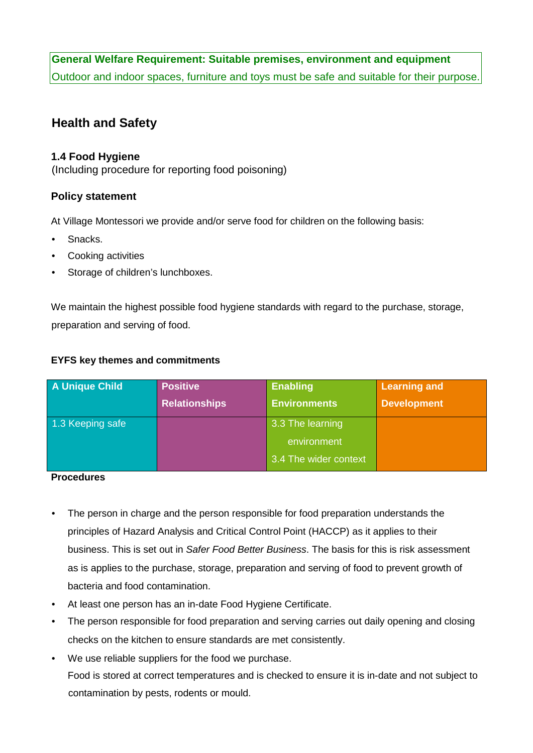**General Welfare Requirement: Suitable premises, environment and equipment**
Outdoor and indoor spaces, furniture and toys must be safe and suitable for their purpose.

## Health and Safety

### 1.4 Food Hygiene

(Including procedure for reporting food poisoning)

### Policy statement

At Village Montessori we provide and/or serve food for children on the following basis:

- Snacks.
- Cooking activities
- Storage of children's lunchboxes.

We maintain the highest possible food hygiene standards with regard to the purchase, storage, preparation and serving of food.

**EYFS key themes and commitments**

| A Unique Child | Positive Relationships | Enabling Environments | Learning and Development |
|---|---|---|---|
| 1.3 Keeping safe | | 3.3 The learning environment<br>3.4 The wider context | |

**Procedures**

- The person in charge and the person responsible for food preparation understands the principles of Hazard Analysis and Critical Control Point (HACCP) as it applies to their business. This is set out in *Safer Food Better Business*. The basis for this is risk assessment as is applies to the purchase, storage, preparation and serving of food to prevent growth of bacteria and food contamination.
- At least one person has an in-date Food Hygiene Certificate.
- The person responsible for food preparation and serving carries out daily opening and closing checks on the kitchen to ensure standards are met consistently.
- We use reliable suppliers for the food we purchase.
  Food is stored at correct temperatures and is checked to ensure it is in-date and not subject to contamination by pests, rodents or mould.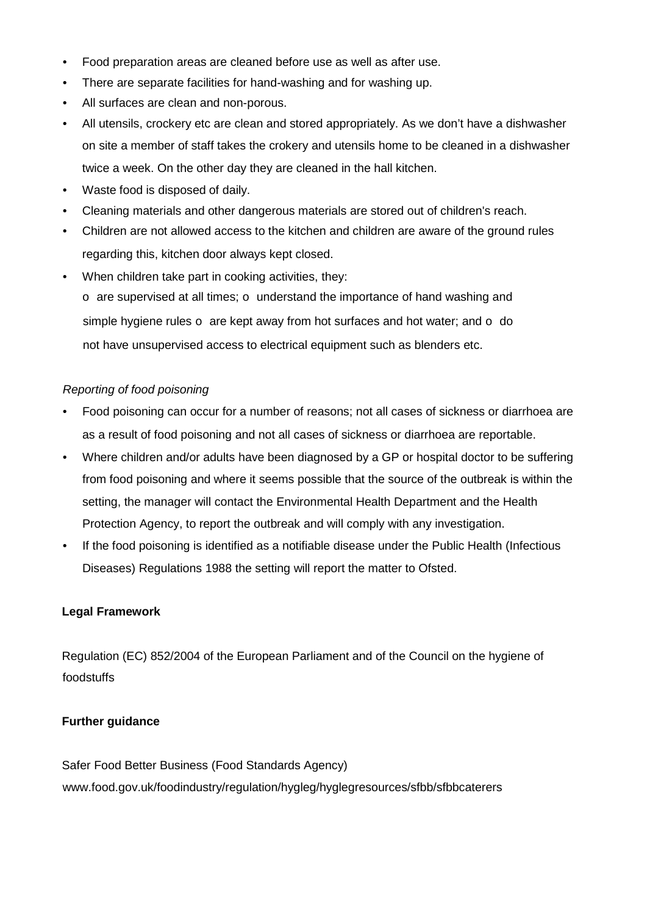- Food preparation areas are cleaned before use as well as after use.
- There are separate facilities for hand-washing and for washing up.
- All surfaces are clean and non-porous.
- All utensils, crockery etc are clean and stored appropriately. As we don't have a dishwasher on site a member of staff takes the crokery and utensils home to be cleaned in a dishwasher twice a week. On the other day they are cleaned in the hall kitchen.
- Waste food is disposed of daily.
- Cleaning materials and other dangerous materials are stored out of children's reach.
- Children are not allowed access to the kitchen and children are aware of the ground rules regarding this, kitchen door always kept closed.
- When children take part in cooking activities, they:
  - are supervised at all times;
  - understand the importance of hand washing and simple hygiene rules
  - are kept away from hot surfaces and hot water; and
  - do not have unsupervised access to electrical equipment such as blenders etc.

*Reporting of food poisoning*

- Food poisoning can occur for a number of reasons; not all cases of sickness or diarrhoea are as a result of food poisoning and not all cases of sickness or diarrhoea are reportable.
- Where children and/or adults have been diagnosed by a GP or hospital doctor to be suffering from food poisoning and where it seems possible that the source of the outbreak is within the setting, the manager will contact the Environmental Health Department and the Health Protection Agency, to report the outbreak and will comply with any investigation.
- If the food poisoning is identified as a notifiable disease under the Public Health (Infectious Diseases) Regulations 1988 the setting will report the matter to Ofsted.

**Legal Framework**

Regulation (EC) 852/2004 of the European Parliament and of the Council on the hygiene of foodstuffs

**Further guidance**

Safer Food Better Business (Food Standards Agency)
www.food.gov.uk/foodindustry/regulation/hygleg/hyglegresources/sfbb/sfbbcaterers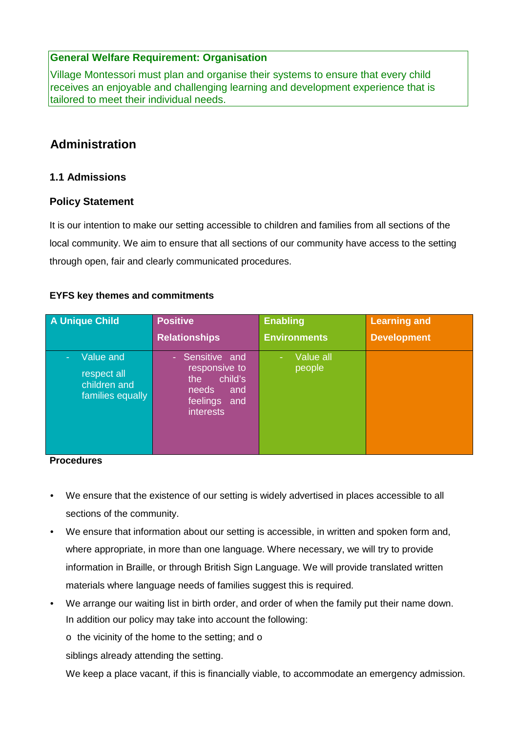**General Welfare Requirement: Organisation**

Village Montessori must plan and organise their systems to ensure that every child receives an enjoyable and challenging learning and development experience that is tailored to meet their individual needs.

## Administration

### 1.1 Admissions

### Policy Statement

It is our intention to make our setting accessible to children and families from all sections of the local community. We aim to ensure that all sections of our community have access to the setting through open, fair and clearly communicated procedures.

**EYFS key themes and commitments**

| A Unique Child | Positive Relationships | Enabling Environments | Learning and Development |
|---|---|---|---|
| - Value and respect all children and families equally | - Sensitive and responsive to the child's needs and feelings and interests | - Value all people | |

**Procedures**

- We ensure that the existence of our setting is widely advertised in places accessible to all sections of the community.
- We ensure that information about our setting is accessible, in written and spoken form and, where appropriate, in more than one language. Where necessary, we will try to provide information in Braille, or through British Sign Language. We will provide translated written materials where language needs of families suggest this is required.
- We arrange our waiting list in birth order, and order of when the family put their name down. In addition our policy may take into account the following:

  o the vicinity of the home to the setting; and o

  siblings already attending the setting.

  We keep a place vacant, if this is financially viable, to accommodate an emergency admission.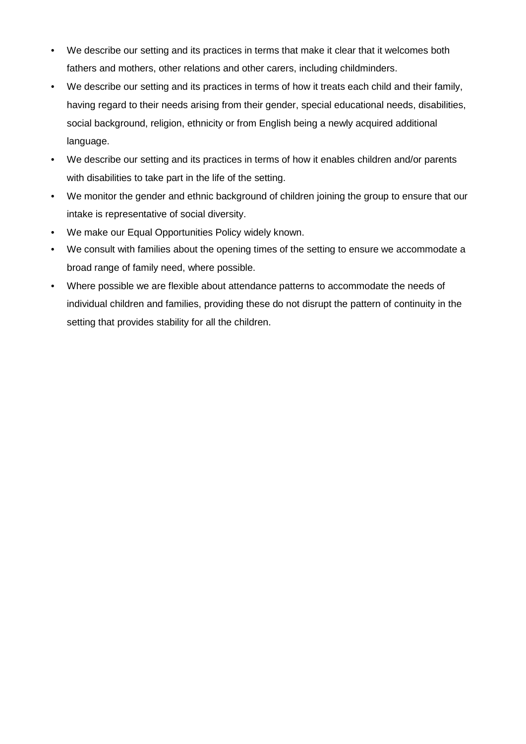- We describe our setting and its practices in terms that make it clear that it welcomes both fathers and mothers, other relations and other carers, including childminders.
- We describe our setting and its practices in terms of how it treats each child and their family, having regard to their needs arising from their gender, special educational needs, disabilities, social background, religion, ethnicity or from English being a newly acquired additional language.
- We describe our setting and its practices in terms of how it enables children and/or parents with disabilities to take part in the life of the setting.
- We monitor the gender and ethnic background of children joining the group to ensure that our intake is representative of social diversity.
- We make our Equal Opportunities Policy widely known.
- We consult with families about the opening times of the setting to ensure we accommodate a broad range of family need, where possible.
- Where possible we are flexible about attendance patterns to accommodate the needs of individual children and families, providing these do not disrupt the pattern of continuity in the setting that provides stability for all the children.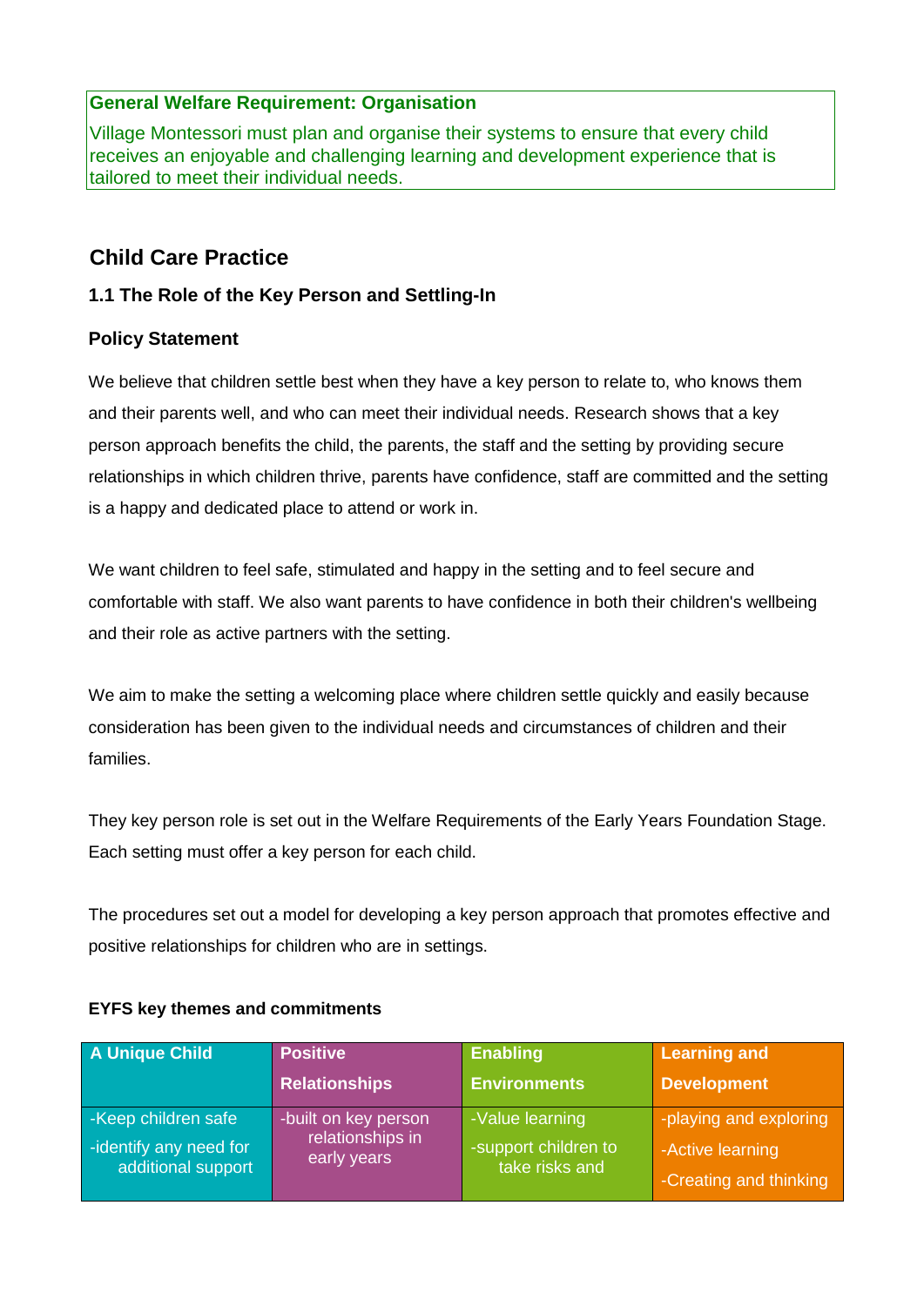**General Welfare Requirement: Organisation**

Village Montessori must plan and organise their systems to ensure that every child receives an enjoyable and challenging learning and development experience that is tailored to meet their individual needs.

## Child Care Practice

### 1.1 The Role of the Key Person and Settling-In

### Policy Statement

We believe that children settle best when they have a key person to relate to, who knows them and their parents well, and who can meet their individual needs. Research shows that a key person approach benefits the child, the parents, the staff and the setting by providing secure relationships in which children thrive, parents have confidence, staff are committed and the setting is a happy and dedicated place to attend or work in.

We want children to feel safe, stimulated and happy in the setting and to feel secure and comfortable with staff. We also want parents to have confidence in both their children's wellbeing and their role as active partners with the setting.

We aim to make the setting a welcoming place where children settle quickly and easily because consideration has been given to the individual needs and circumstances of children and their families.

They key person role is set out in the Welfare Requirements of the Early Years Foundation Stage. Each setting must offer a key person for each child.

The procedures set out a model for developing a key person approach that promotes effective and positive relationships for children who are in settings.

**EYFS key themes and commitments**

| A Unique Child | Positive Relationships | Enabling Environments | Learning and Development |
|---|---|---|---|
| -Keep children safe<br>-identify any need for additional support | -built on key person relationships in early years | -Value learning<br>-support children to take risks and | -playing and exploring<br>-Active learning<br>-Creating and thinking |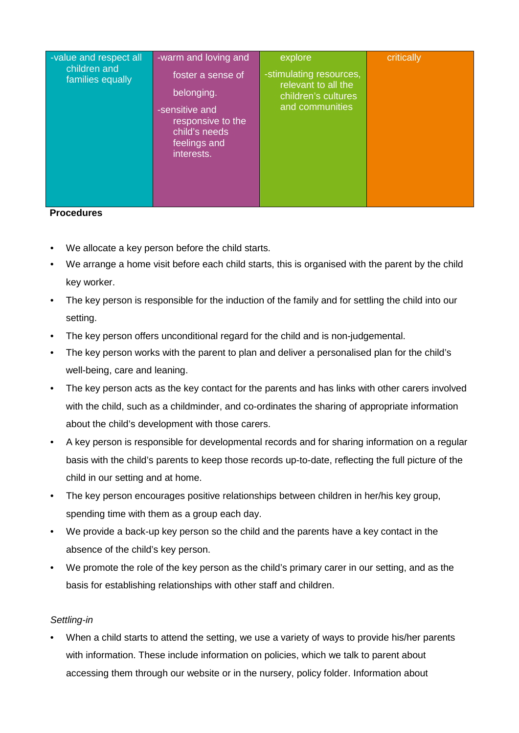| -value and respect all children and families equally | -warm and loving and foster a sense of belonging. -sensitive and responsive to the child's needs feelings and interests. | explore -stimulating resources, relevant to all the children's cultures and communities | critically |
|---|---|---|---|

**Procedures**

- We allocate a key person before the child starts.
- We arrange a home visit before each child starts, this is organised with the parent by the child key worker.
- The key person is responsible for the induction of the family and for settling the child into our setting.
- The key person offers unconditional regard for the child and is non-judgemental.
- The key person works with the parent to plan and deliver a personalised plan for the child's well-being, care and leaning.
- The key person acts as the key contact for the parents and has links with other carers involved with the child, such as a childminder, and co-ordinates the sharing of appropriate information about the child's development with those carers.
- A key person is responsible for developmental records and for sharing information on a regular basis with the child's parents to keep those records up-to-date, reflecting the full picture of the child in our setting and at home.
- The key person encourages positive relationships between children in her/his key group, spending time with them as a group each day.
- We provide a back-up key person so the child and the parents have a key contact in the absence of the child's key person.
- We promote the role of the key person as the child's primary carer in our setting, and as the basis for establishing relationships with other staff and children.

*Settling-in*

- When a child starts to attend the setting, we use a variety of ways to provide his/her parents with information. These include information on policies, which we talk to parent about accessing them through our website or in the nursery, policy folder. Information about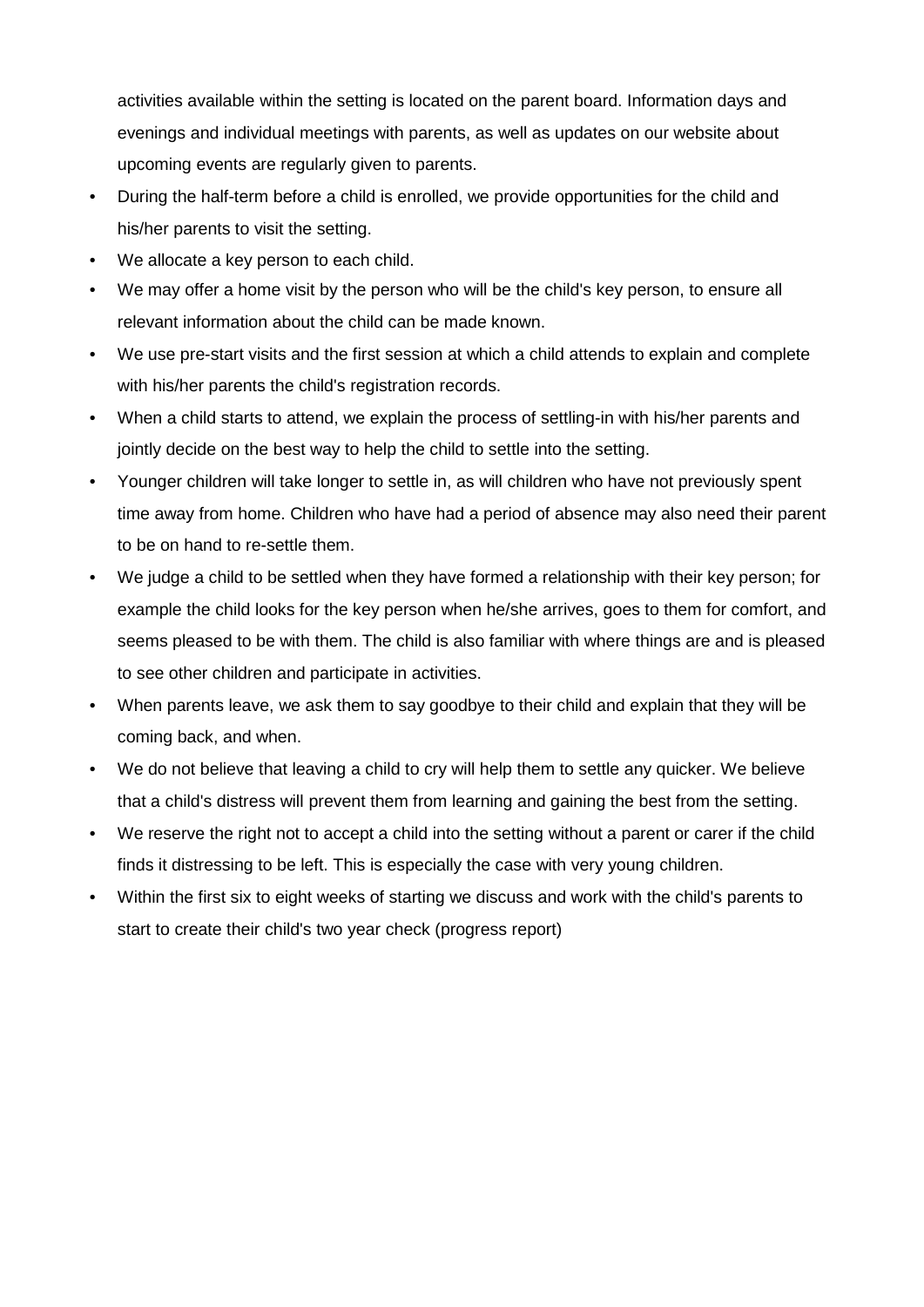activities available within the setting is located on the parent board. Information days and evenings and individual meetings with parents, as well as updates on our website about upcoming events are regularly given to parents.

- During the half-term before a child is enrolled, we provide opportunities for the child and his/her parents to visit the setting.
- We allocate a key person to each child.
- We may offer a home visit by the person who will be the child's key person, to ensure all relevant information about the child can be made known.
- We use pre-start visits and the first session at which a child attends to explain and complete with his/her parents the child's registration records.
- When a child starts to attend, we explain the process of settling-in with his/her parents and jointly decide on the best way to help the child to settle into the setting.
- Younger children will take longer to settle in, as will children who have not previously spent time away from home. Children who have had a period of absence may also need their parent to be on hand to re-settle them.
- We judge a child to be settled when they have formed a relationship with their key person; for example the child looks for the key person when he/she arrives, goes to them for comfort, and seems pleased to be with them. The child is also familiar with where things are and is pleased to see other children and participate in activities.
- When parents leave, we ask them to say goodbye to their child and explain that they will be coming back, and when.
- We do not believe that leaving a child to cry will help them to settle any quicker. We believe that a child's distress will prevent them from learning and gaining the best from the setting.
- We reserve the right not to accept a child into the setting without a parent or carer if the child finds it distressing to be left. This is especially the case with very young children.
- Within the first six to eight weeks of starting we discuss and work with the child's parents to start to create their child's two year check (progress report)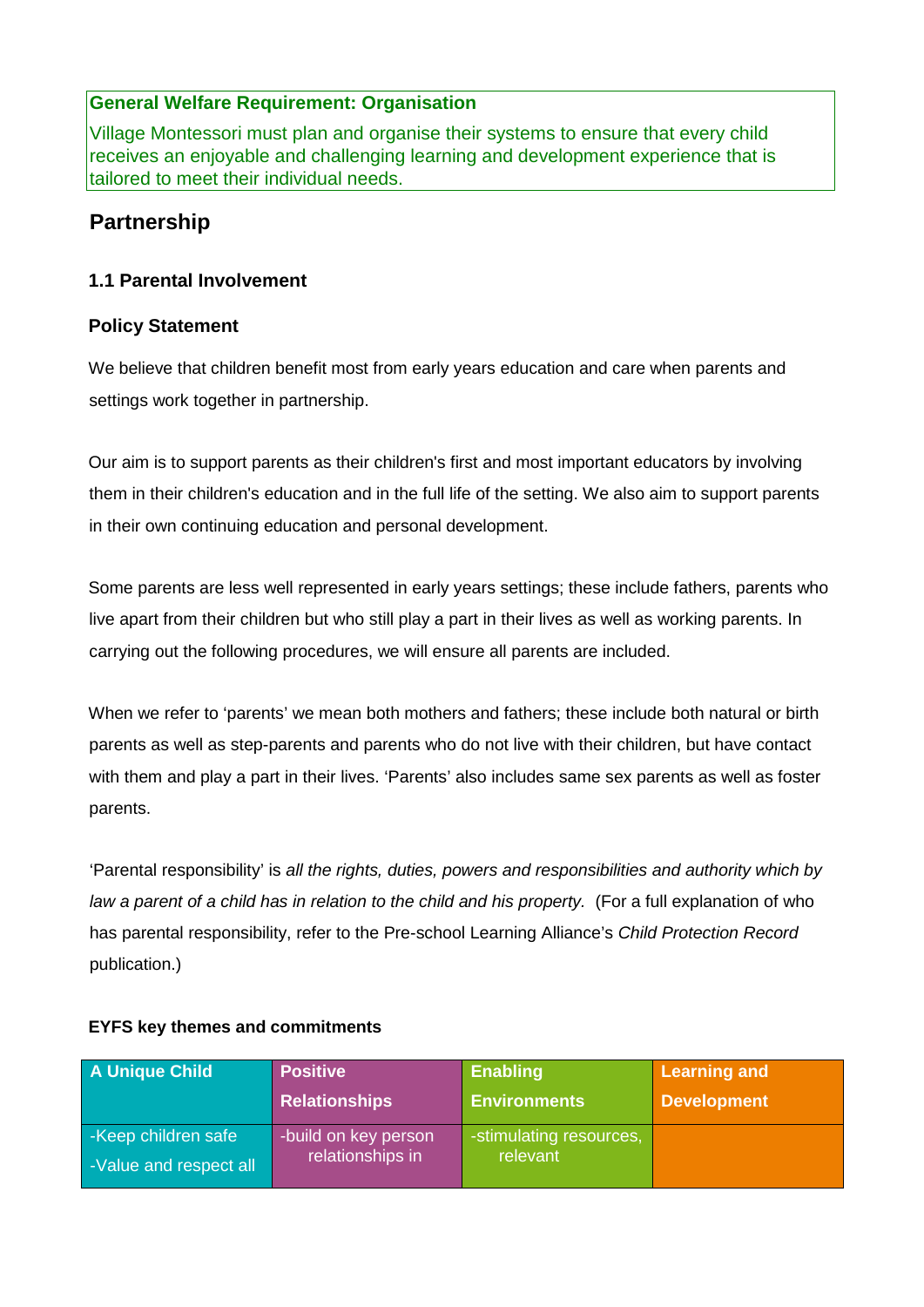**General Welfare Requirement: Organisation**

Village Montessori must plan and organise their systems to ensure that every child receives an enjoyable and challenging learning and development experience that is tailored to meet their individual needs.

## Partnership

### 1.1 Parental Involvement

### Policy Statement

We believe that children benefit most from early years education and care when parents and settings work together in partnership.

Our aim is to support parents as their children's first and most important educators by involving them in their children's education and in the full life of the setting. We also aim to support parents in their own continuing education and personal development.

Some parents are less well represented in early years settings; these include fathers, parents who live apart from their children but who still play a part in their lives as well as working parents. In carrying out the following procedures, we will ensure all parents are included.

When we refer to 'parents' we mean both mothers and fathers; these include both natural or birth parents as well as step-parents and parents who do not live with their children, but have contact with them and play a part in their lives. 'Parents' also includes same sex parents as well as foster parents.

'Parental responsibility' is *all the rights, duties, powers and responsibilities and authority which by law a parent of a child has in relation to the child and his property.* (For a full explanation of who has parental responsibility, refer to the Pre-school Learning Alliance's *Child Protection Record* publication.)

**EYFS key themes and commitments**

| A Unique Child | Positive Relationships | Enabling Environments | Learning and Development |
|---|---|---|---|
| -Keep children safe<br>-Value and respect all | -build on key person relationships in | -stimulating resources, relevant | |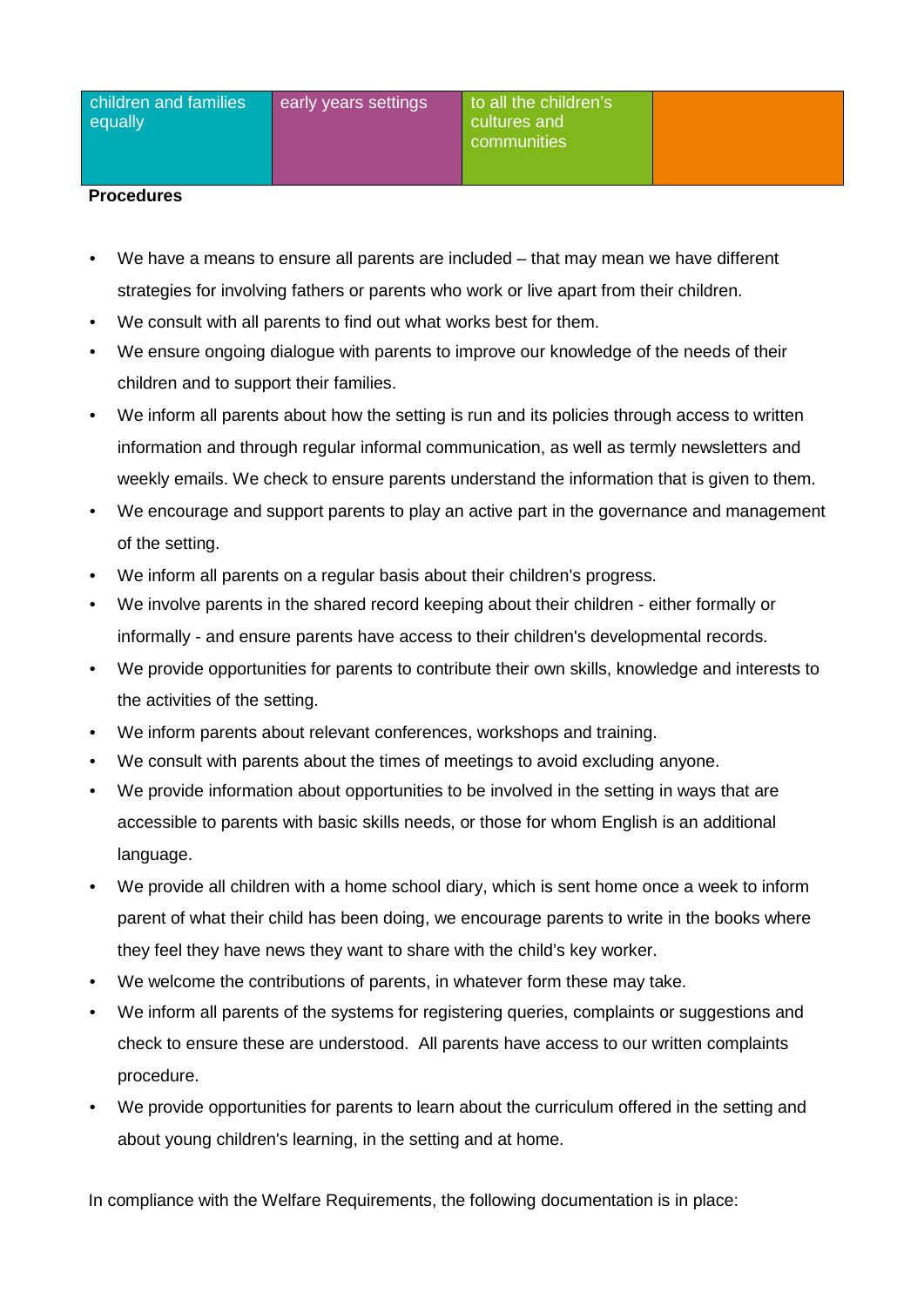| children and families equally | early years settings | to all the children's cultures and communities | |
|---|---|---|---|

**Procedures**

- We have a means to ensure all parents are included – that may mean we have different strategies for involving fathers or parents who work or live apart from their children.
- We consult with all parents to find out what works best for them.
- We ensure ongoing dialogue with parents to improve our knowledge of the needs of their children and to support their families.
- We inform all parents about how the setting is run and its policies through access to written information and through regular informal communication, as well as termly newsletters and weekly emails. We check to ensure parents understand the information that is given to them.
- We encourage and support parents to play an active part in the governance and management of the setting.
- We inform all parents on a regular basis about their children's progress.
- We involve parents in the shared record keeping about their children - either formally or informally - and ensure parents have access to their children's developmental records.
- We provide opportunities for parents to contribute their own skills, knowledge and interests to the activities of the setting.
- We inform parents about relevant conferences, workshops and training.
- We consult with parents about the times of meetings to avoid excluding anyone.
- We provide information about opportunities to be involved in the setting in ways that are accessible to parents with basic skills needs, or those for whom English is an additional language.
- We provide all children with a home school diary, which is sent home once a week to inform parent of what their child has been doing, we encourage parents to write in the books where they feel they have news they want to share with the child's key worker.
- We welcome the contributions of parents, in whatever form these may take.
- We inform all parents of the systems for registering queries, complaints or suggestions and check to ensure these are understood. All parents have access to our written complaints procedure.
- We provide opportunities for parents to learn about the curriculum offered in the setting and about young children's learning, in the setting and at home.

In compliance with the Welfare Requirements, the following documentation is in place: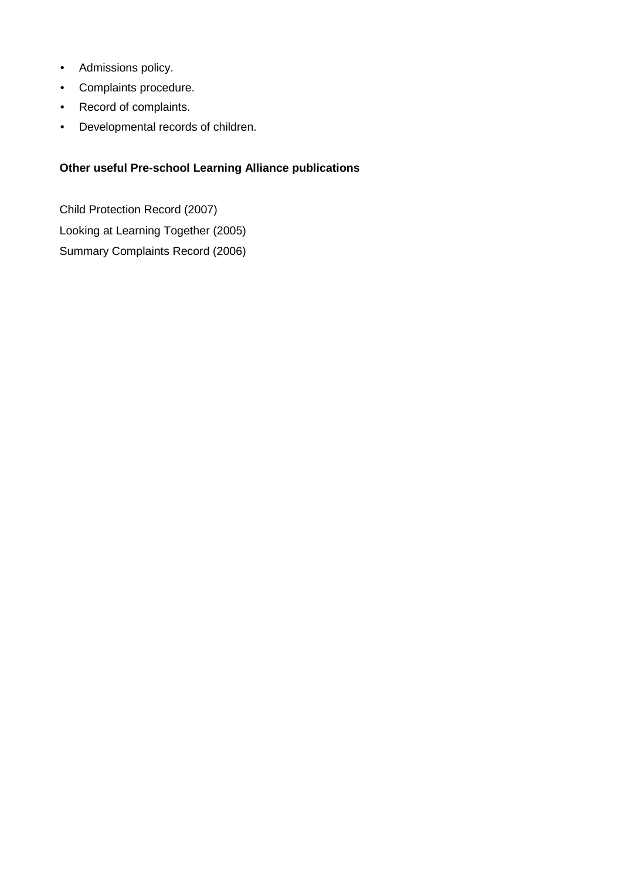- Admissions policy.
- Complaints procedure.
- Record of complaints.
- Developmental records of children.

**Other useful Pre-school Learning Alliance publications**

Child Protection Record (2007)

Looking at Learning Together (2005)

Summary Complaints Record (2006)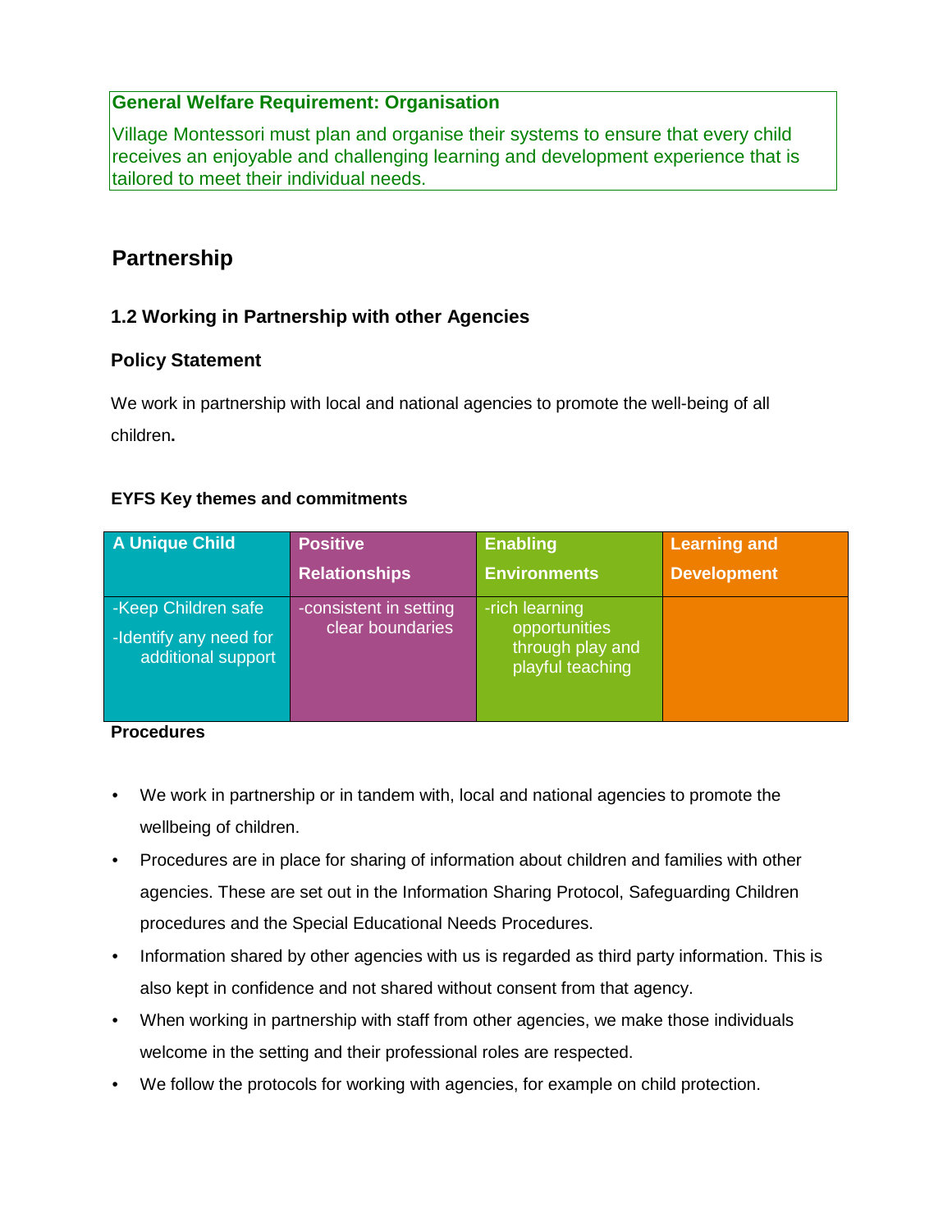**General Welfare Requirement: Organisation**

Village Montessori must plan and organise their systems to ensure that every child receives an enjoyable and challenging learning and development experience that is tailored to meet their individual needs.

## Partnership

### 1.2 Working in Partnership with other Agencies

### Policy Statement

We work in partnership with local and national agencies to promote the well-being of all children**.**

#### EYFS Key themes and commitments

| A Unique Child | Positive Relationships | Enabling Environments | Learning and Development |
|---|---|---|---|
| -Keep Children safe<br>-Identify any need for additional support | -consistent in setting clear boundaries | -rich learning opportunities through play and playful teaching | |

**Procedures**

- We work in partnership or in tandem with, local and national agencies to promote the wellbeing of children.
- Procedures are in place for sharing of information about children and families with other agencies. These are set out in the Information Sharing Protocol, Safeguarding Children procedures and the Special Educational Needs Procedures.
- Information shared by other agencies with us is regarded as third party information. This is also kept in confidence and not shared without consent from that agency.
- When working in partnership with staff from other agencies, we make those individuals welcome in the setting and their professional roles are respected.
- We follow the protocols for working with agencies, for example on child protection.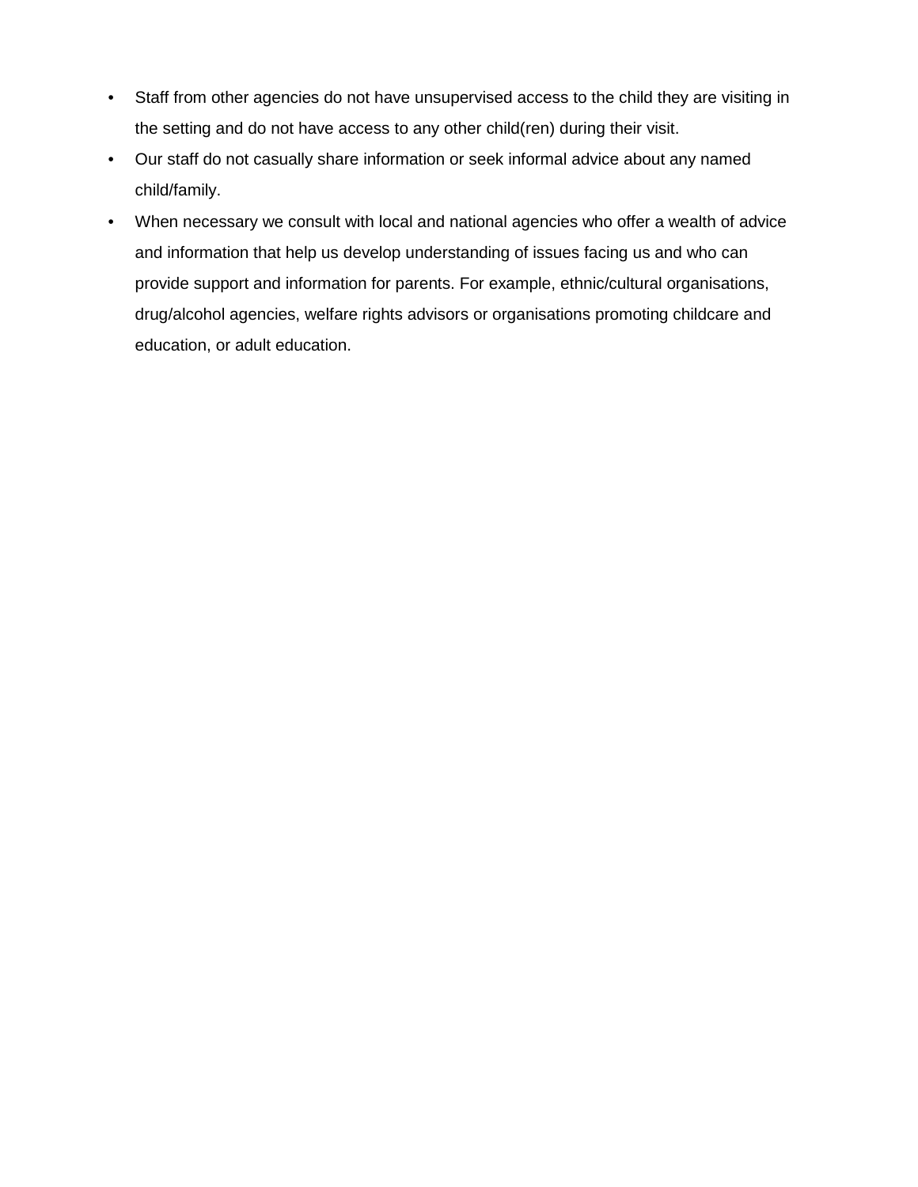- Staff from other agencies do not have unsupervised access to the child they are visiting in the setting and do not have access to any other child(ren) during their visit.
- Our staff do not casually share information or seek informal advice about any named child/family.
- When necessary we consult with local and national agencies who offer a wealth of advice and information that help us develop understanding of issues facing us and who can provide support and information for parents. For example, ethnic/cultural organisations, drug/alcohol agencies, welfare rights advisors or organisations promoting childcare and education, or adult education.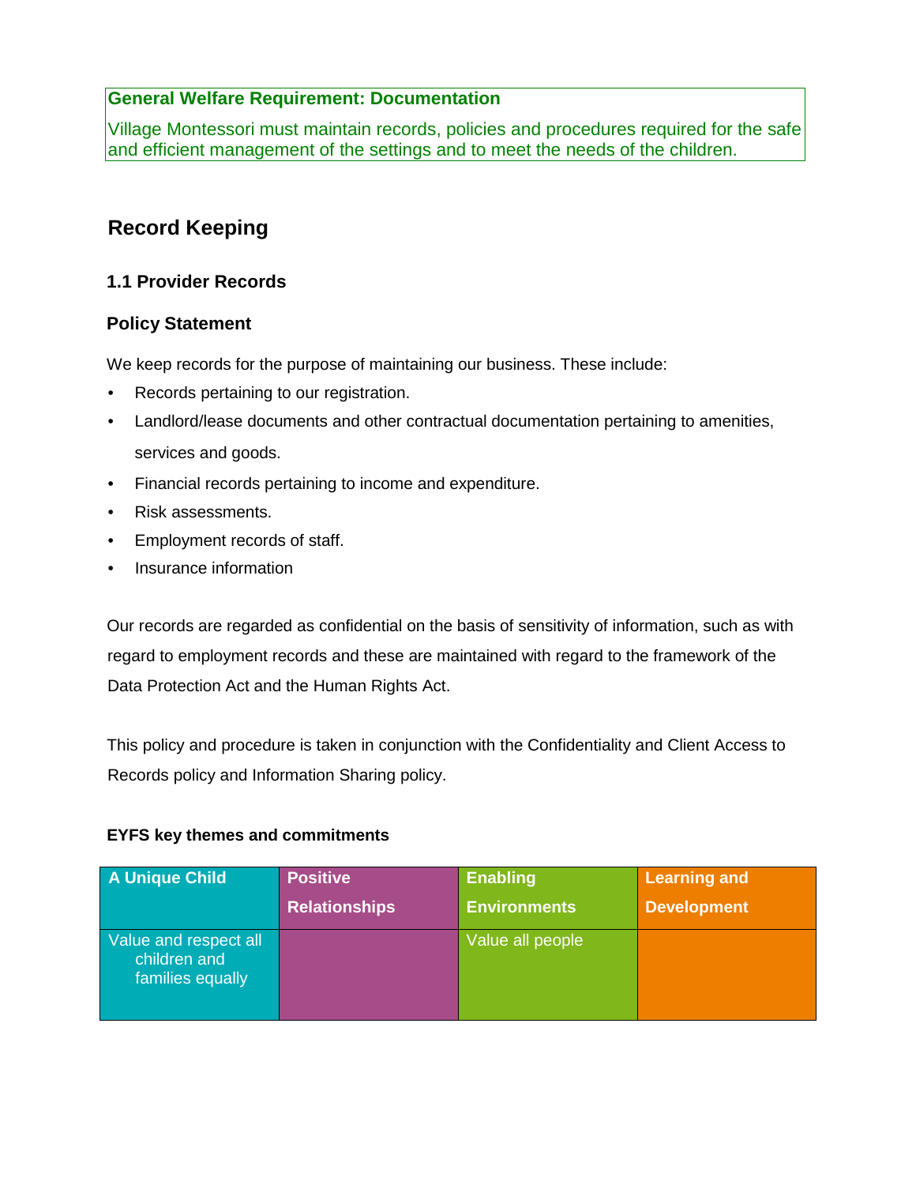**General Welfare Requirement: Documentation**

Village Montessori must maintain records, policies and procedures required for the safe and efficient management of the settings and to meet the needs of the children.

## Record Keeping

### 1.1 Provider Records

### Policy Statement

We keep records for the purpose of maintaining our business. These include:

- Records pertaining to our registration.
- Landlord/lease documents and other contractual documentation pertaining to amenities, services and goods.
- Financial records pertaining to income and expenditure.
- Risk assessments.
- Employment records of staff.
- Insurance information

Our records are regarded as confidential on the basis of sensitivity of information, such as with regard to employment records and these are maintained with regard to the framework of the Data Protection Act and the Human Rights Act.

This policy and procedure is taken in conjunction with the Confidentiality and Client Access to Records policy and Information Sharing policy.

**EYFS key themes and commitments**

| A Unique Child | Positive Relationships | Enabling Environments | Learning and Development |
|---|---|---|---|
| Value and respect all children and families equally | | Value all people | |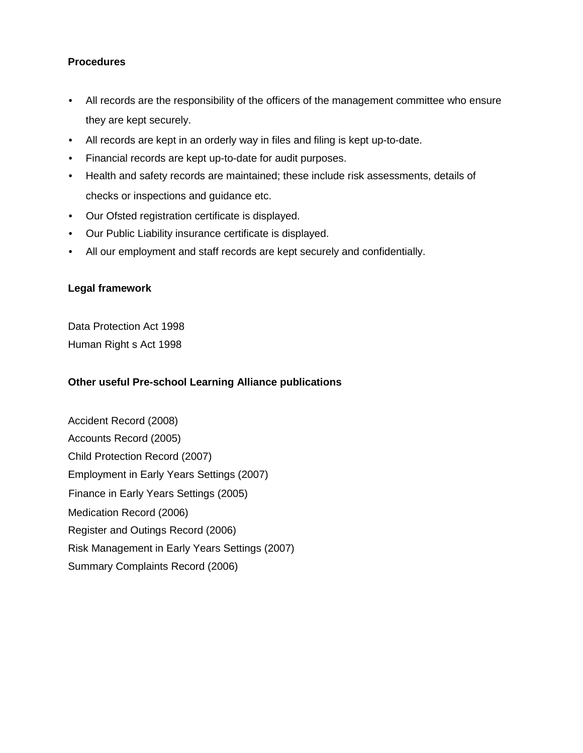**Procedures**

- All records are the responsibility of the officers of the management committee who ensure they are kept securely.
- All records are kept in an orderly way in files and filing is kept up-to-date.
- Financial records are kept up-to-date for audit purposes.
- Health and safety records are maintained; these include risk assessments, details of checks or inspections and guidance etc.
- Our Ofsted registration certificate is displayed.
- Our Public Liability insurance certificate is displayed.
- All our employment and staff records are kept securely and confidentially.

**Legal framework**

Data Protection Act 1998
Human Right s Act 1998

**Other useful Pre-school Learning Alliance publications**

Accident Record (2008)
Accounts Record (2005)
Child Protection Record (2007)
Employment in Early Years Settings (2007)
Finance in Early Years Settings (2005)
Medication Record (2006)
Register and Outings Record (2006)
Risk Management in Early Years Settings (2007)
Summary Complaints Record (2006)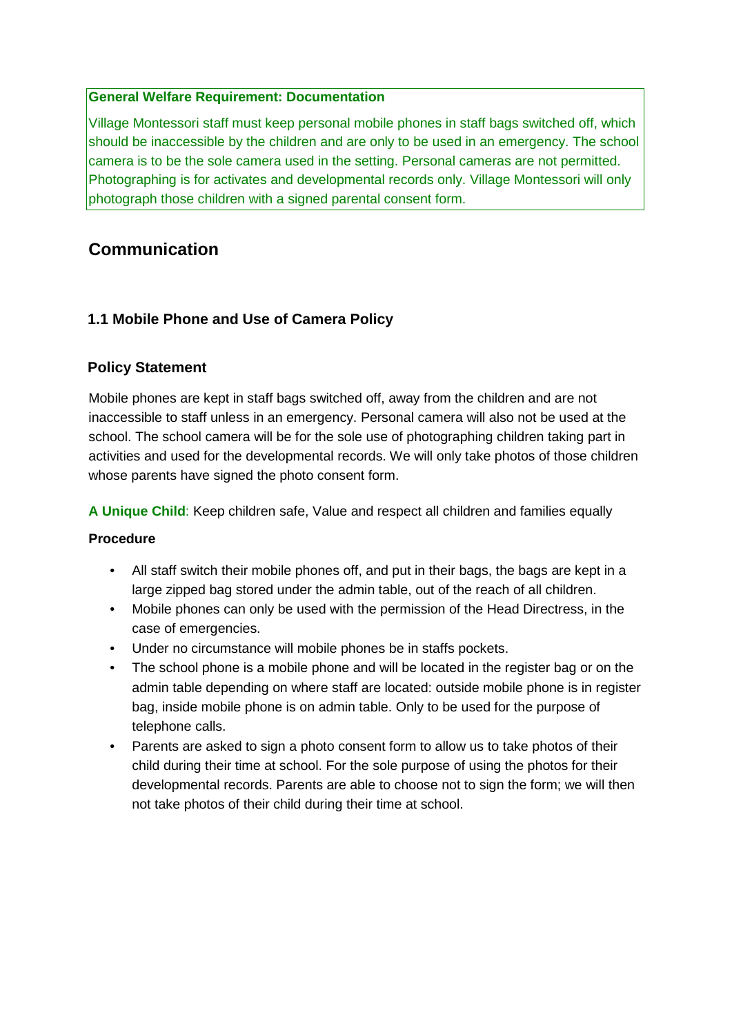**General Welfare Requirement: Documentation**

Village Montessori staff must keep personal mobile phones in staff bags switched off, which should be inaccessible by the children and are only to be used in an emergency. The school camera is to be the sole camera used in the setting. Personal cameras are not permitted. Photographing is for activates and developmental records only. Village Montessori will only photograph those children with a signed parental consent form.

## Communication

### 1.1 Mobile Phone and Use of Camera Policy

#### Policy Statement

Mobile phones are kept in staff bags switched off, away from the children and are not inaccessible to staff unless in an emergency. Personal camera will also not be used at the school. The school camera will be for the sole use of photographing children taking part in activities and used for the developmental records. We will only take photos of those children whose parents have signed the photo consent form.

**A Unique Child**: Keep children safe, Value and respect all children and families equally

**Procedure**

- All staff switch their mobile phones off, and put in their bags, the bags are kept in a large zipped bag stored under the admin table, out of the reach of all children.
- Mobile phones can only be used with the permission of the Head Directress, in the case of emergencies.
- Under no circumstance will mobile phones be in staffs pockets.
- The school phone is a mobile phone and will be located in the register bag or on the admin table depending on where staff are located: outside mobile phone is in register bag, inside mobile phone is on admin table. Only to be used for the purpose of telephone calls.
- Parents are asked to sign a photo consent form to allow us to take photos of their child during their time at school. For the sole purpose of using the photos for their developmental records. Parents are able to choose not to sign the form; we will then not take photos of their child during their time at school.